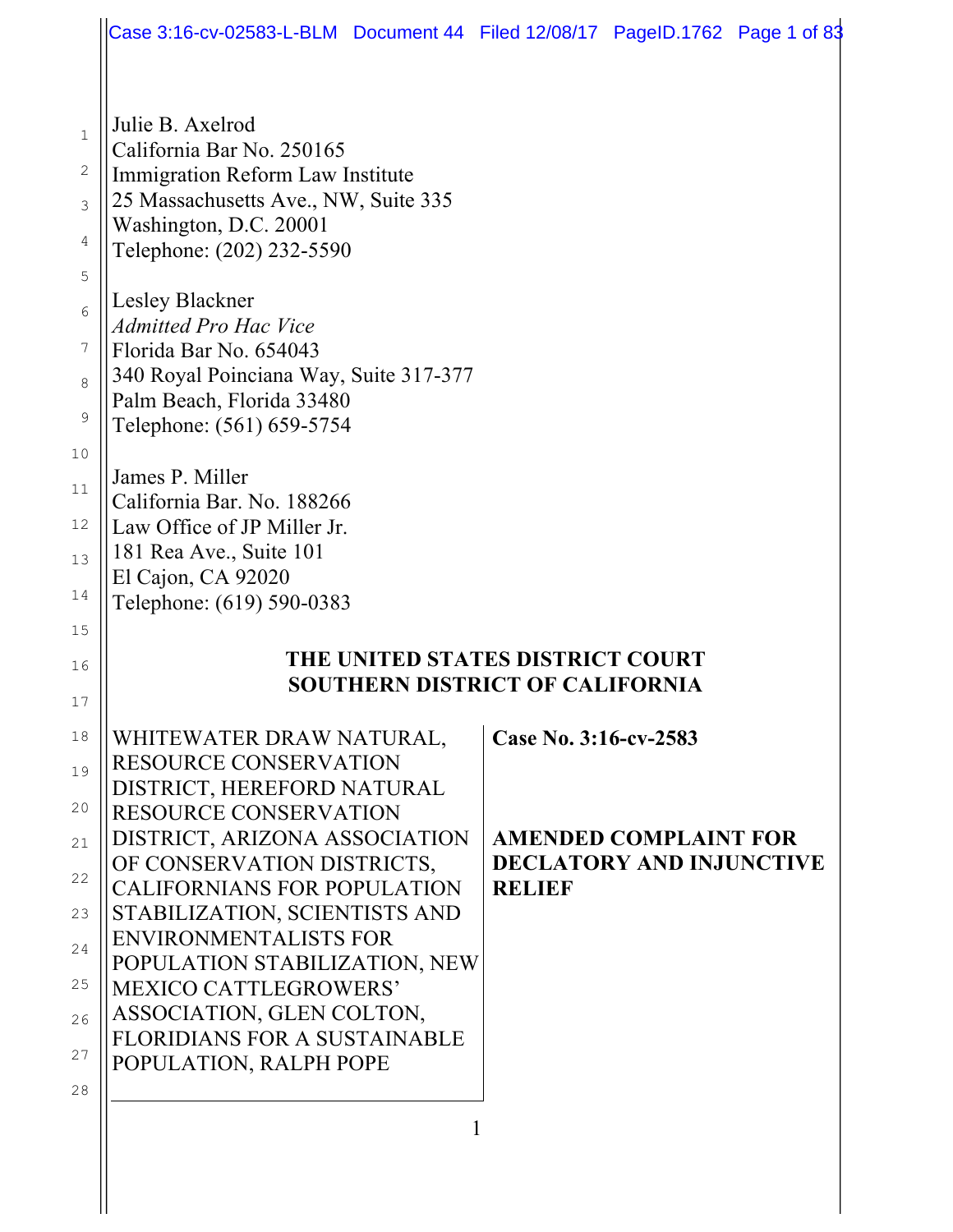Julie B. Axelrod
California Bar No. 250165
Immigration Reform Law Institute
25 Massachusetts Ave., NW, Suite 335
Washington, D.C. 20001
Telephone: (202) 232-5590

Lesley Blackner
*Admitted Pro Hac Vice*
Florida Bar No. 654043
340 Royal Poinciana Way, Suite 317-377
Palm Beach, Florida 33480
Telephone: (561) 659-5754

James P. Miller
California Bar. No. 188266
Law Office of JP Miller Jr.
181 Rea Ave., Suite 101
El Cajon, CA 92020
Telephone: (619) 590-0383

**THE UNITED STATES DISTRICT COURT**
**SOUTHERN DISTRICT OF CALIFORNIA**

WHITEWATER DRAW NATURAL, RESOURCE CONSERVATION DISTRICT, HEREFORD NATURAL RESOURCE CONSERVATION DISTRICT, ARIZONA ASSOCIATION OF CONSERVATION DISTRICTS, CALIFORNIANS FOR POPULATION STABILIZATION, SCIENTISTS AND ENVIRONMENTALISTS FOR POPULATION STABILIZATION, NEW MEXICO CATTLEGROWERS' ASSOCIATION, GLEN COLTON, FLORIDIANS FOR A SUSTAINABLE POPULATION, RALPH POPE

**Case No. 3:16-cv-2583**

**AMENDED COMPLAINT FOR DECLATORY AND INJUNCTIVE RELIEF**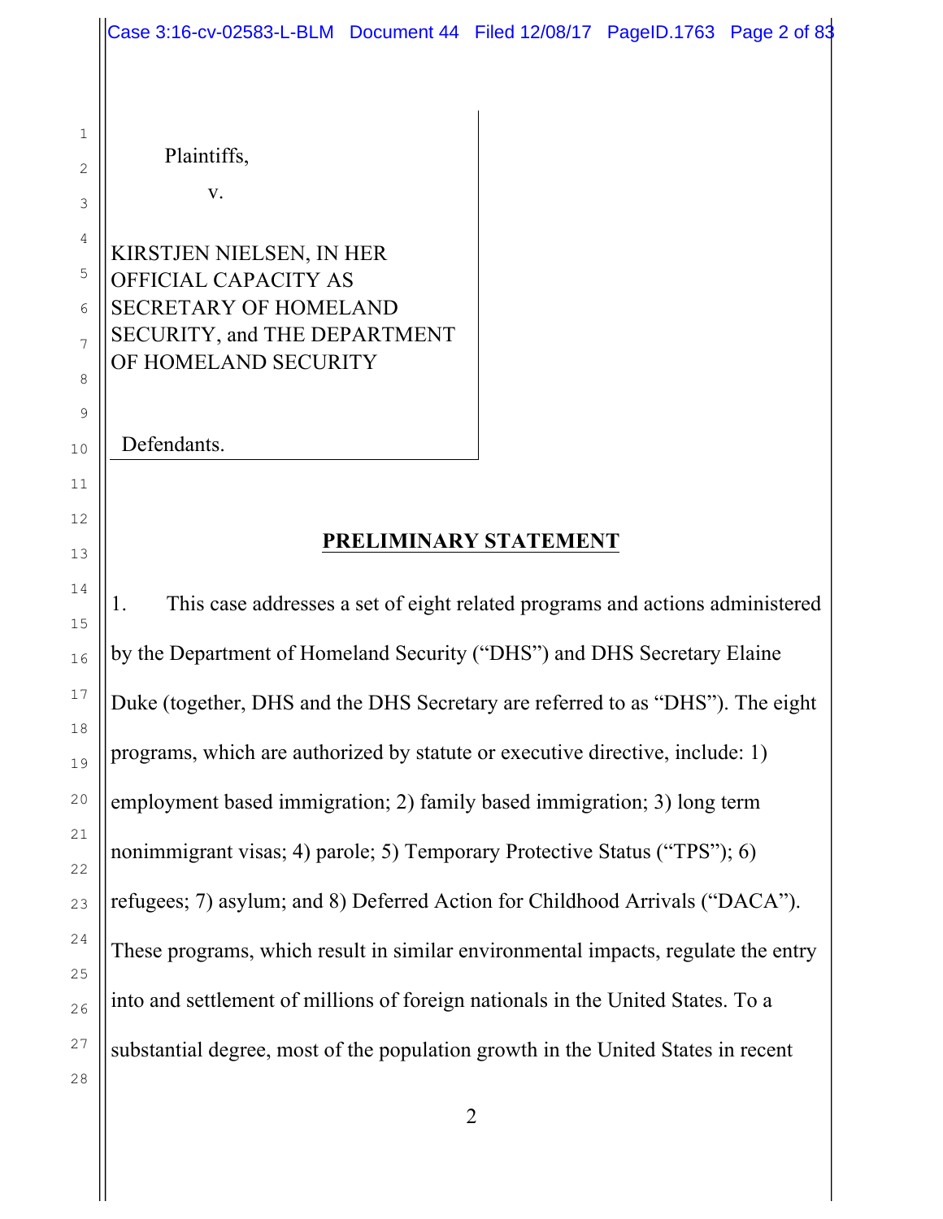Plaintiffs,

v.

KIRSTJEN NIELSEN, IN HER OFFICIAL CAPACITY AS SECRETARY OF HOMELAND SECURITY, and THE DEPARTMENT OF HOMELAND SECURITY

Defendants.

## PRELIMINARY STATEMENT

1. This case addresses a set of eight related programs and actions administered by the Department of Homeland Security ("DHS") and DHS Secretary Elaine Duke (together, DHS and the DHS Secretary are referred to as "DHS"). The eight programs, which are authorized by statute or executive directive, include: 1) employment based immigration; 2) family based immigration; 3) long term nonimmigrant visas; 4) parole; 5) Temporary Protective Status ("TPS"); 6) refugees; 7) asylum; and 8) Deferred Action for Childhood Arrivals ("DACA"). These programs, which result in similar environmental impacts, regulate the entry into and settlement of millions of foreign nationals in the United States. To a substantial degree, most of the population growth in the United States in recent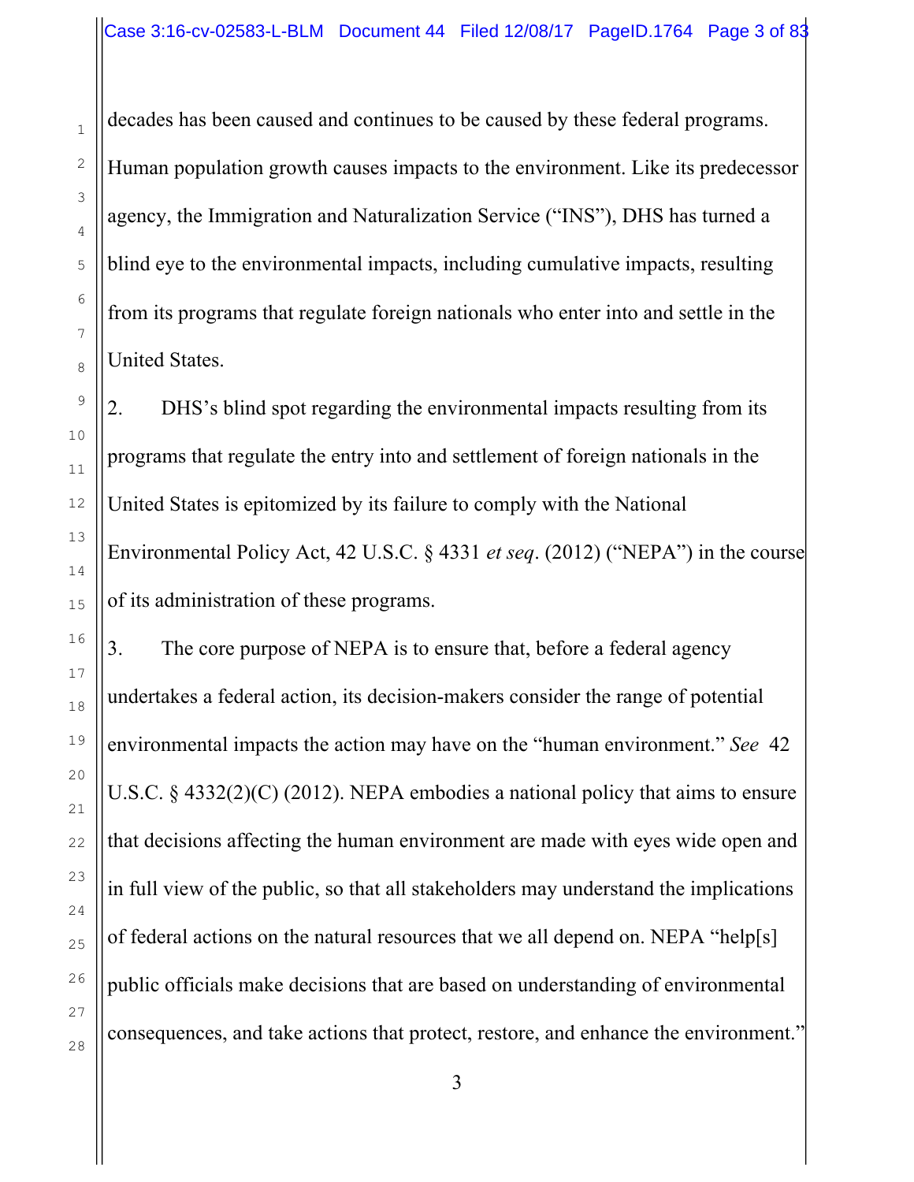decades has been caused and continues to be caused by these federal programs. Human population growth causes impacts to the environment. Like its predecessor agency, the Immigration and Naturalization Service ("INS"), DHS has turned a blind eye to the environmental impacts, including cumulative impacts, resulting from its programs that regulate foreign nationals who enter into and settle in the United States.

2. DHS's blind spot regarding the environmental impacts resulting from its programs that regulate the entry into and settlement of foreign nationals in the United States is epitomized by its failure to comply with the National Environmental Policy Act, 42 U.S.C. § 4331 *et seq*. (2012) ("NEPA") in the course of its administration of these programs.

3. The core purpose of NEPA is to ensure that, before a federal agency undertakes a federal action, its decision-makers consider the range of potential environmental impacts the action may have on the "human environment." *See* 42 U.S.C. § 4332(2)(C) (2012). NEPA embodies a national policy that aims to ensure that decisions affecting the human environment are made with eyes wide open and in full view of the public, so that all stakeholders may understand the implications of federal actions on the natural resources that we all depend on. NEPA "help[s] public officials make decisions that are based on understanding of environmental consequences, and take actions that protect, restore, and enhance the environment."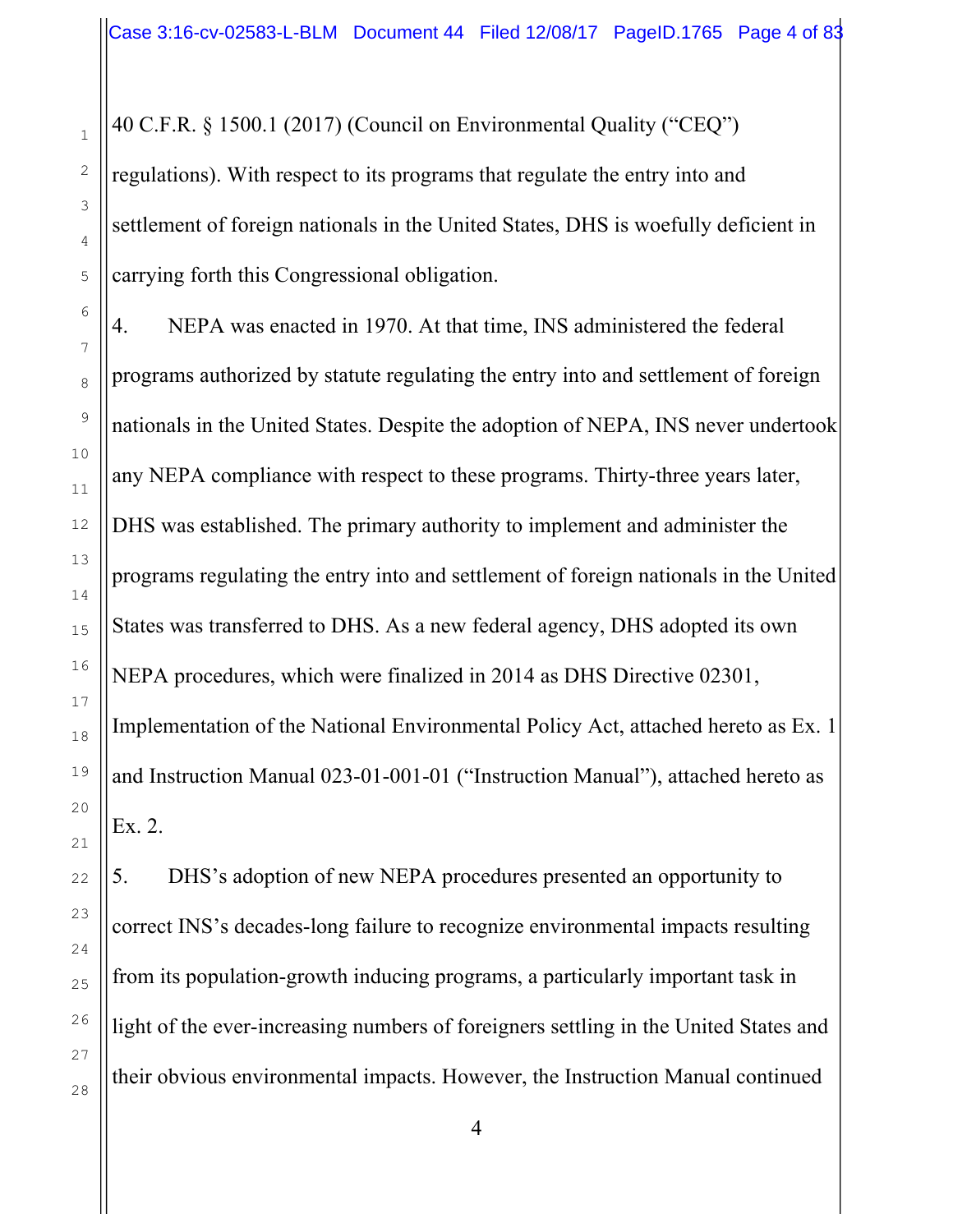40 C.F.R. § 1500.1 (2017) (Council on Environmental Quality ("CEQ") regulations). With respect to its programs that regulate the entry into and settlement of foreign nationals in the United States, DHS is woefully deficient in carrying forth this Congressional obligation.

4. NEPA was enacted in 1970. At that time, INS administered the federal programs authorized by statute regulating the entry into and settlement of foreign nationals in the United States. Despite the adoption of NEPA, INS never undertook any NEPA compliance with respect to these programs. Thirty-three years later, DHS was established. The primary authority to implement and administer the programs regulating the entry into and settlement of foreign nationals in the United States was transferred to DHS. As a new federal agency, DHS adopted its own NEPA procedures, which were finalized in 2014 as DHS Directive 02301, Implementation of the National Environmental Policy Act, attached hereto as Ex. 1 and Instruction Manual 023-01-001-01 ("Instruction Manual"), attached hereto as Ex. 2.

5. DHS's adoption of new NEPA procedures presented an opportunity to correct INS's decades-long failure to recognize environmental impacts resulting from its population-growth inducing programs, a particularly important task in light of the ever-increasing numbers of foreigners settling in the United States and their obvious environmental impacts. However, the Instruction Manual continued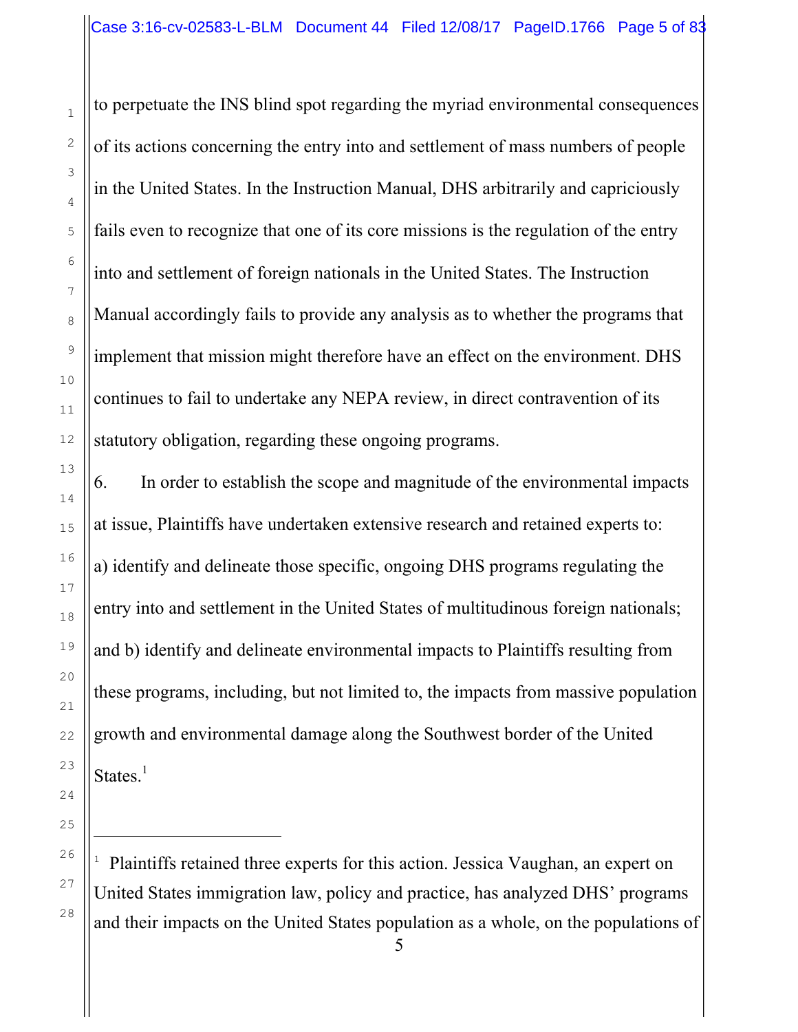to perpetuate the INS blind spot regarding the myriad environmental consequences of its actions concerning the entry into and settlement of mass numbers of people in the United States. In the Instruction Manual, DHS arbitrarily and capriciously fails even to recognize that one of its core missions is the regulation of the entry into and settlement of foreign nationals in the United States. The Instruction Manual accordingly fails to provide any analysis as to whether the programs that implement that mission might therefore have an effect on the environment. DHS continues to fail to undertake any NEPA review, in direct contravention of its statutory obligation, regarding these ongoing programs.

6. In order to establish the scope and magnitude of the environmental impacts at issue, Plaintiffs have undertaken extensive research and retained experts to: a) identify and delineate those specific, ongoing DHS programs regulating the entry into and settlement in the United States of multitudinous foreign nationals; and b) identify and delineate environmental impacts to Plaintiffs resulting from these programs, including, but not limited to, the impacts from massive population growth and environmental damage along the Southwest border of the United States.[1]

---

[1] Plaintiffs retained three experts for this action. Jessica Vaughan, an expert on United States immigration law, policy and practice, has analyzed DHS' programs and their impacts on the United States population as a whole, on the populations of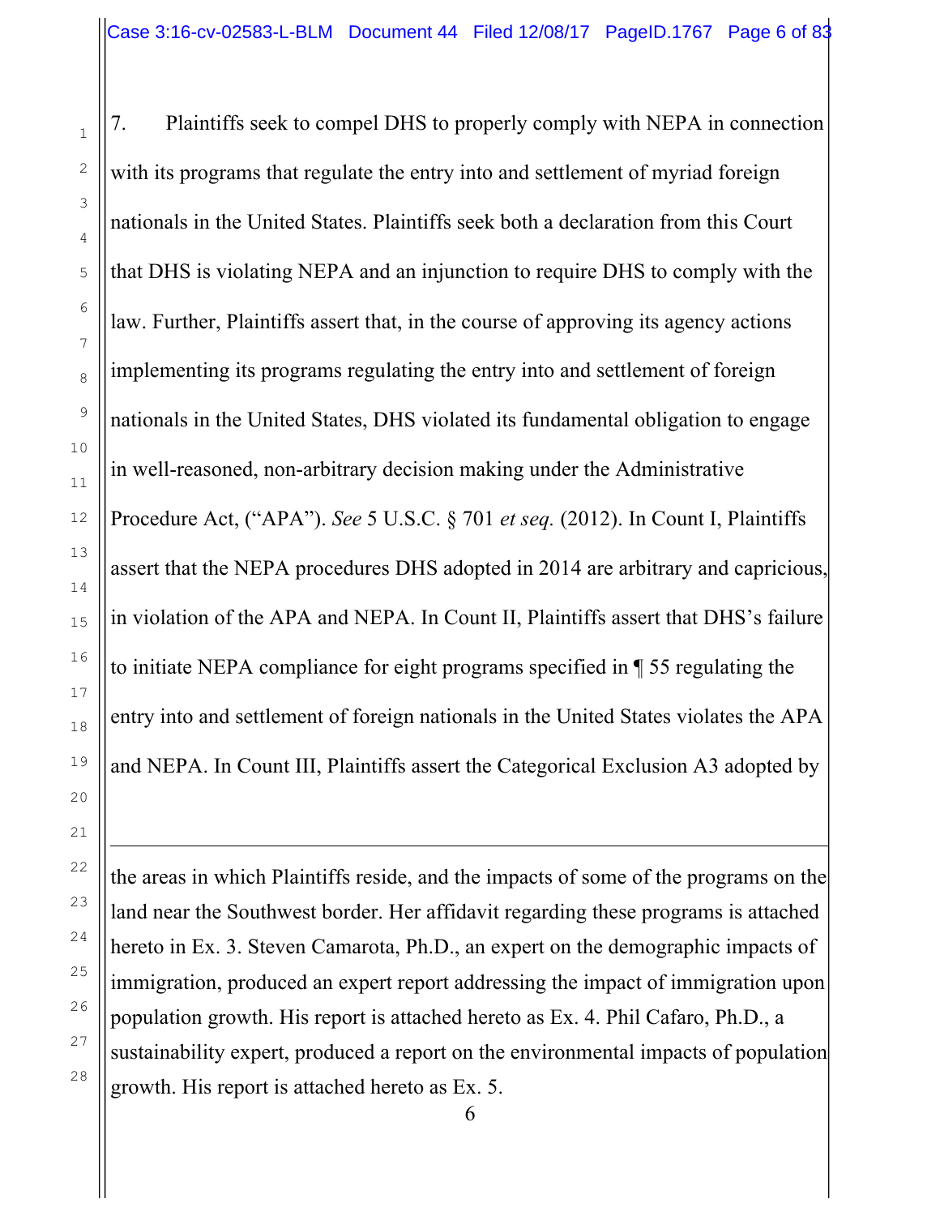7. Plaintiffs seek to compel DHS to properly comply with NEPA in connection with its programs that regulate the entry into and settlement of myriad foreign nationals in the United States. Plaintiffs seek both a declaration from this Court that DHS is violating NEPA and an injunction to require DHS to comply with the law. Further, Plaintiffs assert that, in the course of approving its agency actions implementing its programs regulating the entry into and settlement of foreign nationals in the United States, DHS violated its fundamental obligation to engage in well-reasoned, non-arbitrary decision making under the Administrative Procedure Act, ("APA"). *See* 5 U.S.C. § 701 *et seq.* (2012). In Count I, Plaintiffs assert that the NEPA procedures DHS adopted in 2014 are arbitrary and capricious, in violation of the APA and NEPA. In Count II, Plaintiffs assert that DHS's failure to initiate NEPA compliance for eight programs specified in ¶ 55 regulating the entry into and settlement of foreign nationals in the United States violates the APA and NEPA. In Count III, Plaintiffs assert the Categorical Exclusion A3 adopted by

---

the areas in which Plaintiffs reside, and the impacts of some of the programs on the land near the Southwest border. Her affidavit regarding these programs is attached hereto in Ex. 3. Steven Camarota, Ph.D., an expert on the demographic impacts of immigration, produced an expert report addressing the impact of immigration upon population growth. His report is attached hereto as Ex. 4. Phil Cafaro, Ph.D., a sustainability expert, produced a report on the environmental impacts of population growth. His report is attached hereto as Ex. 5.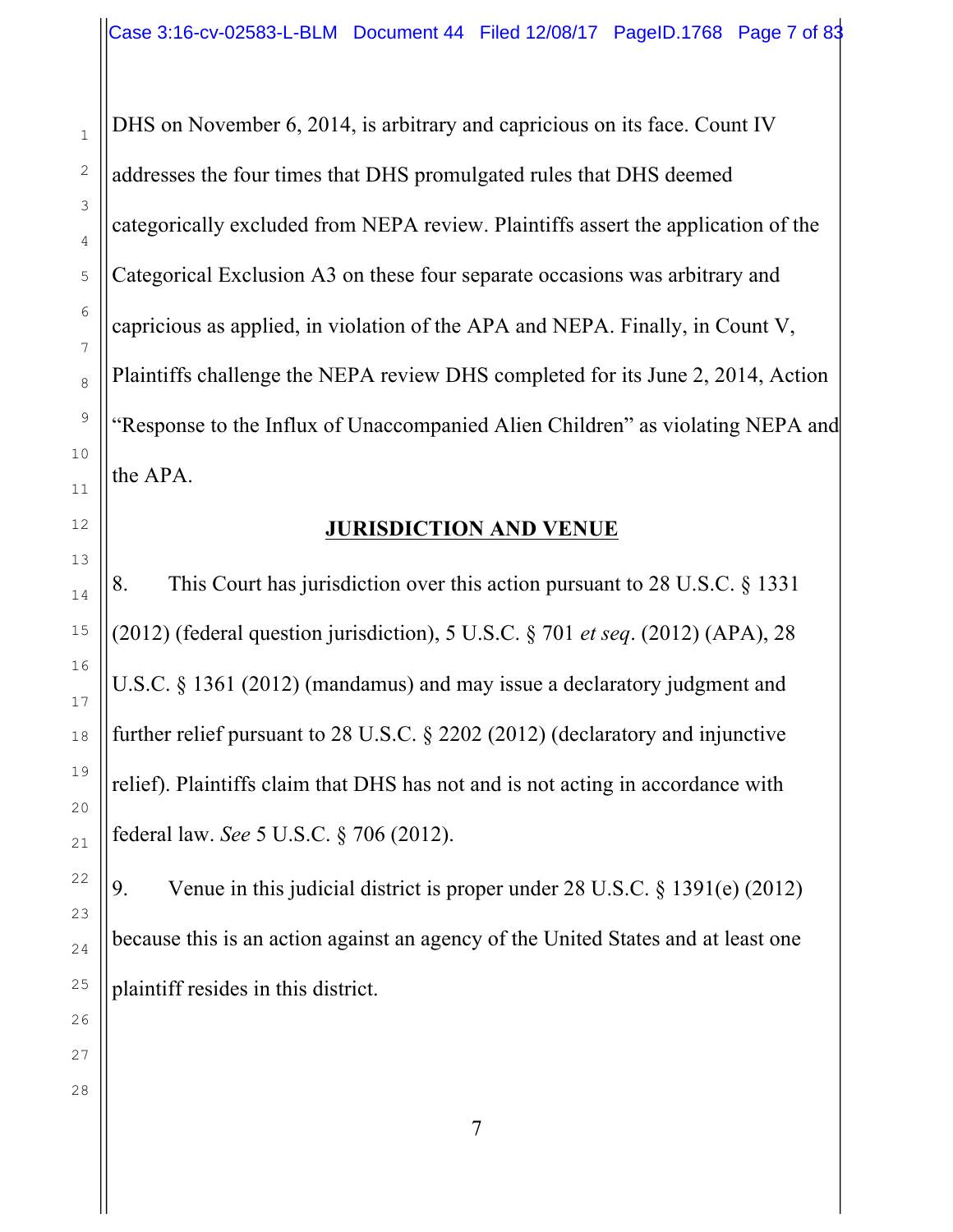DHS on November 6, 2014, is arbitrary and capricious on its face. Count IV addresses the four times that DHS promulgated rules that DHS deemed categorically excluded from NEPA review. Plaintiffs assert the application of the Categorical Exclusion A3 on these four separate occasions was arbitrary and capricious as applied, in violation of the APA and NEPA. Finally, in Count V, Plaintiffs challenge the NEPA review DHS completed for its June 2, 2014, Action "Response to the Influx of Unaccompanied Alien Children" as violating NEPA and the APA.

## JURISDICTION AND VENUE

8. This Court has jurisdiction over this action pursuant to 28 U.S.C. § 1331 (2012) (federal question jurisdiction), 5 U.S.C. § 701 *et seq*. (2012) (APA), 28 U.S.C. § 1361 (2012) (mandamus) and may issue a declaratory judgment and further relief pursuant to 28 U.S.C. § 2202 (2012) (declaratory and injunctive relief). Plaintiffs claim that DHS has not and is not acting in accordance with federal law. *See* 5 U.S.C. § 706 (2012).

9. Venue in this judicial district is proper under 28 U.S.C. § 1391(e) (2012) because this is an action against an agency of the United States and at least one plaintiff resides in this district.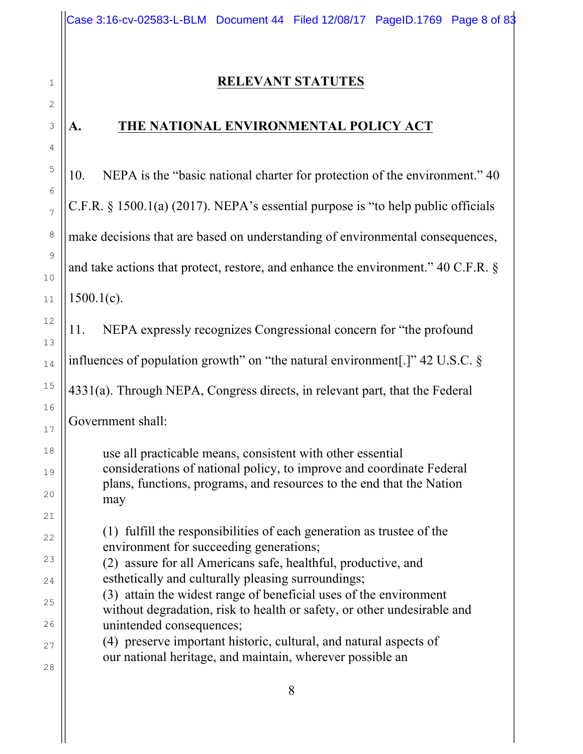## RELEVANT STATUTES

### A. THE NATIONAL ENVIRONMENTAL POLICY ACT

10. NEPA is the "basic national charter for protection of the environment." 40 C.F.R. § 1500.1(a) (2017). NEPA's essential purpose is "to help public officials make decisions that are based on understanding of environmental consequences, and take actions that protect, restore, and enhance the environment." 40 C.F.R. § 1500.1(c).

11. NEPA expressly recognizes Congressional concern for "the profound influences of population growth" on "the natural environment[.]" 42 U.S.C. § 4331(a). Through NEPA, Congress directs, in relevant part, that the Federal Government shall:

> use all practicable means, consistent with other essential considerations of national policy, to improve and coordinate Federal plans, functions, programs, and resources to the end that the Nation may
>
> (1) fulfill the responsibilities of each generation as trustee of the environment for succeeding generations;
> (2) assure for all Americans safe, healthful, productive, and esthetically and culturally pleasing surroundings;
> (3) attain the widest range of beneficial uses of the environment without degradation, risk to health or safety, or other undesirable and unintended consequences;
> (4) preserve important historic, cultural, and natural aspects of our national heritage, and maintain, wherever possible an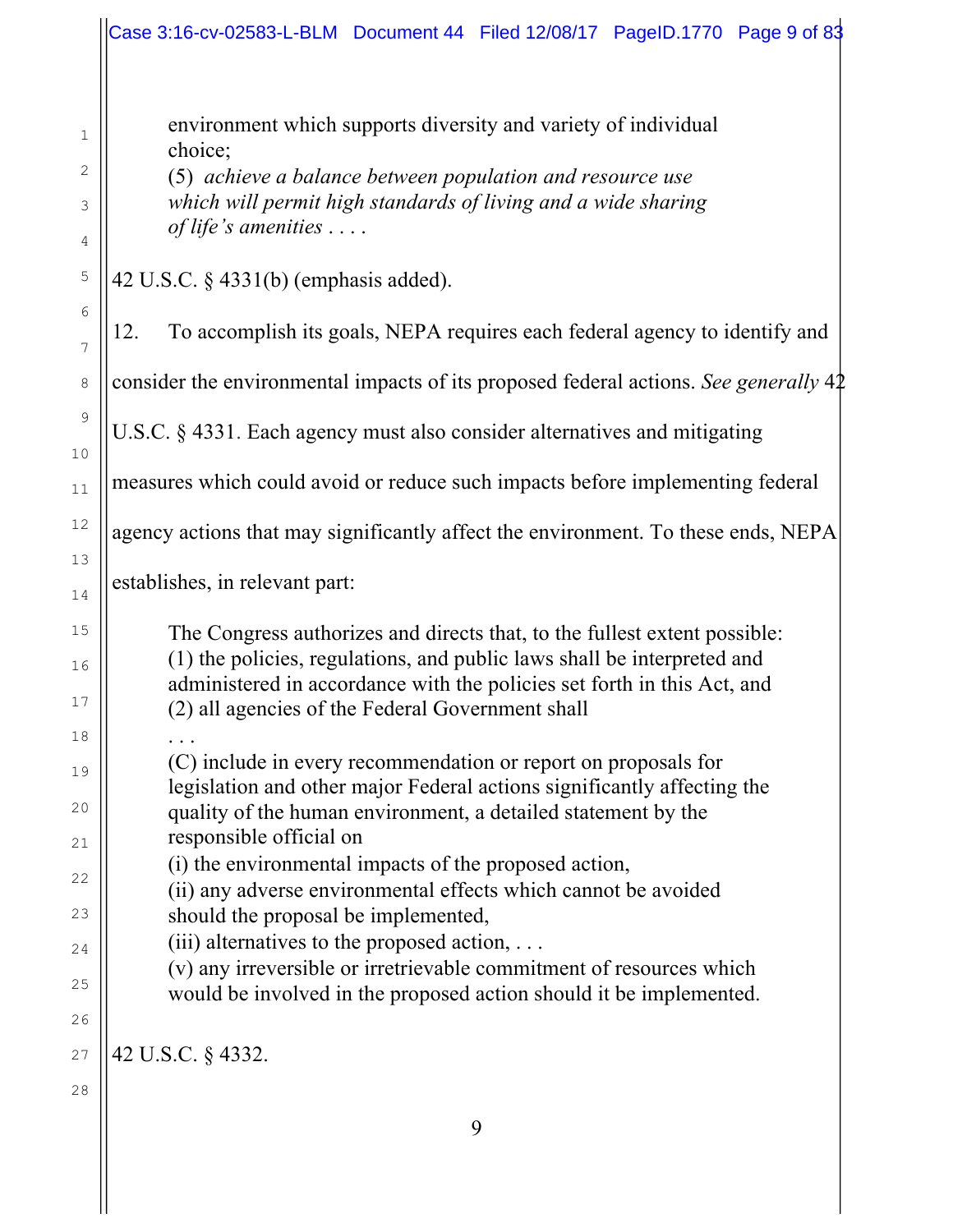> environment which supports diversity and variety of individual choice;
>
> (5) *achieve a balance between population and resource use which will permit high standards of living and a wide sharing of life's amenities* . . . .

42 U.S.C. § 4331(b) (emphasis added).

12. To accomplish its goals, NEPA requires each federal agency to identify and consider the environmental impacts of its proposed federal actions. *See generally* 42 U.S.C. § 4331. Each agency must also consider alternatives and mitigating measures which could avoid or reduce such impacts before implementing federal agency actions that may significantly affect the environment. To these ends, NEPA establishes, in relevant part:

> The Congress authorizes and directs that, to the fullest extent possible: (1) the policies, regulations, and public laws shall be interpreted and administered in accordance with the policies set forth in this Act, and (2) all agencies of the Federal Government shall
>
> . . .
>
> (C) include in every recommendation or report on proposals for legislation and other major Federal actions significantly affecting the quality of the human environment, a detailed statement by the responsible official on
>
> (i) the environmental impacts of the proposed action,
>
> (ii) any adverse environmental effects which cannot be avoided should the proposal be implemented,
>
> (iii) alternatives to the proposed action, . . .
>
> (v) any irreversible or irretrievable commitment of resources which would be involved in the proposed action should it be implemented.

42 U.S.C. § 4332.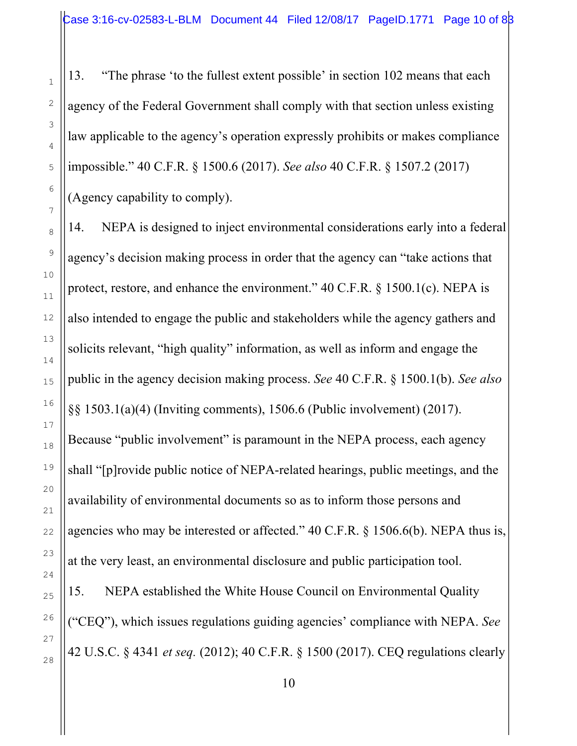13. "The phrase 'to the fullest extent possible' in section 102 means that each agency of the Federal Government shall comply with that section unless existing law applicable to the agency's operation expressly prohibits or makes compliance impossible." 40 C.F.R. § 1500.6 (2017). *See also* 40 C.F.R. § 1507.2 (2017) (Agency capability to comply).

14. NEPA is designed to inject environmental considerations early into a federal agency's decision making process in order that the agency can "take actions that protect, restore, and enhance the environment." 40 C.F.R. § 1500.1(c). NEPA is also intended to engage the public and stakeholders while the agency gathers and solicits relevant, "high quality" information, as well as inform and engage the public in the agency decision making process. *See* 40 C.F.R. § 1500.1(b). *See also* §§ 1503.1(a)(4) (Inviting comments), 1506.6 (Public involvement) (2017). Because "public involvement" is paramount in the NEPA process, each agency shall "[p]rovide public notice of NEPA-related hearings, public meetings, and the availability of environmental documents so as to inform those persons and agencies who may be interested or affected." 40 C.F.R. § 1506.6(b). NEPA thus is, at the very least, an environmental disclosure and public participation tool.

15. NEPA established the White House Council on Environmental Quality ("CEQ"), which issues regulations guiding agencies' compliance with NEPA. *See* 42 U.S.C. § 4341 *et seq.* (2012); 40 C.F.R. § 1500 (2017). CEQ regulations clearly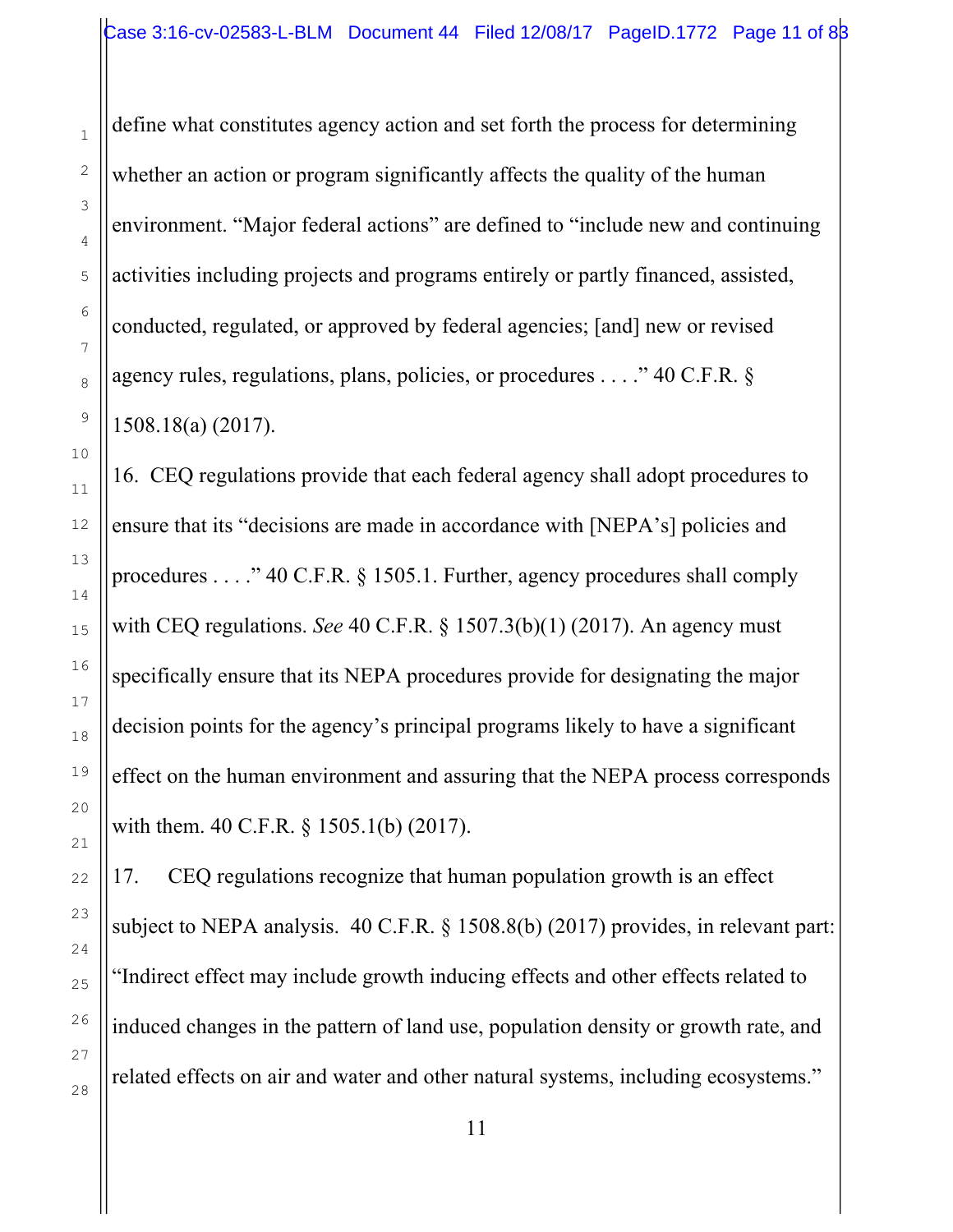define what constitutes agency action and set forth the process for determining whether an action or program significantly affects the quality of the human environment. "Major federal actions" are defined to "include new and continuing activities including projects and programs entirely or partly financed, assisted, conducted, regulated, or approved by federal agencies; [and] new or revised agency rules, regulations, plans, policies, or procedures . . . ." 40 C.F.R. § 1508.18(a) (2017).

16. CEQ regulations provide that each federal agency shall adopt procedures to ensure that its "decisions are made in accordance with [NEPA's] policies and procedures . . . ." 40 C.F.R. § 1505.1. Further, agency procedures shall comply with CEQ regulations. *See* 40 C.F.R. § 1507.3(b)(1) (2017). An agency must specifically ensure that its NEPA procedures provide for designating the major decision points for the agency's principal programs likely to have a significant effect on the human environment and assuring that the NEPA process corresponds with them. 40 C.F.R. § 1505.1(b) (2017).

17. CEQ regulations recognize that human population growth is an effect subject to NEPA analysis. 40 C.F.R. § 1508.8(b) (2017) provides, in relevant part: "Indirect effect may include growth inducing effects and other effects related to induced changes in the pattern of land use, population density or growth rate, and related effects on air and water and other natural systems, including ecosystems."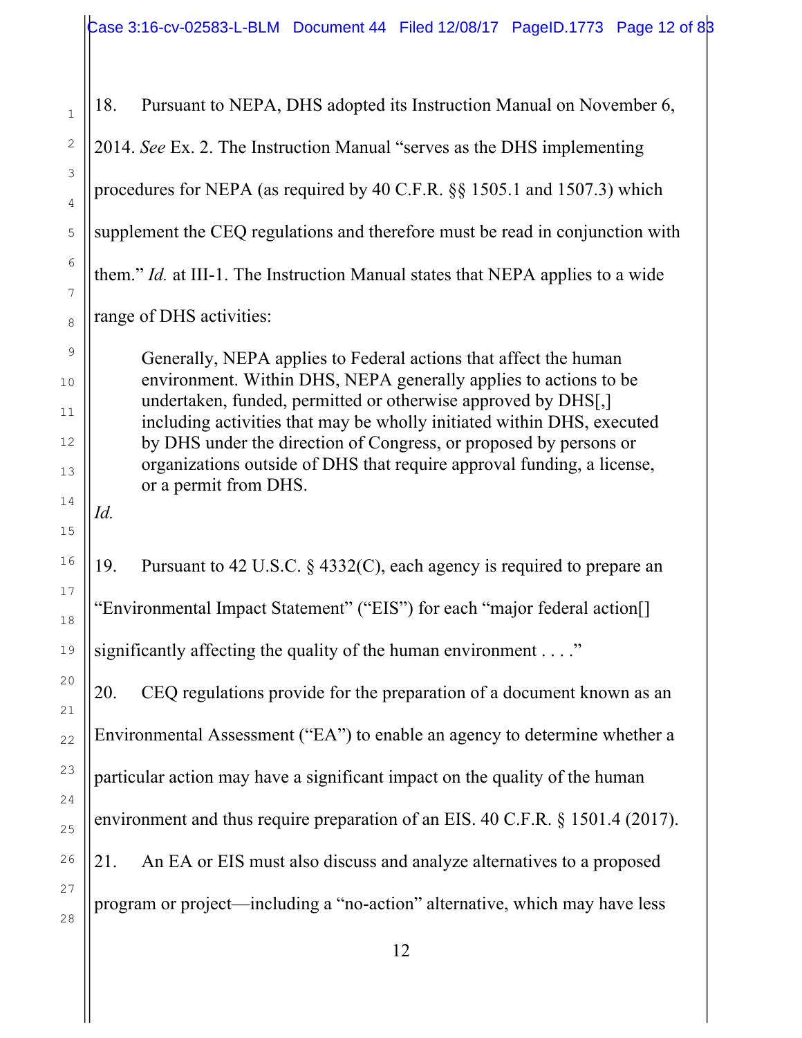18. Pursuant to NEPA, DHS adopted its Instruction Manual on November 6, 2014. *See* Ex. 2. The Instruction Manual "serves as the DHS implementing procedures for NEPA (as required by 40 C.F.R. §§ 1505.1 and 1507.3) which supplement the CEQ regulations and therefore must be read in conjunction with them." *Id.* at III-1. The Instruction Manual states that NEPA applies to a wide range of DHS activities:

> Generally, NEPA applies to Federal actions that affect the human environment. Within DHS, NEPA generally applies to actions to be undertaken, funded, permitted or otherwise approved by DHS[,] including activities that may be wholly initiated within DHS, executed by DHS under the direction of Congress, or proposed by persons or organizations outside of DHS that require approval funding, a license, or a permit from DHS.

*Id.*

19. Pursuant to 42 U.S.C. § 4332(C), each agency is required to prepare an "Environmental Impact Statement" ("EIS") for each "major federal action[] significantly affecting the quality of the human environment . . . ."

20. CEQ regulations provide for the preparation of a document known as an Environmental Assessment ("EA") to enable an agency to determine whether a particular action may have a significant impact on the quality of the human environment and thus require preparation of an EIS. 40 C.F.R. § 1501.4 (2017).

21. An EA or EIS must also discuss and analyze alternatives to a proposed program or project—including a "no-action" alternative, which may have less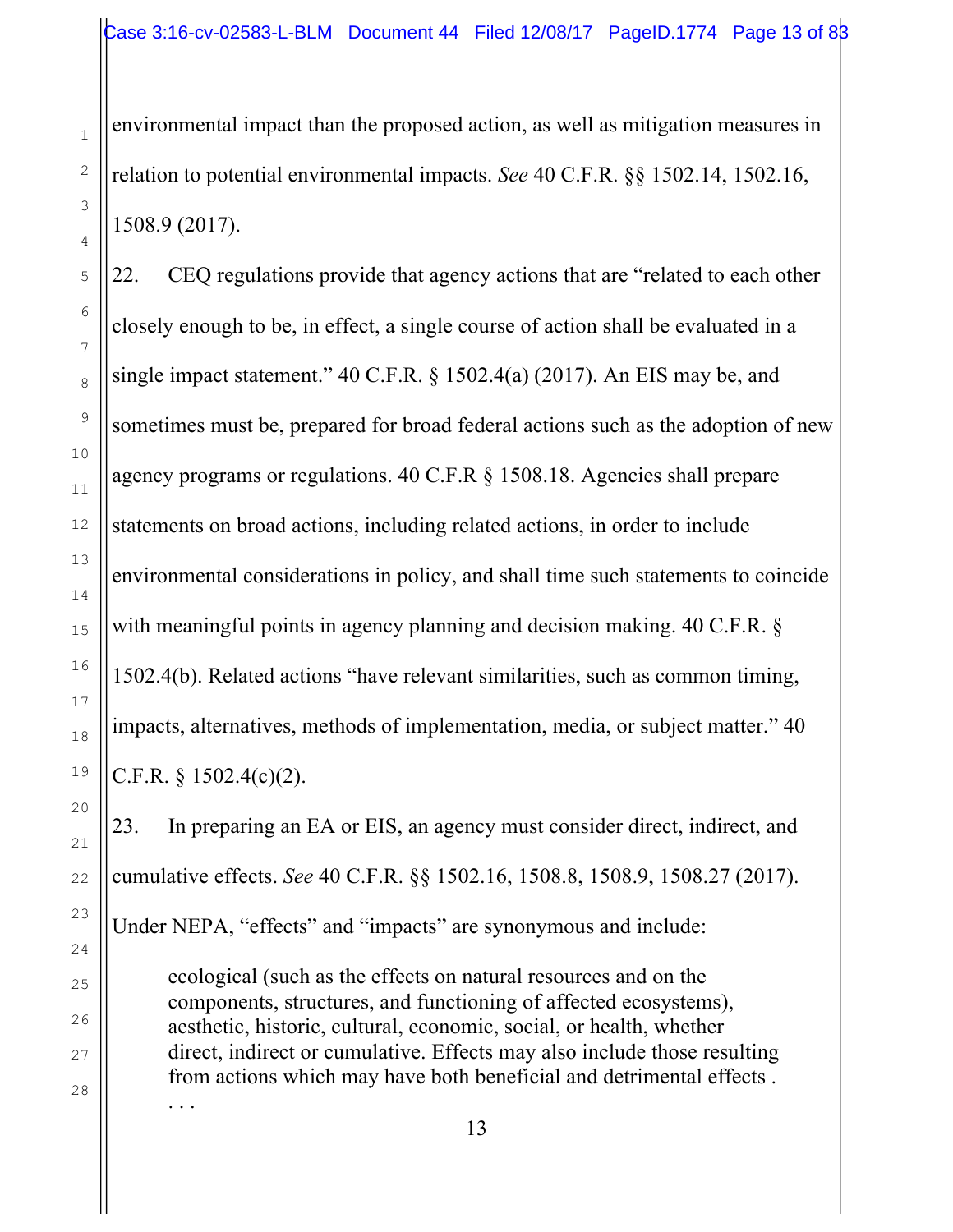environmental impact than the proposed action, as well as mitigation measures in relation to potential environmental impacts. *See* 40 C.F.R. §§ 1502.14, 1502.16, 1508.9 (2017).

22. CEQ regulations provide that agency actions that are "related to each other closely enough to be, in effect, a single course of action shall be evaluated in a single impact statement." 40 C.F.R. § 1502.4(a) (2017). An EIS may be, and sometimes must be, prepared for broad federal actions such as the adoption of new agency programs or regulations. 40 C.F.R § 1508.18. Agencies shall prepare statements on broad actions, including related actions, in order to include environmental considerations in policy, and shall time such statements to coincide with meaningful points in agency planning and decision making. 40 C.F.R. § 1502.4(b). Related actions "have relevant similarities, such as common timing, impacts, alternatives, methods of implementation, media, or subject matter." 40 C.F.R. § 1502.4(c)(2).

23. In preparing an EA or EIS, an agency must consider direct, indirect, and cumulative effects. *See* 40 C.F.R. §§ 1502.16, 1508.8, 1508.9, 1508.27 (2017). Under NEPA, "effects" and "impacts" are synonymous and include:

> ecological (such as the effects on natural resources and on the components, structures, and functioning of affected ecosystems), aesthetic, historic, cultural, economic, social, or health, whether direct, indirect or cumulative. Effects may also include those resulting from actions which may have both beneficial and detrimental effects . . . .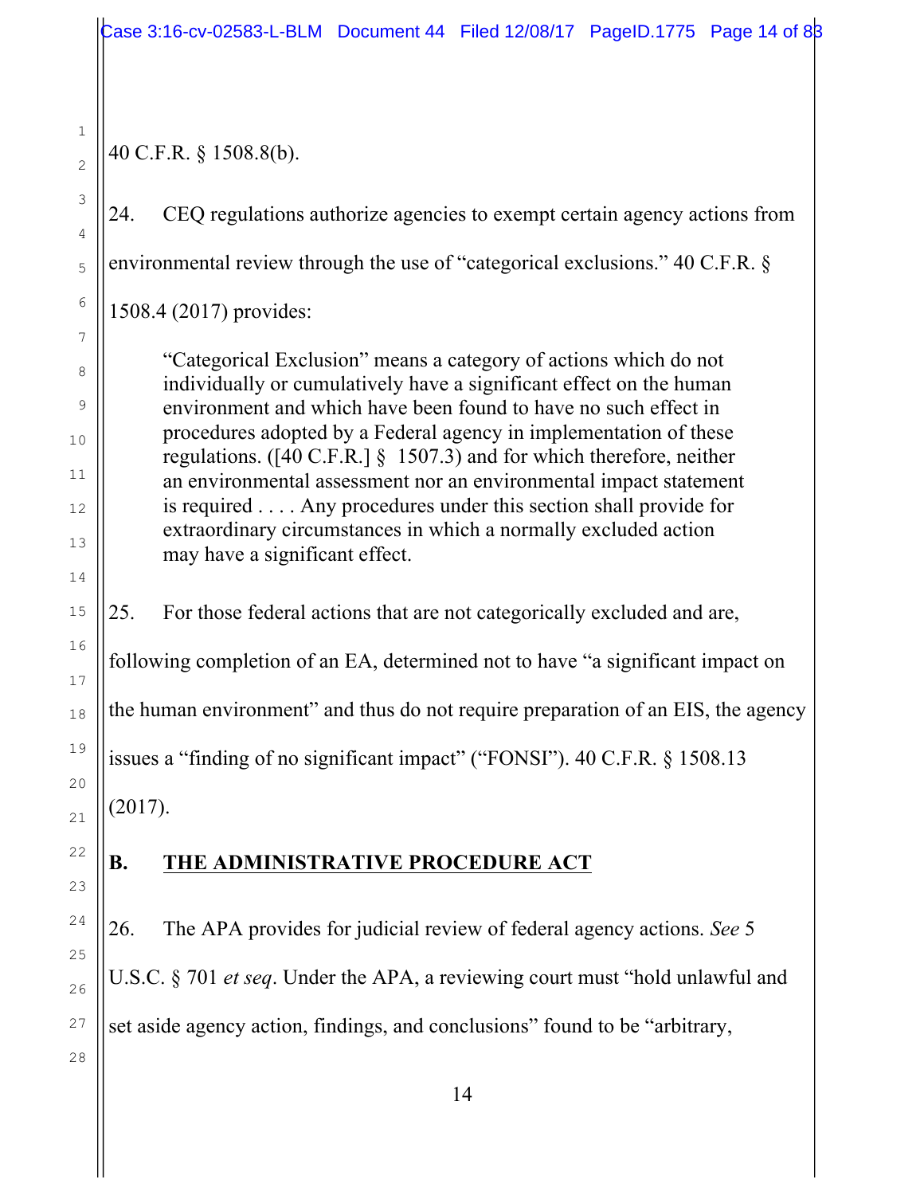40 C.F.R. § 1508.8(b).

24. CEQ regulations authorize agencies to exempt certain agency actions from environmental review through the use of "categorical exclusions." 40 C.F.R. § 1508.4 (2017) provides:

> "Categorical Exclusion" means a category of actions which do not individually or cumulatively have a significant effect on the human environment and which have been found to have no such effect in procedures adopted by a Federal agency in implementation of these regulations. ([40 C.F.R.] § 1507.3) and for which therefore, neither an environmental assessment nor an environmental impact statement is required . . . . Any procedures under this section shall provide for extraordinary circumstances in which a normally excluded action may have a significant effect.

25. For those federal actions that are not categorically excluded and are, following completion of an EA, determined not to have "a significant impact on the human environment" and thus do not require preparation of an EIS, the agency issues a "finding of no significant impact" ("FONSI"). 40 C.F.R. § 1508.13 (2017).

## B. THE ADMINISTRATIVE PROCEDURE ACT

26. The APA provides for judicial review of federal agency actions. *See* 5 U.S.C. § 701 *et seq*. Under the APA, a reviewing court must "hold unlawful and set aside agency action, findings, and conclusions" found to be "arbitrary,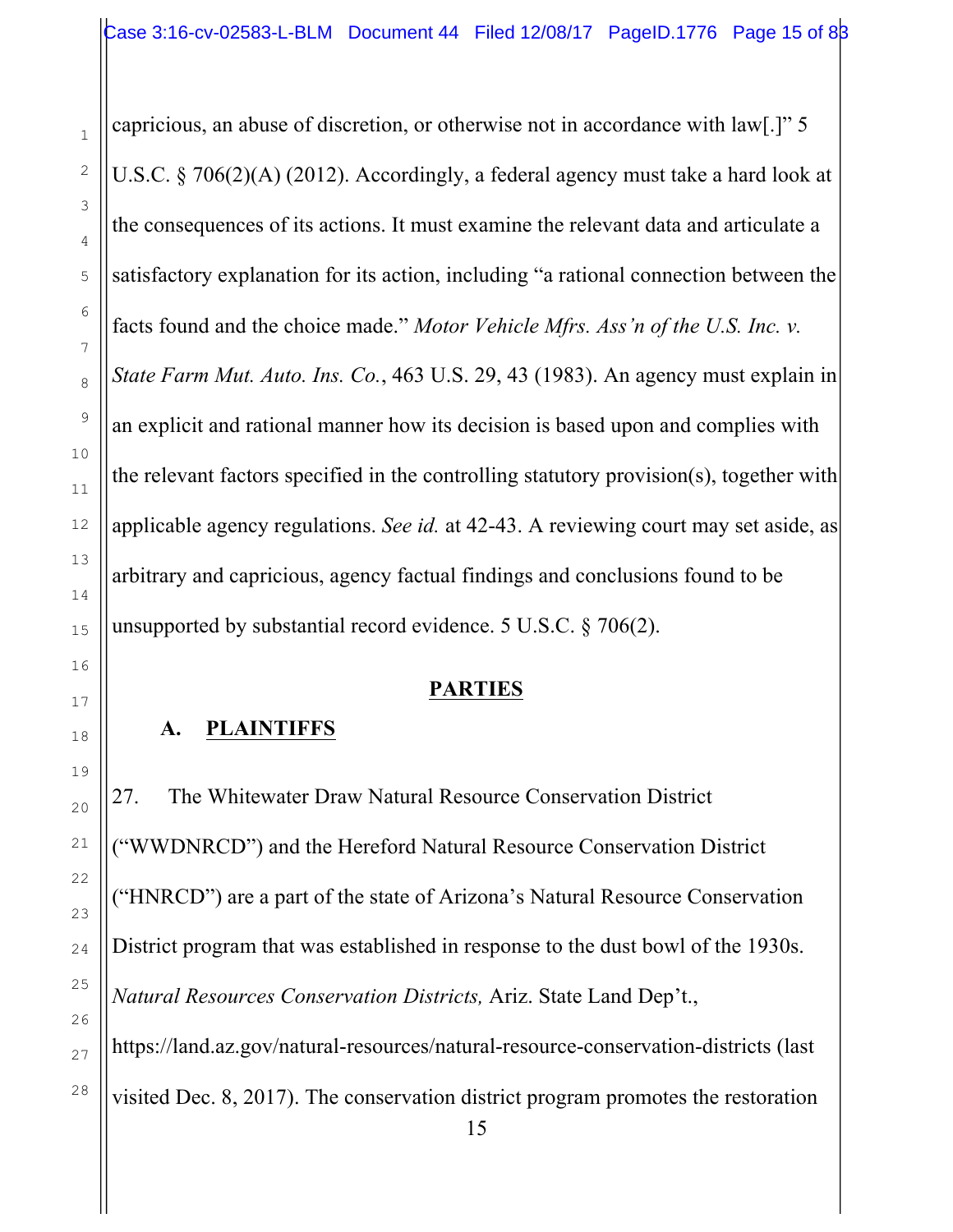capricious, an abuse of discretion, or otherwise not in accordance with law[.]" 5 U.S.C. § 706(2)(A) (2012). Accordingly, a federal agency must take a hard look at the consequences of its actions. It must examine the relevant data and articulate a satisfactory explanation for its action, including "a rational connection between the facts found and the choice made." *Motor Vehicle Mfrs. Ass'n of the U.S. Inc. v. State Farm Mut. Auto. Ins. Co.*, 463 U.S. 29, 43 (1983). An agency must explain in an explicit and rational manner how its decision is based upon and complies with the relevant factors specified in the controlling statutory provision(s), together with applicable agency regulations. *See id.* at 42-43. A reviewing court may set aside, as arbitrary and capricious, agency factual findings and conclusions found to be unsupported by substantial record evidence. 5 U.S.C. § 706(2).

## PARTIES

### A. PLAINTIFFS

27. The Whitewater Draw Natural Resource Conservation District ("WWDNRCD") and the Hereford Natural Resource Conservation District ("HNRCD") are a part of the state of Arizona's Natural Resource Conservation District program that was established in response to the dust bowl of the 1930s. *Natural Resources Conservation Districts,* Ariz. State Land Dep't., https://land.az.gov/natural-resources/natural-resource-conservation-districts (last visited Dec. 8, 2017). The conservation district program promotes the restoration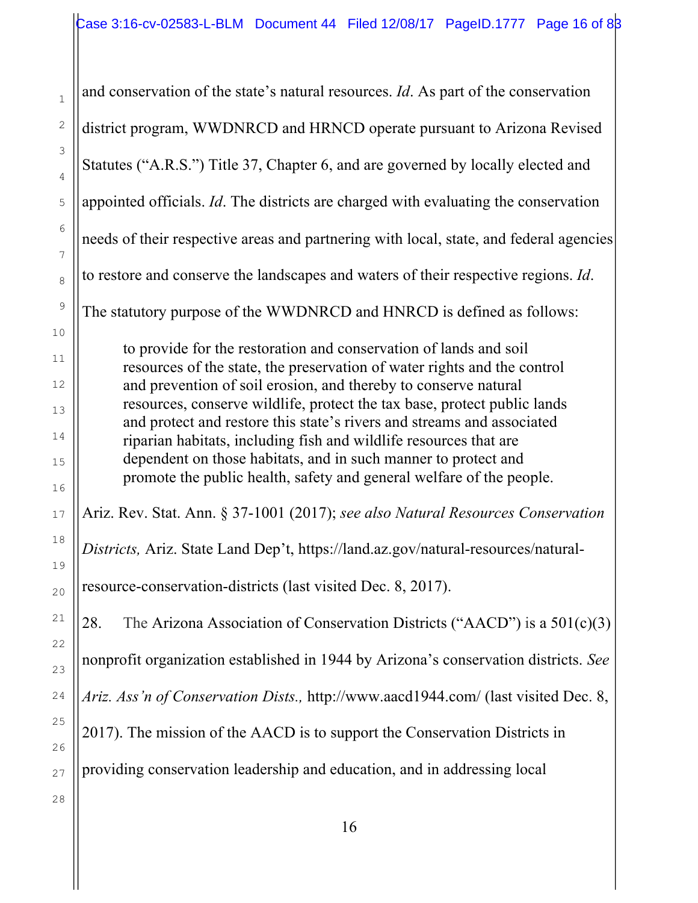and conservation of the state's natural resources. *Id*. As part of the conservation district program, WWDNRCD and HRNCD operate pursuant to Arizona Revised Statutes ("A.R.S.") Title 37, Chapter 6, and are governed by locally elected and appointed officials. *Id*. The districts are charged with evaluating the conservation needs of their respective areas and partnering with local, state, and federal agencies to restore and conserve the landscapes and waters of their respective regions. *Id*. The statutory purpose of the WWDNRCD and HNRCD is defined as follows:

> to provide for the restoration and conservation of lands and soil resources of the state, the preservation of water rights and the control and prevention of soil erosion, and thereby to conserve natural resources, conserve wildlife, protect the tax base, protect public lands and protect and restore this state's rivers and streams and associated riparian habitats, including fish and wildlife resources that are dependent on those habitats, and in such manner to protect and promote the public health, safety and general welfare of the people.

Ariz. Rev. Stat. Ann. § 37-1001 (2017); *see also Natural Resources Conservation Districts,* Ariz. State Land Dep't, https://land.az.gov/natural-resources/natural-resource-conservation-districts (last visited Dec. 8, 2017).

28. The Arizona Association of Conservation Districts ("AACD") is a 501(c)(3) nonprofit organization established in 1944 by Arizona's conservation districts. *See Ariz. Ass'n of Conservation Dists.,* http://www.aacd1944.com/ (last visited Dec. 8, 2017). The mission of the AACD is to support the Conservation Districts in providing conservation leadership and education, and in addressing local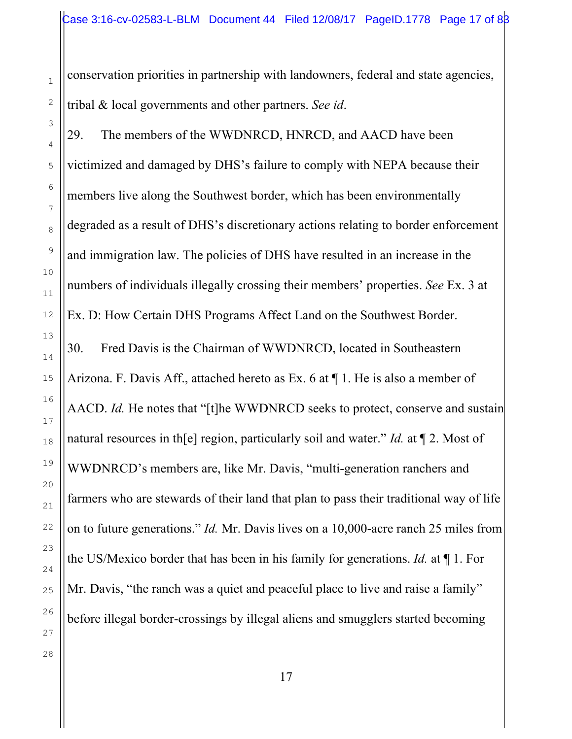conservation priorities in partnership with landowners, federal and state agencies, tribal & local governments and other partners. *See id*.

29. The members of the WWDNRCD, HNRCD, and AACD have been victimized and damaged by DHS's failure to comply with NEPA because their members live along the Southwest border, which has been environmentally degraded as a result of DHS's discretionary actions relating to border enforcement and immigration law. The policies of DHS have resulted in an increase in the numbers of individuals illegally crossing their members' properties. *See* Ex. 3 at Ex. D: How Certain DHS Programs Affect Land on the Southwest Border.

30. Fred Davis is the Chairman of WWDNRCD, located in Southeastern Arizona. F. Davis Aff., attached hereto as Ex. 6 at ¶ 1. He is also a member of AACD. *Id.* He notes that "[t]he WWDNRCD seeks to protect, conserve and sustain natural resources in th[e] region, particularly soil and water." *Id.* at ¶ 2. Most of WWDNRCD's members are, like Mr. Davis, "multi-generation ranchers and farmers who are stewards of their land that plan to pass their traditional way of life on to future generations." *Id.* Mr. Davis lives on a 10,000-acre ranch 25 miles from the US/Mexico border that has been in his family for generations. *Id.* at ¶ 1. For Mr. Davis, "the ranch was a quiet and peaceful place to live and raise a family" before illegal border-crossings by illegal aliens and smugglers started becoming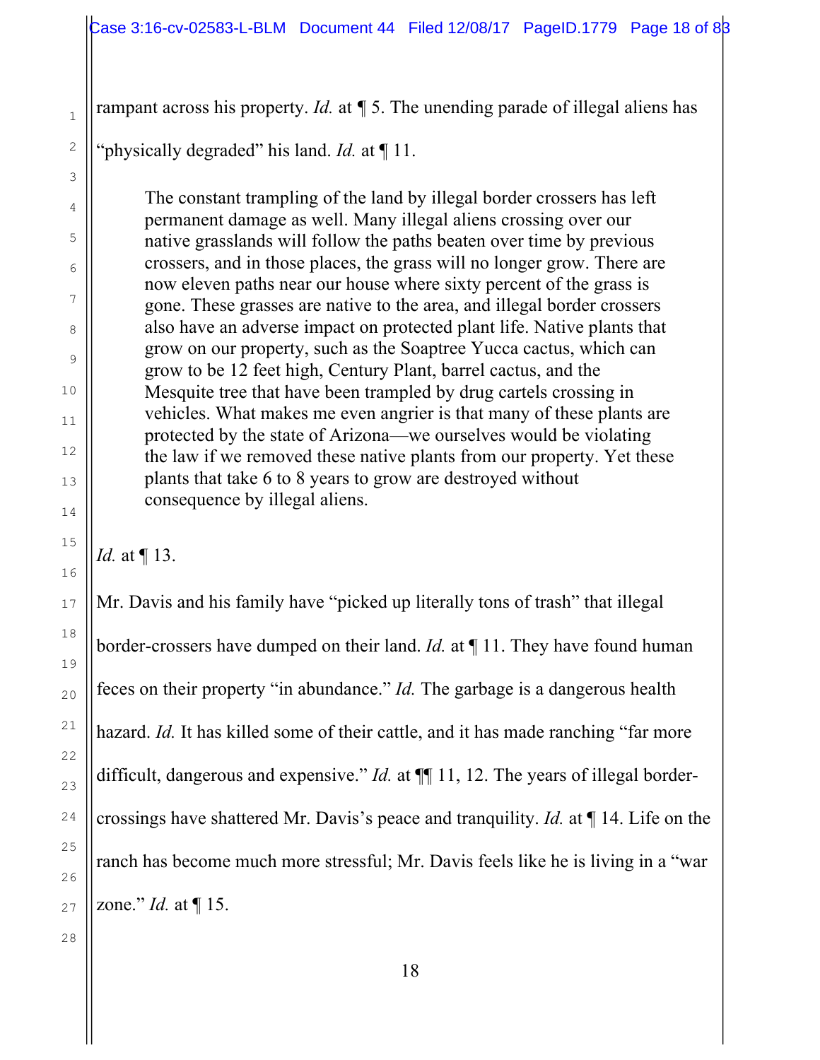rampant across his property. *Id.* at ¶ 5. The unending parade of illegal aliens has "physically degraded" his land. *Id.* at ¶ 11.

> The constant trampling of the land by illegal border crossers has left permanent damage as well. Many illegal aliens crossing over our native grasslands will follow the paths beaten over time by previous crossers, and in those places, the grass will no longer grow. There are now eleven paths near our house where sixty percent of the grass is gone. These grasses are native to the area, and illegal border crossers also have an adverse impact on protected plant life. Native plants that grow on our property, such as the Soaptree Yucca cactus, which can grow to be 12 feet high, Century Plant, barrel cactus, and the Mesquite tree that have been trampled by drug cartels crossing in vehicles. What makes me even angrier is that many of these plants are protected by the state of Arizona—we ourselves would be violating the law if we removed these native plants from our property. Yet these plants that take 6 to 8 years to grow are destroyed without consequence by illegal aliens.

*Id.* at ¶ 13.

Mr. Davis and his family have "picked up literally tons of trash" that illegal border-crossers have dumped on their land. *Id.* at ¶ 11. They have found human feces on their property "in abundance." *Id.* The garbage is a dangerous health hazard. *Id.* It has killed some of their cattle, and it has made ranching "far more difficult, dangerous and expensive." *Id.* at ¶¶ 11, 12. The years of illegal border-crossings have shattered Mr. Davis's peace and tranquility. *Id.* at ¶ 14. Life on the ranch has become much more stressful; Mr. Davis feels like he is living in a "war zone." *Id.* at ¶ 15.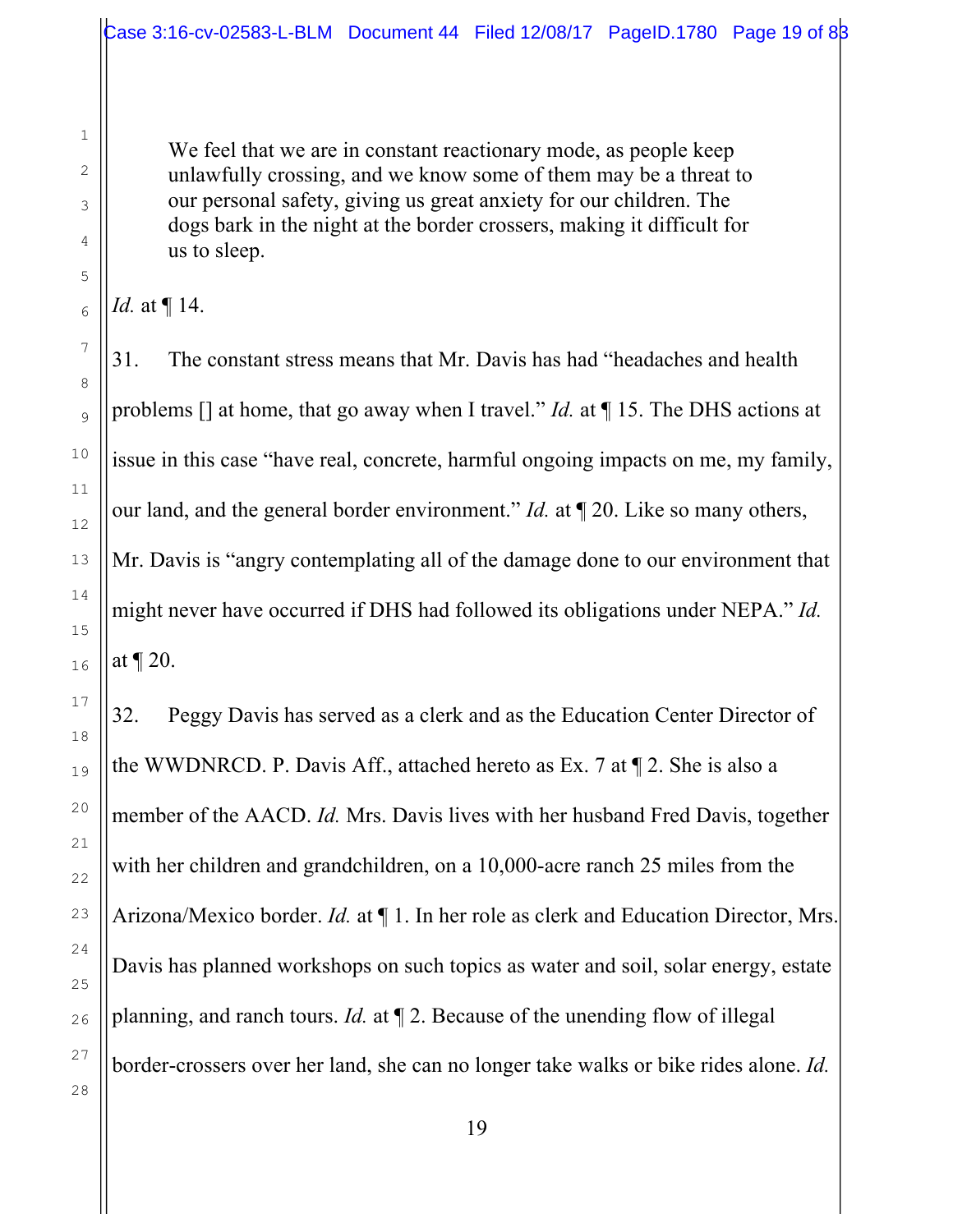> We feel that we are in constant reactionary mode, as people keep unlawfully crossing, and we know some of them may be a threat to our personal safety, giving us great anxiety for our children. The dogs bark in the night at the border crossers, making it difficult for us to sleep.

*Id.* at ¶ 14.

31. The constant stress means that Mr. Davis has had "headaches and health problems [] at home, that go away when I travel." *Id.* at ¶ 15. The DHS actions at issue in this case "have real, concrete, harmful ongoing impacts on me, my family, our land, and the general border environment." *Id.* at ¶ 20. Like so many others, Mr. Davis is "angry contemplating all of the damage done to our environment that might never have occurred if DHS had followed its obligations under NEPA." *Id.* at ¶ 20.

32. Peggy Davis has served as a clerk and as the Education Center Director of the WWDNRCD. P. Davis Aff., attached hereto as Ex. 7 at ¶ 2. She is also a member of the AACD. *Id.* Mrs. Davis lives with her husband Fred Davis, together with her children and grandchildren, on a 10,000-acre ranch 25 miles from the Arizona/Mexico border. *Id.* at ¶ 1. In her role as clerk and Education Director, Mrs. Davis has planned workshops on such topics as water and soil, solar energy, estate planning, and ranch tours. *Id.* at ¶ 2. Because of the unending flow of illegal border-crossers over her land, she can no longer take walks or bike rides alone. *Id.*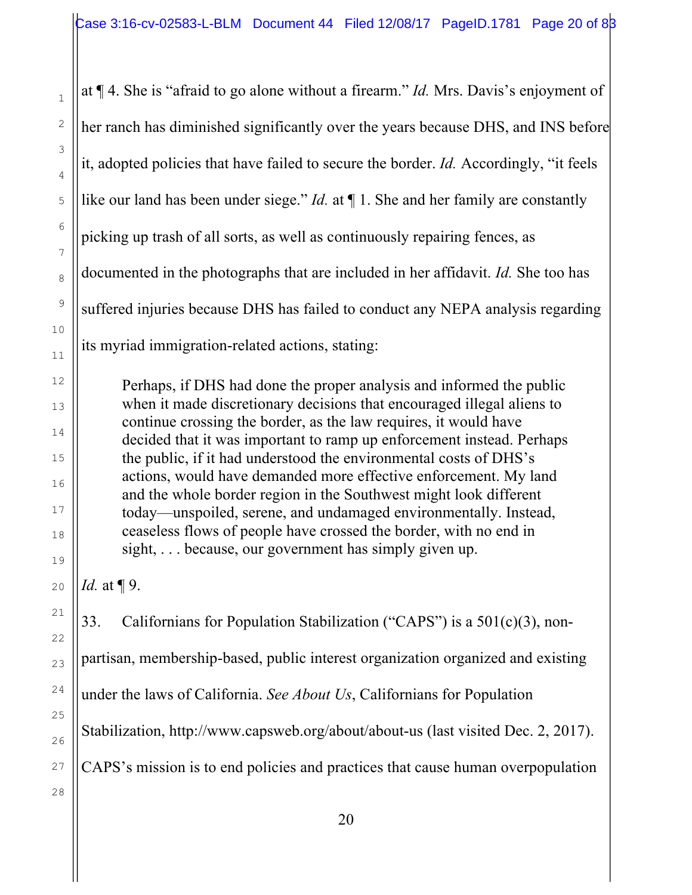at ¶ 4. She is "afraid to go alone without a firearm." *Id.* Mrs. Davis's enjoyment of her ranch has diminished significantly over the years because DHS, and INS before it, adopted policies that have failed to secure the border. *Id.* Accordingly, "it feels like our land has been under siege." *Id.* at ¶ 1. She and her family are constantly picking up trash of all sorts, as well as continuously repairing fences, as documented in the photographs that are included in her affidavit. *Id.* She too has suffered injuries because DHS has failed to conduct any NEPA analysis regarding its myriad immigration-related actions, stating:

> Perhaps, if DHS had done the proper analysis and informed the public when it made discretionary decisions that encouraged illegal aliens to continue crossing the border, as the law requires, it would have decided that it was important to ramp up enforcement instead. Perhaps the public, if it had understood the environmental costs of DHS's actions, would have demanded more effective enforcement. My land and the whole border region in the Southwest might look different today—unspoiled, serene, and undamaged environmentally. Instead, ceaseless flows of people have crossed the border, with no end in sight, . . . because, our government has simply given up.

*Id.* at ¶ 9.

33. Californians for Population Stabilization ("CAPS") is a 501(c)(3), non-partisan, membership-based, public interest organization organized and existing under the laws of California. *See About Us*, Californians for Population Stabilization, http://www.capsweb.org/about/about-us (last visited Dec. 2, 2017). CAPS's mission is to end policies and practices that cause human overpopulation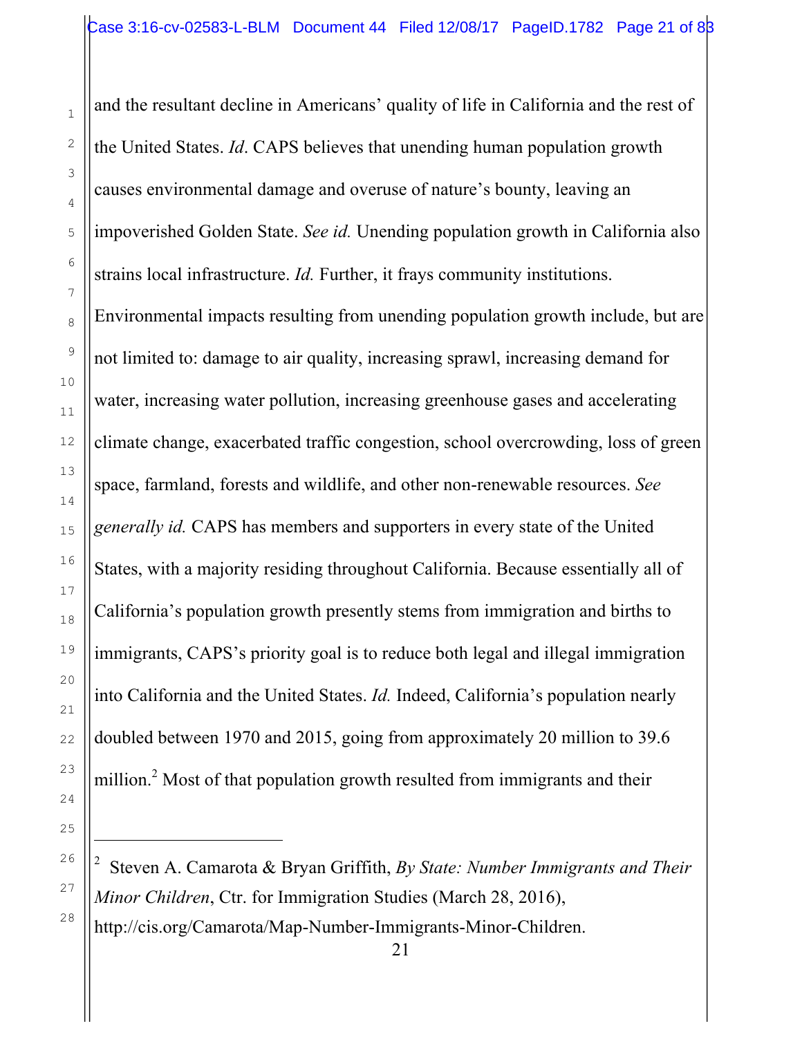and the resultant decline in Americans' quality of life in California and the rest of the United States. *Id*. CAPS believes that unending human population growth causes environmental damage and overuse of nature's bounty, leaving an impoverished Golden State. *See id.* Unending population growth in California also strains local infrastructure. *Id.* Further, it frays community institutions. Environmental impacts resulting from unending population growth include, but are not limited to: damage to air quality, increasing sprawl, increasing demand for water, increasing water pollution, increasing greenhouse gases and accelerating climate change, exacerbated traffic congestion, school overcrowding, loss of green space, farmland, forests and wildlife, and other non-renewable resources. *See generally id.* CAPS has members and supporters in every state of the United States, with a majority residing throughout California. Because essentially all of California's population growth presently stems from immigration and births to immigrants, CAPS's priority goal is to reduce both legal and illegal immigration into California and the United States. *Id.* Indeed, California's population nearly doubled between 1970 and 2015, going from approximately 20 million to 39.6 million.[2] Most of that population growth resulted from immigrants and their

---

[2] Steven A. Camarota & Bryan Griffith, *By State: Number Immigrants and Their Minor Children*, Ctr. for Immigration Studies (March 28, 2016), http://cis.org/Camarota/Map-Number-Immigrants-Minor-Children.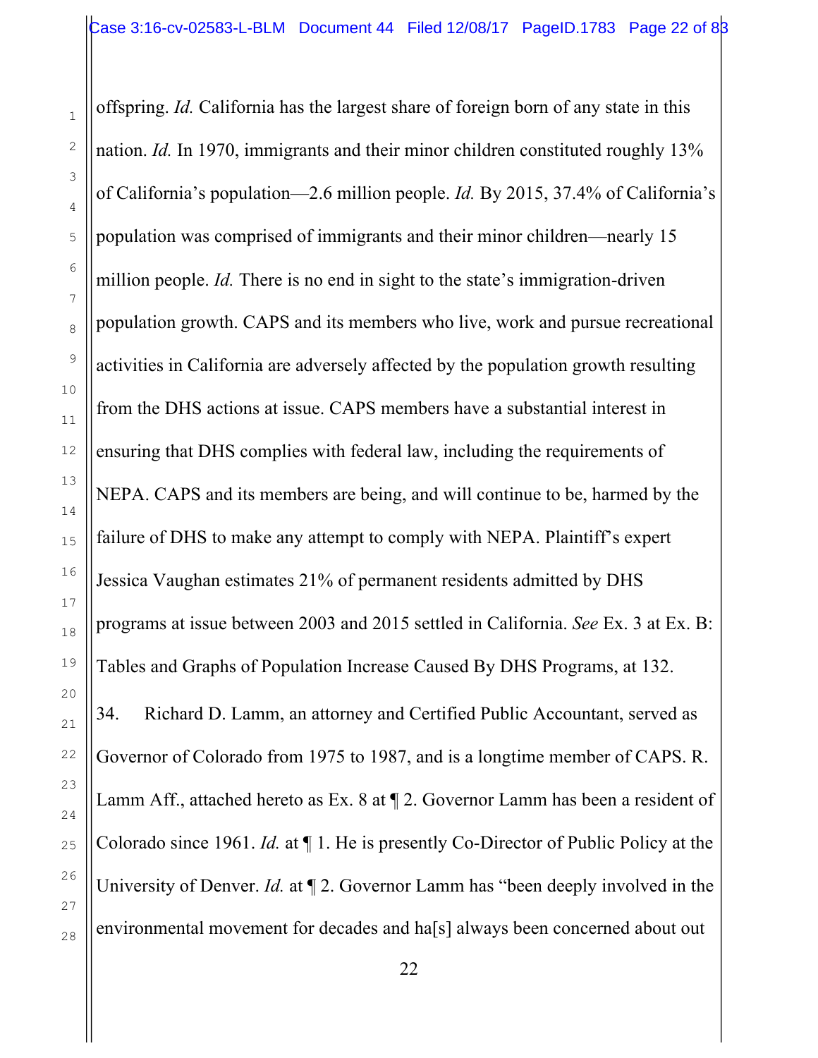offspring. *Id.* California has the largest share of foreign born of any state in this nation. *Id.* In 1970, immigrants and their minor children constituted roughly 13% of California's population—2.6 million people. *Id.* By 2015, 37.4% of California's population was comprised of immigrants and their minor children—nearly 15 million people. *Id.* There is no end in sight to the state's immigration-driven population growth. CAPS and its members who live, work and pursue recreational activities in California are adversely affected by the population growth resulting from the DHS actions at issue. CAPS members have a substantial interest in ensuring that DHS complies with federal law, including the requirements of NEPA. CAPS and its members are being, and will continue to be, harmed by the failure of DHS to make any attempt to comply with NEPA. Plaintiff's expert Jessica Vaughan estimates 21% of permanent residents admitted by DHS programs at issue between 2003 and 2015 settled in California. *See* Ex. 3 at Ex. B: Tables and Graphs of Population Increase Caused By DHS Programs, at 132.

34. Richard D. Lamm, an attorney and Certified Public Accountant, served as Governor of Colorado from 1975 to 1987, and is a longtime member of CAPS. R. Lamm Aff., attached hereto as Ex. 8 at ¶ 2. Governor Lamm has been a resident of Colorado since 1961. *Id.* at ¶ 1. He is presently Co-Director of Public Policy at the University of Denver. *Id.* at ¶ 2. Governor Lamm has "been deeply involved in the environmental movement for decades and ha[s] always been concerned about out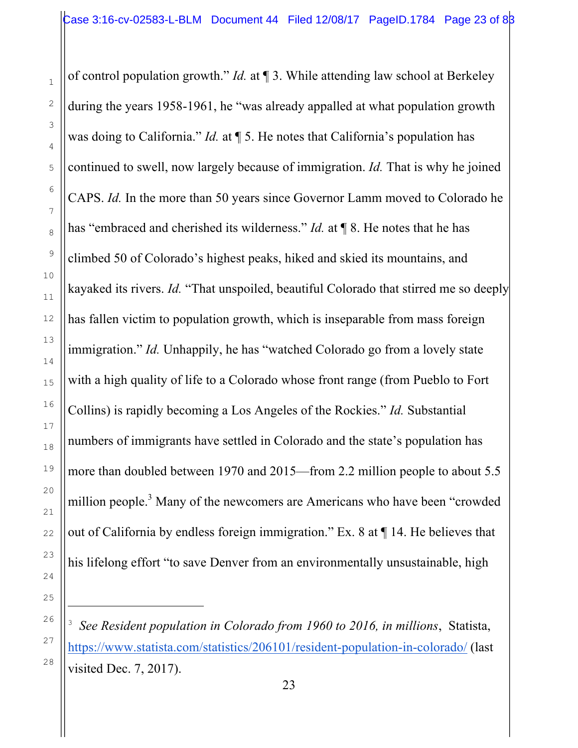of control population growth." *Id.* at ¶ 3. While attending law school at Berkeley during the years 1958-1961, he "was already appalled at what population growth was doing to California." *Id.* at ¶ 5. He notes that California's population has continued to swell, now largely because of immigration. *Id.* That is why he joined CAPS. *Id.* In the more than 50 years since Governor Lamm moved to Colorado he has "embraced and cherished its wilderness." *Id.* at ¶ 8. He notes that he has climbed 50 of Colorado's highest peaks, hiked and skied its mountains, and kayaked its rivers. *Id.* "That unspoiled, beautiful Colorado that stirred me so deeply has fallen victim to population growth, which is inseparable from mass foreign immigration." *Id.* Unhappily, he has "watched Colorado go from a lovely state with a high quality of life to a Colorado whose front range (from Pueblo to Fort Collins) is rapidly becoming a Los Angeles of the Rockies." *Id.* Substantial numbers of immigrants have settled in Colorado and the state's population has more than doubled between 1970 and 2015—from 2.2 million people to about 5.5 million people.[3] Many of the newcomers are Americans who have been "crowded out of California by endless foreign immigration." Ex. 8 at ¶ 14. He believes that his lifelong effort "to save Denver from an environmentally unsustainable, high

---

[3] *See Resident population in Colorado from 1960 to 2016, in millions*, Statista, https://www.statista.com/statistics/206101/resident-population-in-colorado/ (last visited Dec. 7, 2017).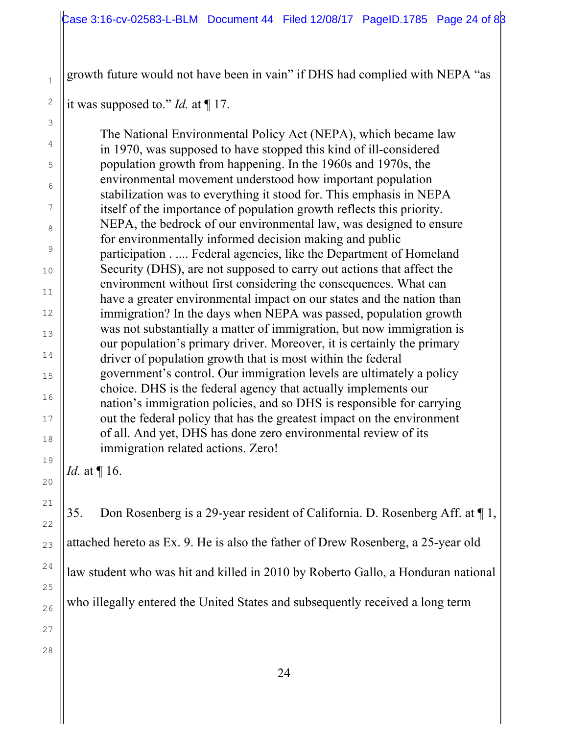growth future would not have been in vain" if DHS had complied with NEPA "as it was supposed to." *Id.* at ¶ 17.

> The National Environmental Policy Act (NEPA), which became law in 1970, was supposed to have stopped this kind of ill-considered population growth from happening. In the 1960s and 1970s, the environmental movement understood how important population stabilization was to everything it stood for. This emphasis in NEPA itself of the importance of population growth reflects this priority. NEPA, the bedrock of our environmental law, was designed to ensure for environmentally informed decision making and public participation . .... Federal agencies, like the Department of Homeland Security (DHS), are not supposed to carry out actions that affect the environment without first considering the consequences. What can have a greater environmental impact on our states and the nation than immigration? In the days when NEPA was passed, population growth was not substantially a matter of immigration, but now immigration is our population's primary driver. Moreover, it is certainly the primary driver of population growth that is most within the federal government's control. Our immigration levels are ultimately a policy choice. DHS is the federal agency that actually implements our nation's immigration policies, and so DHS is responsible for carrying out the federal policy that has the greatest impact on the environment of all. And yet, DHS has done zero environmental review of its immigration related actions. Zero!

*Id.* at ¶ 16.

35. Don Rosenberg is a 29-year resident of California. D. Rosenberg Aff. at ¶ 1, attached hereto as Ex. 9. He is also the father of Drew Rosenberg, a 25-year old law student who was hit and killed in 2010 by Roberto Gallo, a Honduran national who illegally entered the United States and subsequently received a long term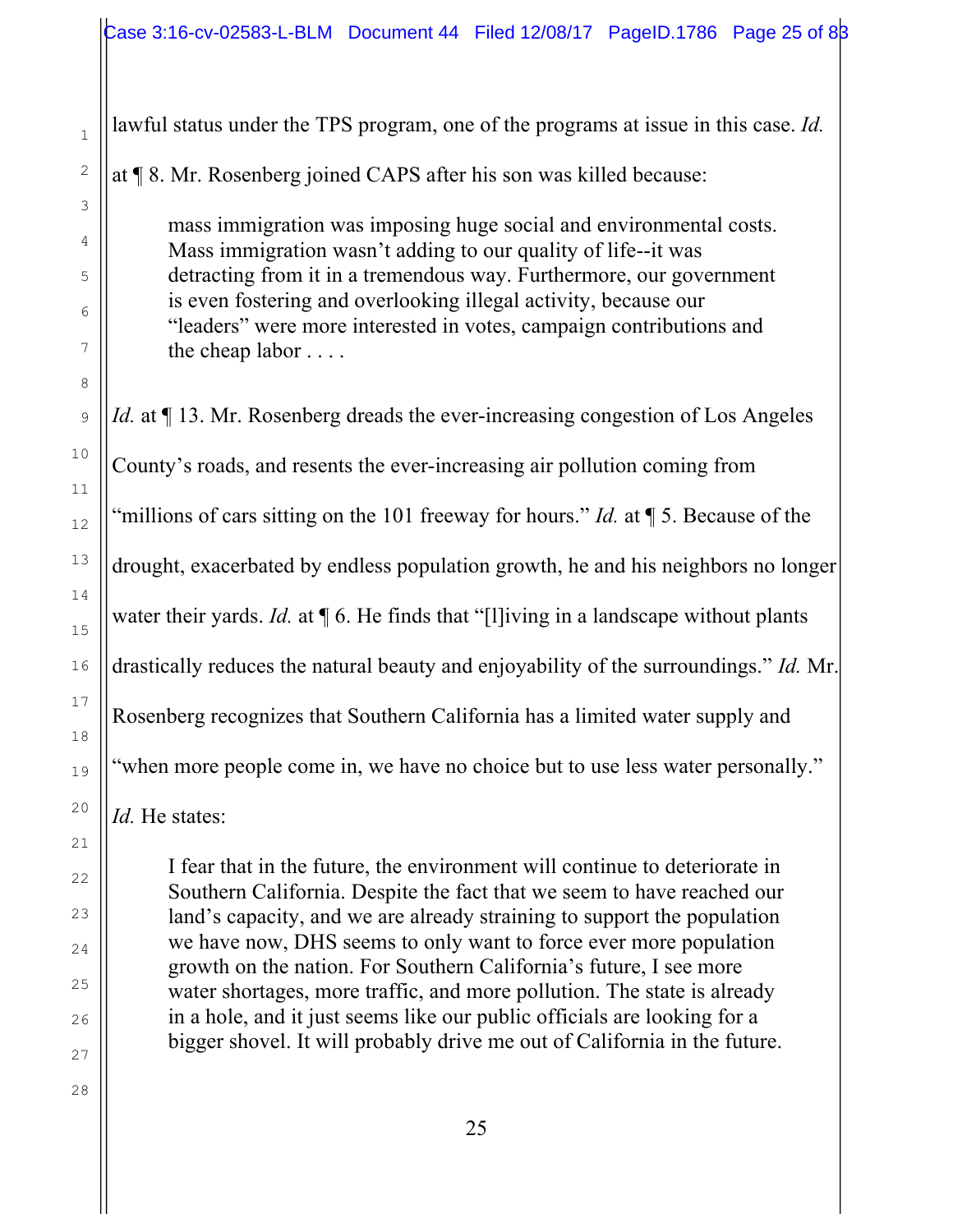lawful status under the TPS program, one of the programs at issue in this case. *Id.* at ¶ 8. Mr. Rosenberg joined CAPS after his son was killed because:

> mass immigration was imposing huge social and environmental costs. Mass immigration wasn't adding to our quality of life--it was detracting from it in a tremendous way. Furthermore, our government is even fostering and overlooking illegal activity, because our "leaders" were more interested in votes, campaign contributions and the cheap labor . . . .

*Id.* at ¶ 13. Mr. Rosenberg dreads the ever-increasing congestion of Los Angeles County's roads, and resents the ever-increasing air pollution coming from "millions of cars sitting on the 101 freeway for hours." *Id.* at ¶ 5. Because of the drought, exacerbated by endless population growth, he and his neighbors no longer water their yards. *Id.* at ¶ 6. He finds that "[l]iving in a landscape without plants drastically reduces the natural beauty and enjoyability of the surroundings." *Id.* Mr. Rosenberg recognizes that Southern California has a limited water supply and "when more people come in, we have no choice but to use less water personally." *Id.* He states:

> I fear that in the future, the environment will continue to deteriorate in Southern California. Despite the fact that we seem to have reached our land's capacity, and we are already straining to support the population we have now, DHS seems to only want to force ever more population growth on the nation. For Southern California's future, I see more water shortages, more traffic, and more pollution. The state is already in a hole, and it just seems like our public officials are looking for a bigger shovel. It will probably drive me out of California in the future.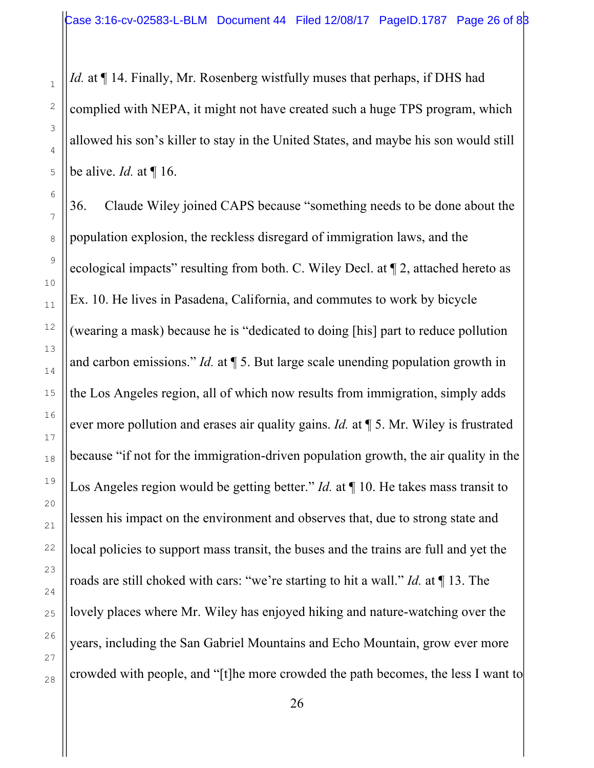*Id.* at ¶ 14. Finally, Mr. Rosenberg wistfully muses that perhaps, if DHS had complied with NEPA, it might not have created such a huge TPS program, which allowed his son's killer to stay in the United States, and maybe his son would still be alive. *Id.* at ¶ 16.

36. Claude Wiley joined CAPS because "something needs to be done about the population explosion, the reckless disregard of immigration laws, and the ecological impacts" resulting from both. C. Wiley Decl. at ¶ 2, attached hereto as Ex. 10. He lives in Pasadena, California, and commutes to work by bicycle (wearing a mask) because he is "dedicated to doing [his] part to reduce pollution and carbon emissions." *Id.* at ¶ 5. But large scale unending population growth in the Los Angeles region, all of which now results from immigration, simply adds ever more pollution and erases air quality gains. *Id.* at ¶ 5. Mr. Wiley is frustrated because "if not for the immigration-driven population growth, the air quality in the Los Angeles region would be getting better." *Id.* at ¶ 10. He takes mass transit to lessen his impact on the environment and observes that, due to strong state and local policies to support mass transit, the buses and the trains are full and yet the roads are still choked with cars: "we're starting to hit a wall." *Id.* at ¶ 13. The lovely places where Mr. Wiley has enjoyed hiking and nature-watching over the years, including the San Gabriel Mountains and Echo Mountain, grow ever more crowded with people, and "[t]he more crowded the path becomes, the less I want to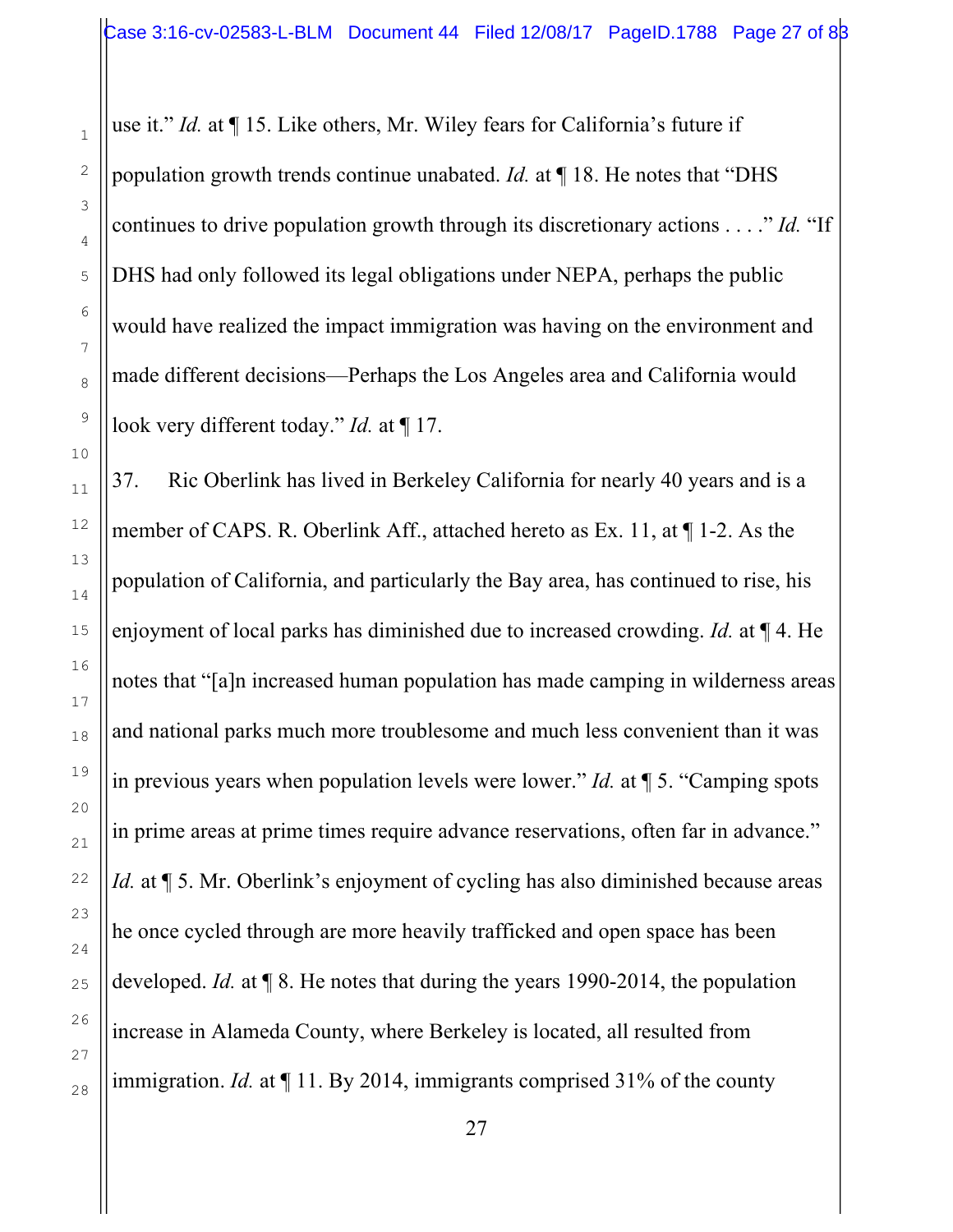use it." *Id.* at ¶ 15. Like others, Mr. Wiley fears for California's future if population growth trends continue unabated. *Id.* at ¶ 18. He notes that "DHS continues to drive population growth through its discretionary actions . . . ." *Id.* "If DHS had only followed its legal obligations under NEPA, perhaps the public would have realized the impact immigration was having on the environment and made different decisions—Perhaps the Los Angeles area and California would look very different today." *Id.* at ¶ 17.

37. Ric Oberlink has lived in Berkeley California for nearly 40 years and is a member of CAPS. R. Oberlink Aff., attached hereto as Ex. 11, at ¶ 1-2. As the population of California, and particularly the Bay area, has continued to rise, his enjoyment of local parks has diminished due to increased crowding. *Id.* at ¶ 4. He notes that "[a]n increased human population has made camping in wilderness areas and national parks much more troublesome and much less convenient than it was in previous years when population levels were lower." *Id.* at ¶ 5. "Camping spots in prime areas at prime times require advance reservations, often far in advance." *Id.* at ¶ 5. Mr. Oberlink's enjoyment of cycling has also diminished because areas he once cycled through are more heavily trafficked and open space has been developed. *Id.* at ¶ 8. He notes that during the years 1990-2014, the population increase in Alameda County, where Berkeley is located, all resulted from immigration. *Id.* at ¶ 11. By 2014, immigrants comprised 31% of the county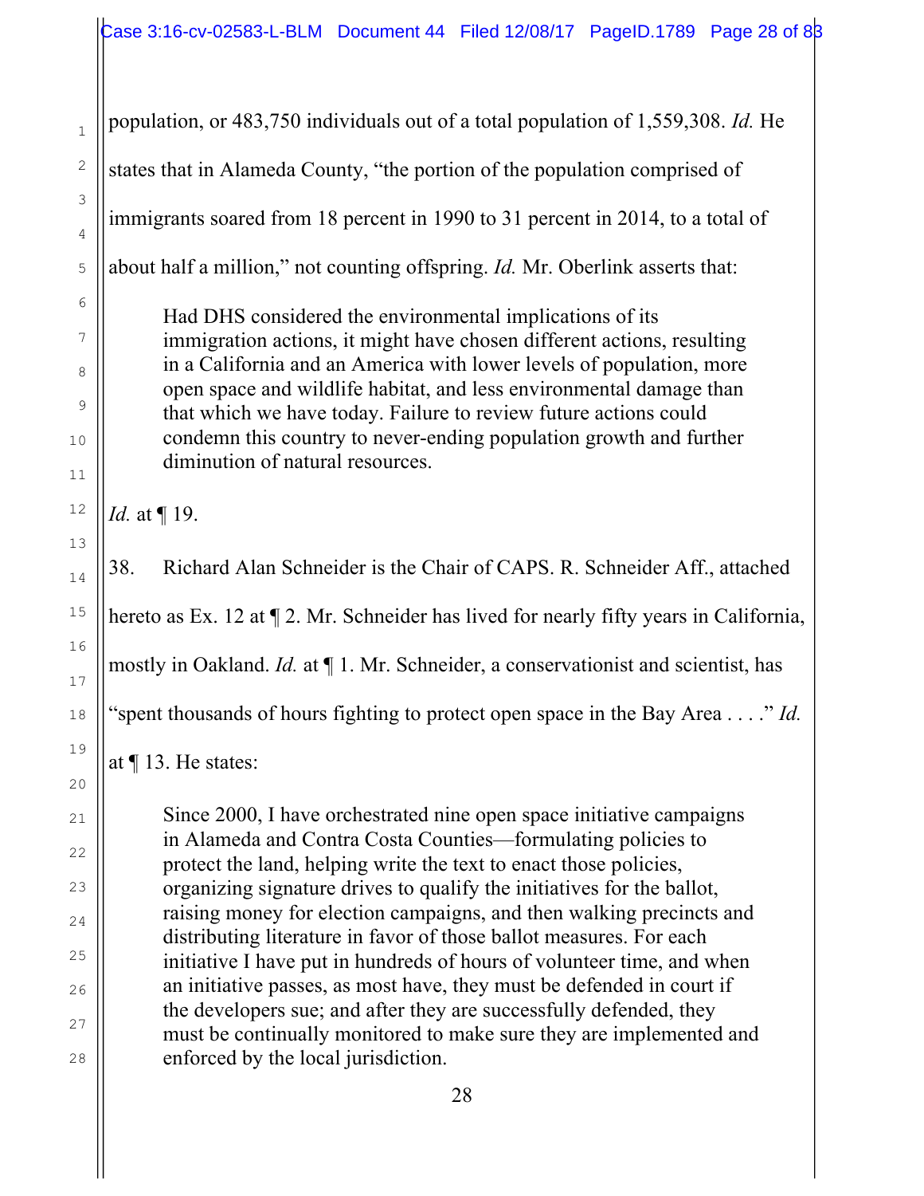population, or 483,750 individuals out of a total population of 1,559,308. *Id.* He states that in Alameda County, "the portion of the population comprised of immigrants soared from 18 percent in 1990 to 31 percent in 2014, to a total of about half a million," not counting offspring. *Id.* Mr. Oberlink asserts that:

> Had DHS considered the environmental implications of its immigration actions, it might have chosen different actions, resulting in a California and an America with lower levels of population, more open space and wildlife habitat, and less environmental damage than that which we have today. Failure to review future actions could condemn this country to never-ending population growth and further diminution of natural resources.

*Id.* at ¶ 19.

38. Richard Alan Schneider is the Chair of CAPS. R. Schneider Aff., attached hereto as Ex. 12 at ¶ 2. Mr. Schneider has lived for nearly fifty years in California, mostly in Oakland. *Id.* at ¶ 1. Mr. Schneider, a conservationist and scientist, has "spent thousands of hours fighting to protect open space in the Bay Area . . . ." *Id.* at ¶ 13. He states:

> Since 2000, I have orchestrated nine open space initiative campaigns in Alameda and Contra Costa Counties—formulating policies to protect the land, helping write the text to enact those policies, organizing signature drives to qualify the initiatives for the ballot, raising money for election campaigns, and then walking precincts and distributing literature in favor of those ballot measures. For each initiative I have put in hundreds of hours of volunteer time, and when an initiative passes, as most have, they must be defended in court if the developers sue; and after they are successfully defended, they must be continually monitored to make sure they are implemented and enforced by the local jurisdiction.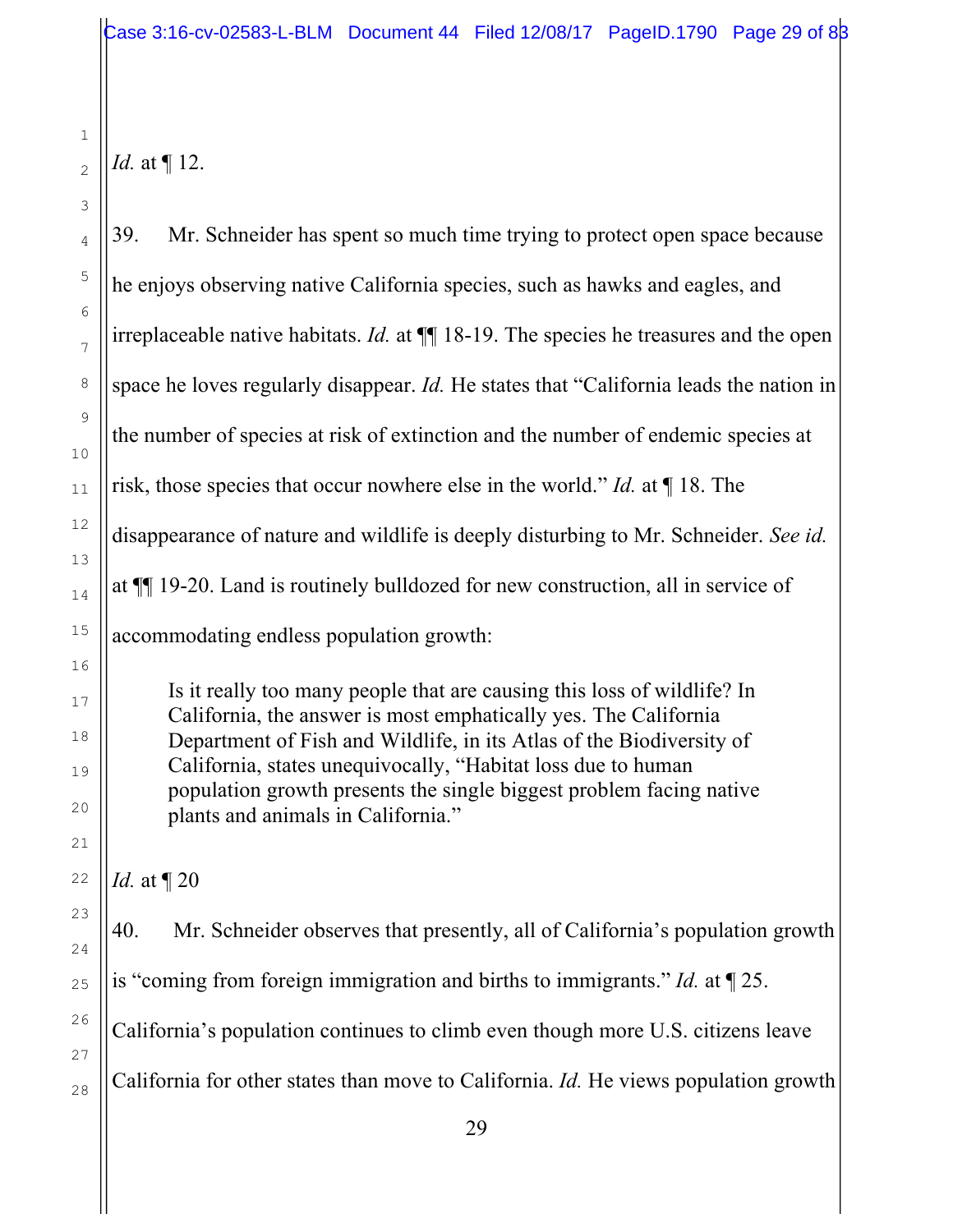*Id.* at ¶ 12.

39. Mr. Schneider has spent so much time trying to protect open space because he enjoys observing native California species, such as hawks and eagles, and irreplaceable native habitats. *Id.* at ¶¶ 18-19. The species he treasures and the open space he loves regularly disappear. *Id.* He states that "California leads the nation in the number of species at risk of extinction and the number of endemic species at risk, those species that occur nowhere else in the world." *Id.* at ¶ 18. The disappearance of nature and wildlife is deeply disturbing to Mr. Schneider. *See id.* at ¶¶ 19-20. Land is routinely bulldozed for new construction, all in service of accommodating endless population growth:

> Is it really too many people that are causing this loss of wildlife? In California, the answer is most emphatically yes. The California Department of Fish and Wildlife, in its Atlas of the Biodiversity of California, states unequivocally, "Habitat loss due to human population growth presents the single biggest problem facing native plants and animals in California."

*Id.* at ¶ 20

40. Mr. Schneider observes that presently, all of California's population growth is "coming from foreign immigration and births to immigrants." *Id.* at ¶ 25. California's population continues to climb even though more U.S. citizens leave California for other states than move to California. *Id.* He views population growth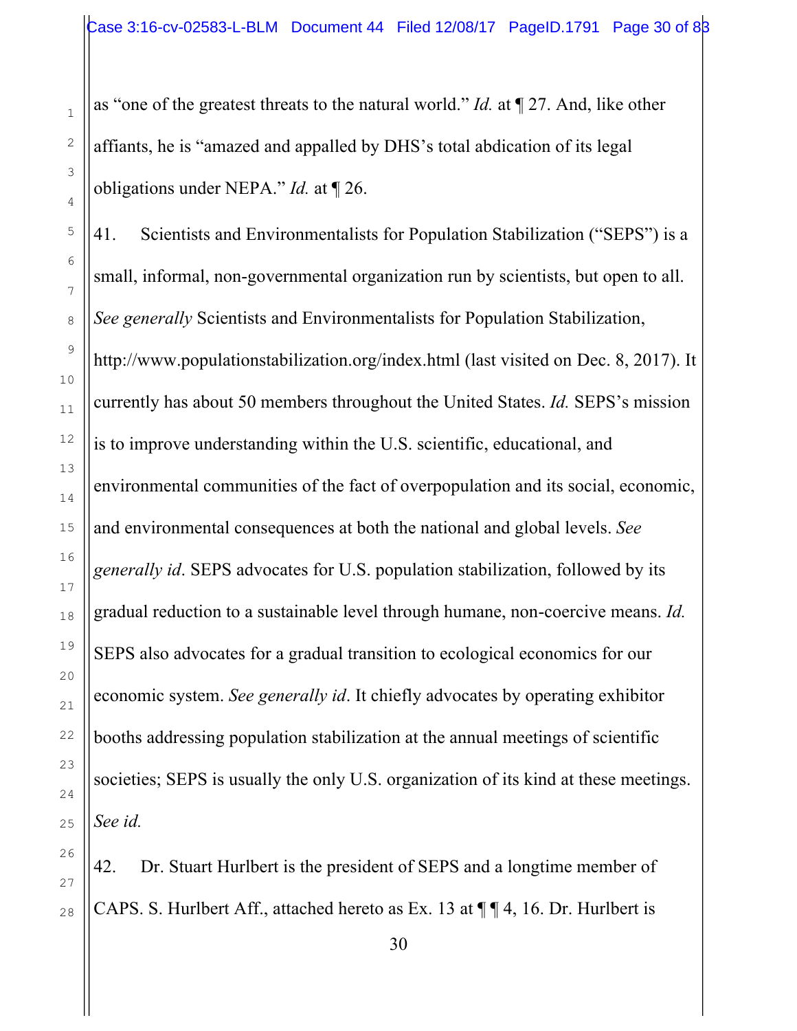as "one of the greatest threats to the natural world." *Id.* at ¶ 27. And, like other affiants, he is "amazed and appalled by DHS's total abdication of its legal obligations under NEPA." *Id.* at ¶ 26.

41. Scientists and Environmentalists for Population Stabilization ("SEPS") is a small, informal, non-governmental organization run by scientists, but open to all. *See generally* Scientists and Environmentalists for Population Stabilization, http://www.populationstabilization.org/index.html (last visited on Dec. 8, 2017). It currently has about 50 members throughout the United States. *Id.* SEPS's mission is to improve understanding within the U.S. scientific, educational, and environmental communities of the fact of overpopulation and its social, economic, and environmental consequences at both the national and global levels. *See generally id*. SEPS advocates for U.S. population stabilization, followed by its gradual reduction to a sustainable level through humane, non-coercive means. *Id.* SEPS also advocates for a gradual transition to ecological economics for our economic system. *See generally id*. It chiefly advocates by operating exhibitor booths addressing population stabilization at the annual meetings of scientific societies; SEPS is usually the only U.S. organization of its kind at these meetings. *See id.*

42. Dr. Stuart Hurlbert is the president of SEPS and a longtime member of CAPS. S. Hurlbert Aff., attached hereto as Ex. 13 at ¶ ¶ 4, 16. Dr. Hurlbert is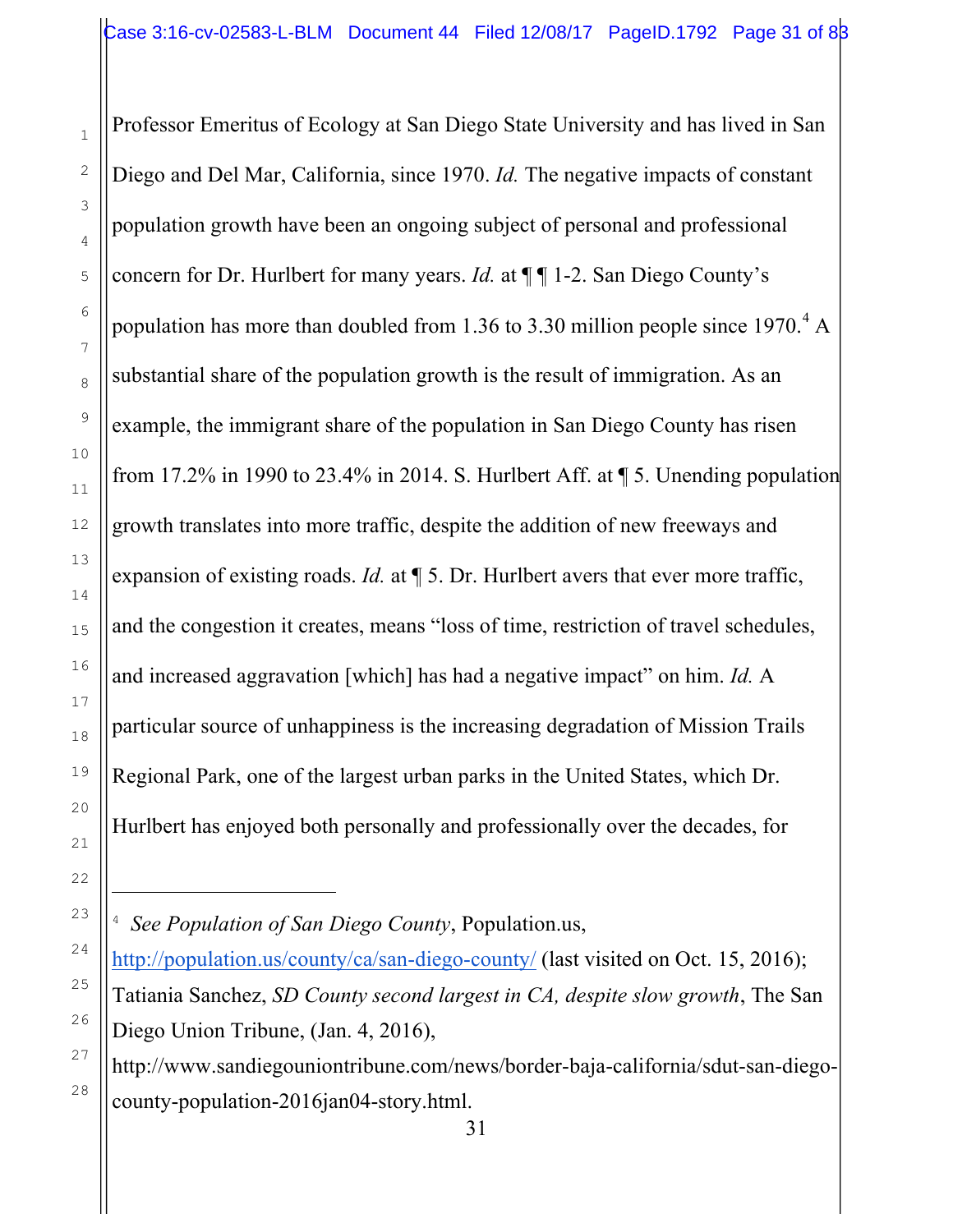Professor Emeritus of Ecology at San Diego State University and has lived in San Diego and Del Mar, California, since 1970. *Id.* The negative impacts of constant population growth have been an ongoing subject of personal and professional concern for Dr. Hurlbert for many years. *Id.* at ¶ ¶ 1-2. San Diego County's population has more than doubled from 1.36 to 3.30 million people since 1970.[4] A substantial share of the population growth is the result of immigration. As an example, the immigrant share of the population in San Diego County has risen from 17.2% in 1990 to 23.4% in 2014. S. Hurlbert Aff. at ¶ 5. Unending population growth translates into more traffic, despite the addition of new freeways and expansion of existing roads. *Id.* at ¶ 5. Dr. Hurlbert avers that ever more traffic, and the congestion it creates, means "loss of time, restriction of travel schedules, and increased aggravation [which] has had a negative impact" on him. *Id.* A particular source of unhappiness is the increasing degradation of Mission Trails Regional Park, one of the largest urban parks in the United States, which Dr. Hurlbert has enjoyed both personally and professionally over the decades, for

---

[4] *See Population of San Diego County*, Population.us, http://population.us/county/ca/san-diego-county/ (last visited on Oct. 15, 2016); Tatiania Sanchez, *SD County second largest in CA, despite slow growth*, The San Diego Union Tribune, (Jan. 4, 2016), http://www.sandiegouniontribune.com/news/border-baja-california/sdut-san-diego-county-population-2016jan04-story.html.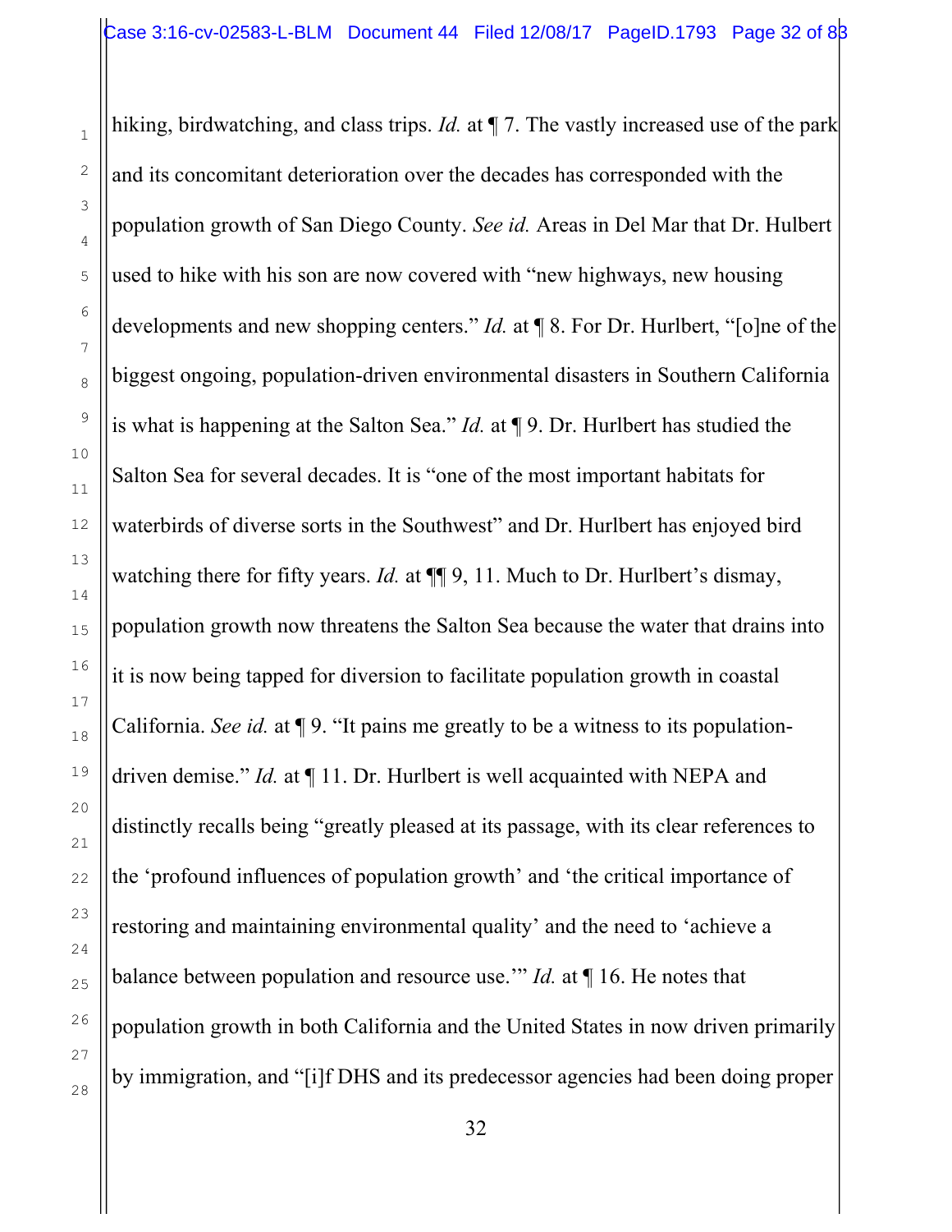hiking, birdwatching, and class trips. *Id.* at ¶ 7. The vastly increased use of the park and its concomitant deterioration over the decades has corresponded with the population growth of San Diego County. *See id.* Areas in Del Mar that Dr. Hulbert used to hike with his son are now covered with "new highways, new housing developments and new shopping centers." *Id.* at ¶ 8. For Dr. Hurlbert, "[o]ne of the biggest ongoing, population-driven environmental disasters in Southern California is what is happening at the Salton Sea." *Id.* at ¶ 9. Dr. Hurlbert has studied the Salton Sea for several decades. It is "one of the most important habitats for waterbirds of diverse sorts in the Southwest" and Dr. Hurlbert has enjoyed bird watching there for fifty years. *Id.* at ¶¶ 9, 11. Much to Dr. Hurlbert's dismay, population growth now threatens the Salton Sea because the water that drains into it is now being tapped for diversion to facilitate population growth in coastal California. *See id.* at ¶ 9. "It pains me greatly to be a witness to its population-driven demise." *Id.* at ¶ 11. Dr. Hurlbert is well acquainted with NEPA and distinctly recalls being "greatly pleased at its passage, with its clear references to the 'profound influences of population growth' and 'the critical importance of restoring and maintaining environmental quality' and the need to 'achieve a balance between population and resource use.'" *Id.* at ¶ 16. He notes that population growth in both California and the United States in now driven primarily by immigration, and "[i]f DHS and its predecessor agencies had been doing proper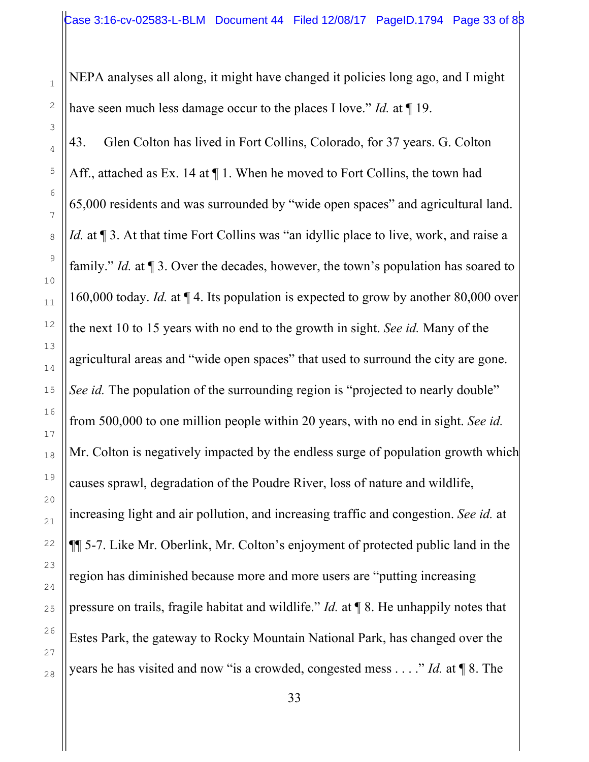NEPA analyses all along, it might have changed it policies long ago, and I might have seen much less damage occur to the places I love." *Id.* at ¶ 19.

43. Glen Colton has lived in Fort Collins, Colorado, for 37 years. G. Colton Aff., attached as Ex. 14 at ¶ 1. When he moved to Fort Collins, the town had 65,000 residents and was surrounded by "wide open spaces" and agricultural land. *Id.* at ¶ 3. At that time Fort Collins was "an idyllic place to live, work, and raise a family." *Id.* at ¶ 3. Over the decades, however, the town's population has soared to 160,000 today. *Id.* at ¶ 4. Its population is expected to grow by another 80,000 over the next 10 to 15 years with no end to the growth in sight. *See id.* Many of the agricultural areas and "wide open spaces" that used to surround the city are gone. *See id.* The population of the surrounding region is "projected to nearly double" from 500,000 to one million people within 20 years, with no end in sight. *See id.* Mr. Colton is negatively impacted by the endless surge of population growth which causes sprawl, degradation of the Poudre River, loss of nature and wildlife, increasing light and air pollution, and increasing traffic and congestion. *See id.* at ¶¶ 5-7. Like Mr. Oberlink, Mr. Colton's enjoyment of protected public land in the region has diminished because more and more users are "putting increasing pressure on trails, fragile habitat and wildlife." *Id.* at ¶ 8. He unhappily notes that Estes Park, the gateway to Rocky Mountain National Park, has changed over the years he has visited and now "is a crowded, congested mess . . . ." *Id.* at ¶ 8. The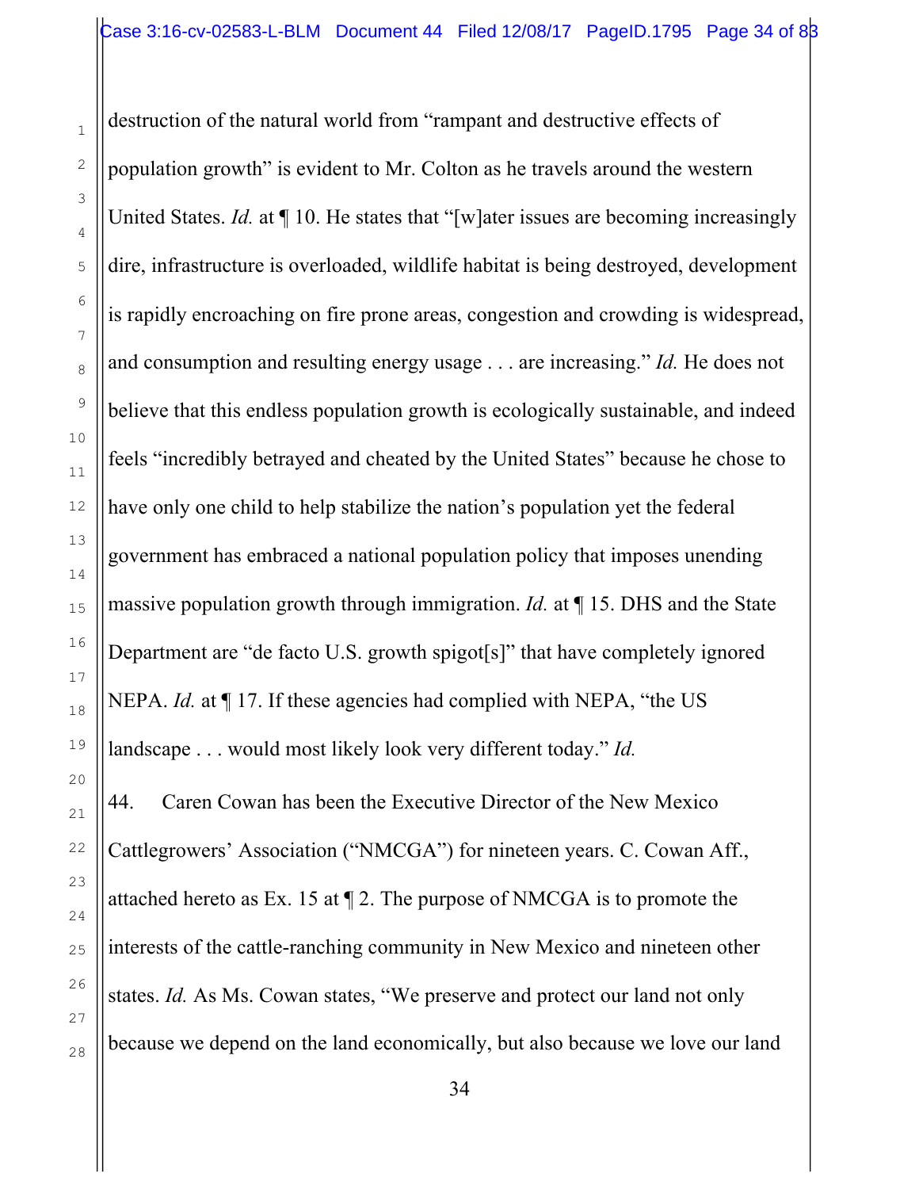destruction of the natural world from "rampant and destructive effects of population growth" is evident to Mr. Colton as he travels around the western United States. *Id.* at ¶ 10. He states that "[w]ater issues are becoming increasingly dire, infrastructure is overloaded, wildlife habitat is being destroyed, development is rapidly encroaching on fire prone areas, congestion and crowding is widespread, and consumption and resulting energy usage . . . are increasing." *Id.* He does not believe that this endless population growth is ecologically sustainable, and indeed feels "incredibly betrayed and cheated by the United States" because he chose to have only one child to help stabilize the nation's population yet the federal government has embraced a national population policy that imposes unending massive population growth through immigration. *Id.* at ¶ 15. DHS and the State Department are "de facto U.S. growth spigot[s]" that have completely ignored NEPA. *Id.* at ¶ 17. If these agencies had complied with NEPA, "the US landscape . . . would most likely look very different today." *Id.*

44. Caren Cowan has been the Executive Director of the New Mexico Cattlegrowers' Association ("NMCGA") for nineteen years. C. Cowan Aff., attached hereto as Ex. 15 at ¶ 2. The purpose of NMCGA is to promote the interests of the cattle-ranching community in New Mexico and nineteen other states. *Id.* As Ms. Cowan states, "We preserve and protect our land not only because we depend on the land economically, but also because we love our land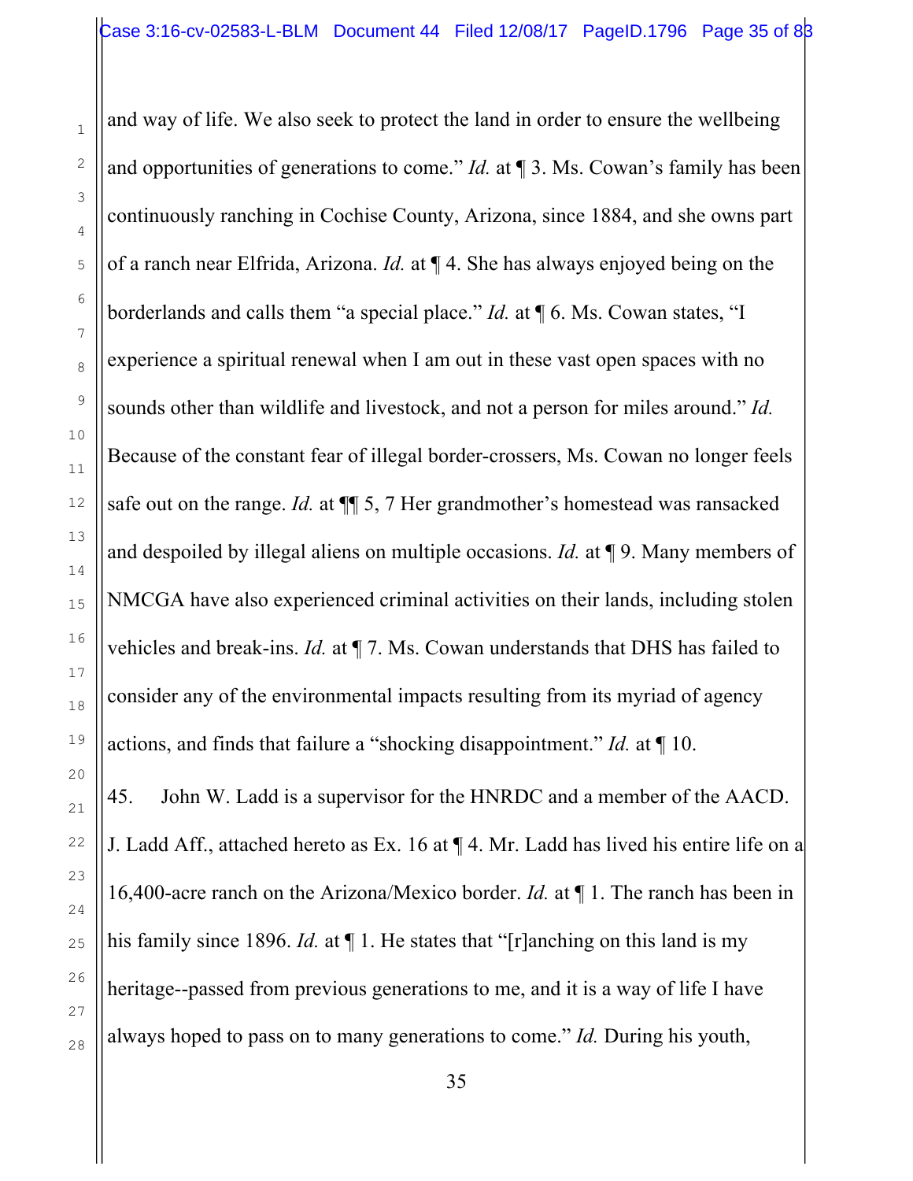and way of life. We also seek to protect the land in order to ensure the wellbeing and opportunities of generations to come." *Id.* at ¶ 3. Ms. Cowan's family has been continuously ranching in Cochise County, Arizona, since 1884, and she owns part of a ranch near Elfrida, Arizona. *Id.* at ¶ 4. She has always enjoyed being on the borderlands and calls them "a special place." *Id.* at ¶ 6. Ms. Cowan states, "I experience a spiritual renewal when I am out in these vast open spaces with no sounds other than wildlife and livestock, and not a person for miles around." *Id.* Because of the constant fear of illegal border-crossers, Ms. Cowan no longer feels safe out on the range. *Id.* at ¶¶ 5, 7 Her grandmother's homestead was ransacked and despoiled by illegal aliens on multiple occasions. *Id.* at ¶ 9. Many members of NMCGA have also experienced criminal activities on their lands, including stolen vehicles and break-ins. *Id.* at ¶ 7. Ms. Cowan understands that DHS has failed to consider any of the environmental impacts resulting from its myriad of agency actions, and finds that failure a "shocking disappointment." *Id.* at ¶ 10.

45. John W. Ladd is a supervisor for the HNRDC and a member of the AACD. J. Ladd Aff., attached hereto as Ex. 16 at ¶ 4. Mr. Ladd has lived his entire life on a 16,400-acre ranch on the Arizona/Mexico border. *Id.* at ¶ 1. The ranch has been in his family since 1896. *Id.* at ¶ 1. He states that "[r]anching on this land is my heritage--passed from previous generations to me, and it is a way of life I have always hoped to pass on to many generations to come." *Id.* During his youth,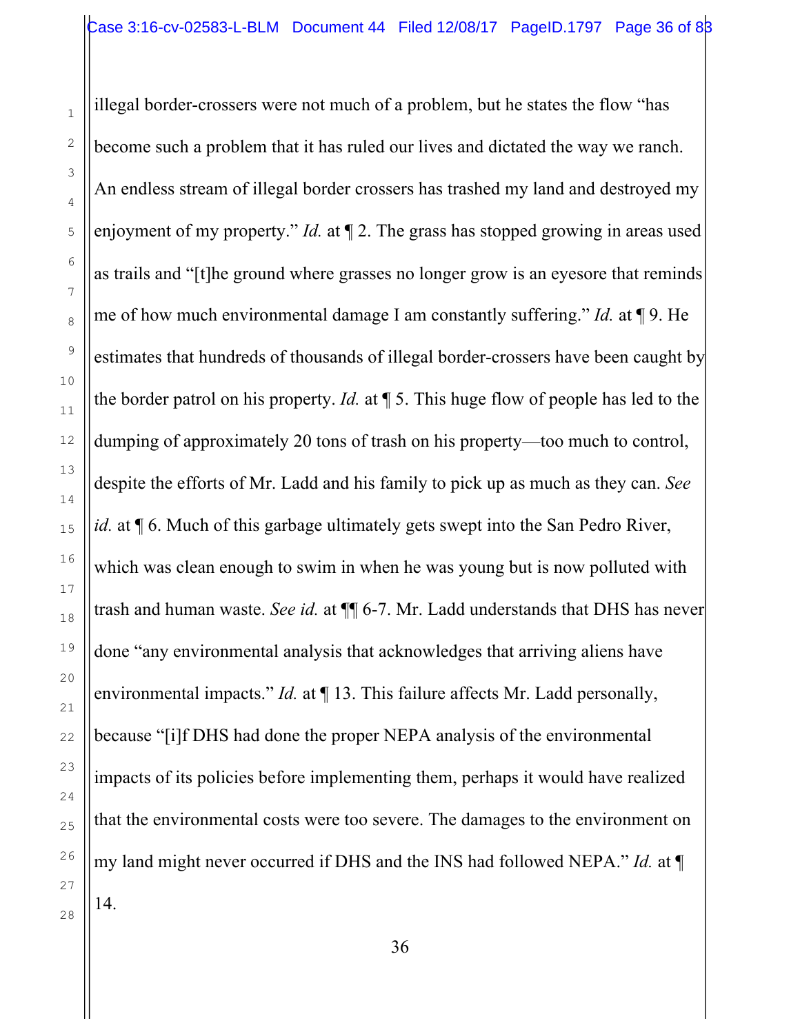illegal border-crossers were not much of a problem, but he states the flow "has become such a problem that it has ruled our lives and dictated the way we ranch. An endless stream of illegal border crossers has trashed my land and destroyed my enjoyment of my property." *Id.* at ¶ 2. The grass has stopped growing in areas used as trails and "[t]he ground where grasses no longer grow is an eyesore that reminds me of how much environmental damage I am constantly suffering." *Id.* at ¶ 9. He estimates that hundreds of thousands of illegal border-crossers have been caught by the border patrol on his property. *Id.* at ¶ 5. This huge flow of people has led to the dumping of approximately 20 tons of trash on his property—too much to control, despite the efforts of Mr. Ladd and his family to pick up as much as they can. *See id.* at ¶ 6. Much of this garbage ultimately gets swept into the San Pedro River, which was clean enough to swim in when he was young but is now polluted with trash and human waste. *See id.* at ¶¶ 6-7. Mr. Ladd understands that DHS has never done "any environmental analysis that acknowledges that arriving aliens have environmental impacts." *Id.* at ¶ 13. This failure affects Mr. Ladd personally, because "[i]f DHS had done the proper NEPA analysis of the environmental impacts of its policies before implementing them, perhaps it would have realized that the environmental costs were too severe. The damages to the environment on my land might never occurred if DHS and the INS had followed NEPA." *Id.* at ¶ 14.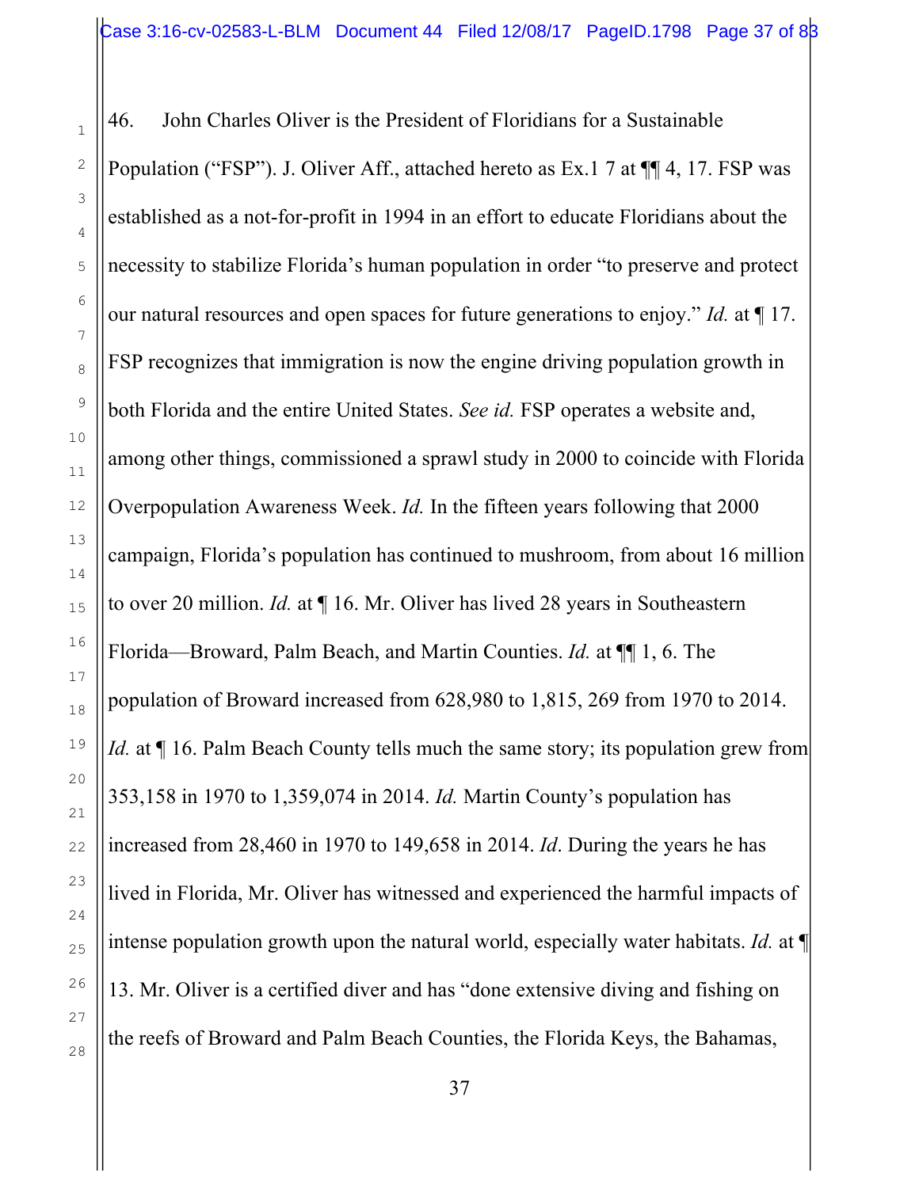46. John Charles Oliver is the President of Floridians for a Sustainable Population ("FSP"). J. Oliver Aff., attached hereto as Ex.1 7 at ¶¶ 4, 17. FSP was established as a not-for-profit in 1994 in an effort to educate Floridians about the necessity to stabilize Florida's human population in order "to preserve and protect our natural resources and open spaces for future generations to enjoy." *Id.* at ¶ 17. FSP recognizes that immigration is now the engine driving population growth in both Florida and the entire United States. *See id.* FSP operates a website and, among other things, commissioned a sprawl study in 2000 to coincide with Florida Overpopulation Awareness Week. *Id.* In the fifteen years following that 2000 campaign, Florida's population has continued to mushroom, from about 16 million to over 20 million. *Id.* at ¶ 16. Mr. Oliver has lived 28 years in Southeastern Florida—Broward, Palm Beach, and Martin Counties. *Id.* at ¶¶ 1, 6. The population of Broward increased from 628,980 to 1,815, 269 from 1970 to 2014. *Id.* at ¶ 16. Palm Beach County tells much the same story; its population grew from 353,158 in 1970 to 1,359,074 in 2014. *Id.* Martin County's population has increased from 28,460 in 1970 to 149,658 in 2014. *Id*. During the years he has lived in Florida, Mr. Oliver has witnessed and experienced the harmful impacts of intense population growth upon the natural world, especially water habitats. *Id.* at ¶ 13. Mr. Oliver is a certified diver and has "done extensive diving and fishing on the reefs of Broward and Palm Beach Counties, the Florida Keys, the Bahamas,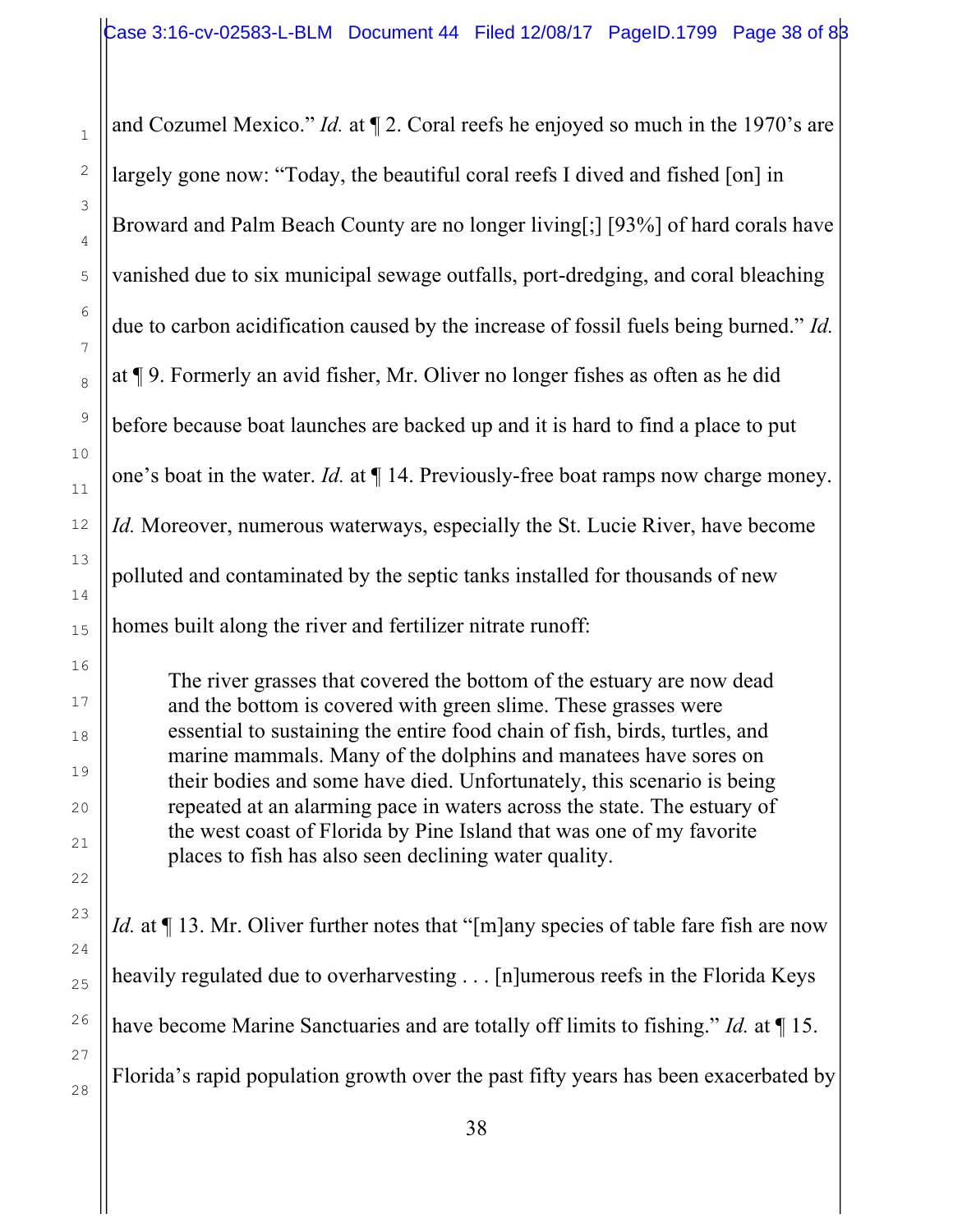and Cozumel Mexico." *Id.* at ¶ 2. Coral reefs he enjoyed so much in the 1970's are largely gone now: "Today, the beautiful coral reefs I dived and fished [on] in Broward and Palm Beach County are no longer living[;] [93%] of hard corals have vanished due to six municipal sewage outfalls, port-dredging, and coral bleaching due to carbon acidification caused by the increase of fossil fuels being burned." *Id.* at ¶ 9. Formerly an avid fisher, Mr. Oliver no longer fishes as often as he did before because boat launches are backed up and it is hard to find a place to put one's boat in the water. *Id.* at ¶ 14. Previously-free boat ramps now charge money. *Id.* Moreover, numerous waterways, especially the St. Lucie River, have become polluted and contaminated by the septic tanks installed for thousands of new homes built along the river and fertilizer nitrate runoff:

> The river grasses that covered the bottom of the estuary are now dead and the bottom is covered with green slime. These grasses were essential to sustaining the entire food chain of fish, birds, turtles, and marine mammals. Many of the dolphins and manatees have sores on their bodies and some have died. Unfortunately, this scenario is being repeated at an alarming pace in waters across the state. The estuary of the west coast of Florida by Pine Island that was one of my favorite places to fish has also seen declining water quality.

*Id.* at ¶ 13. Mr. Oliver further notes that "[m]any species of table fare fish are now heavily regulated due to overharvesting . . . [n]umerous reefs in the Florida Keys have become Marine Sanctuaries and are totally off limits to fishing." *Id.* at ¶ 15. Florida's rapid population growth over the past fifty years has been exacerbated by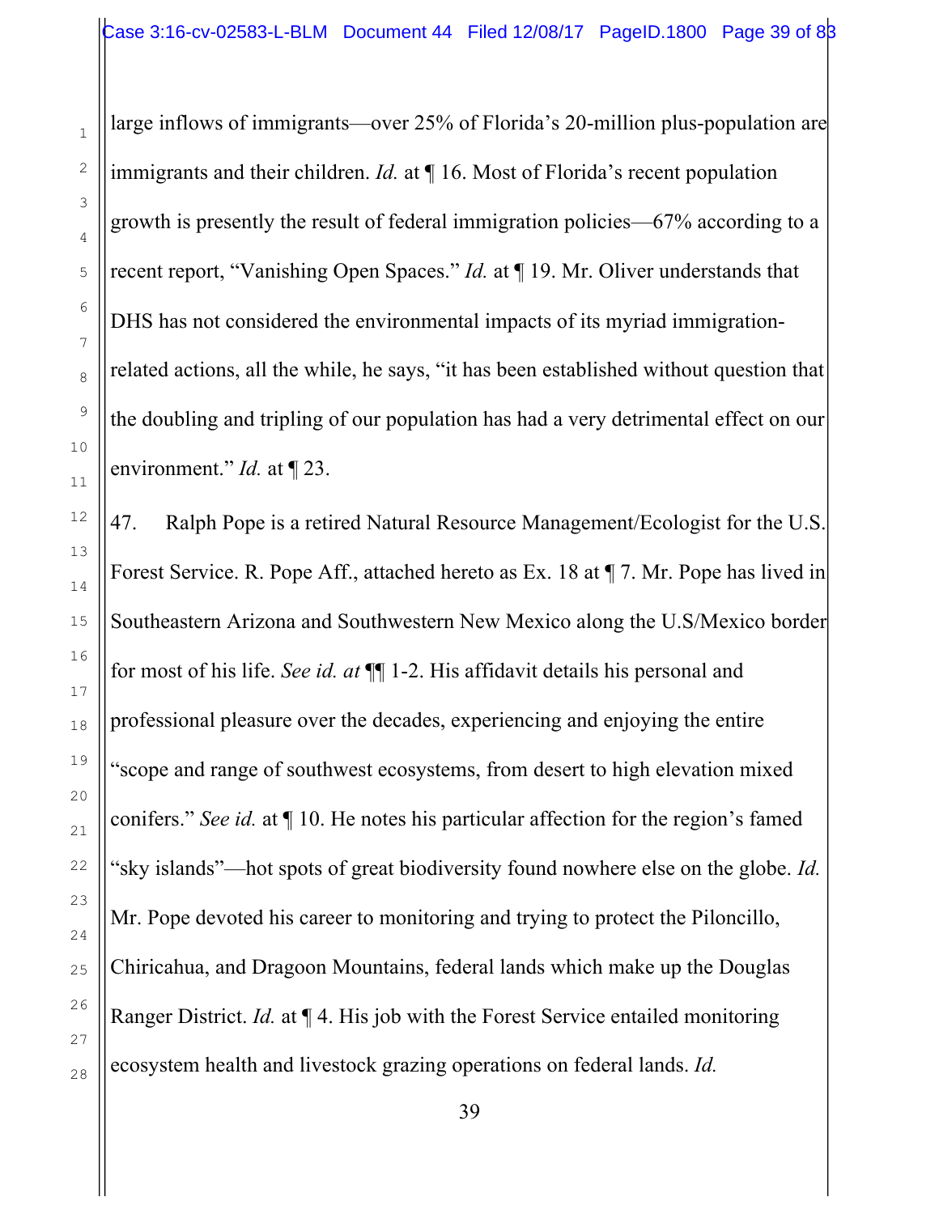large inflows of immigrants—over 25% of Florida's 20-million plus-population are immigrants and their children. *Id.* at ¶ 16. Most of Florida's recent population growth is presently the result of federal immigration policies—67% according to a recent report, "Vanishing Open Spaces." *Id.* at ¶ 19. Mr. Oliver understands that DHS has not considered the environmental impacts of its myriad immigration-related actions, all the while, he says, "it has been established without question that the doubling and tripling of our population has had a very detrimental effect on our environment." *Id.* at ¶ 23.

47. Ralph Pope is a retired Natural Resource Management/Ecologist for the U.S. Forest Service. R. Pope Aff., attached hereto as Ex. 18 at ¶ 7. Mr. Pope has lived in Southeastern Arizona and Southwestern New Mexico along the U.S/Mexico border for most of his life. *See id. at* ¶¶ 1-2. His affidavit details his personal and professional pleasure over the decades, experiencing and enjoying the entire "scope and range of southwest ecosystems, from desert to high elevation mixed conifers." *See id.* at ¶ 10. He notes his particular affection for the region's famed "sky islands"—hot spots of great biodiversity found nowhere else on the globe. *Id.* Mr. Pope devoted his career to monitoring and trying to protect the Piloncillo, Chiricahua, and Dragoon Mountains, federal lands which make up the Douglas Ranger District. *Id.* at ¶ 4. His job with the Forest Service entailed monitoring ecosystem health and livestock grazing operations on federal lands. *Id.*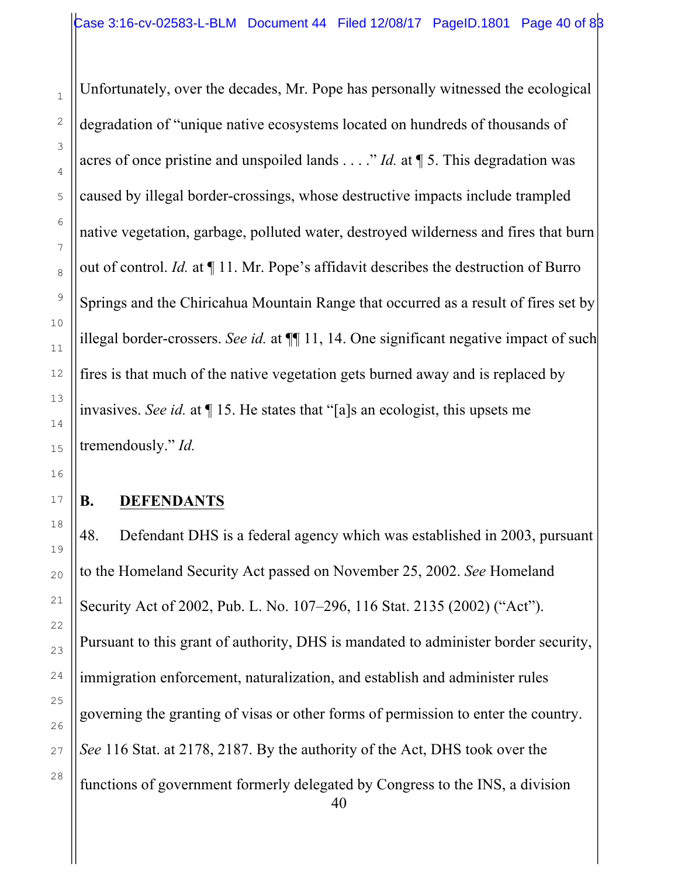Unfortunately, over the decades, Mr. Pope has personally witnessed the ecological degradation of "unique native ecosystems located on hundreds of thousands of acres of once pristine and unspoiled lands . . . ." *Id.* at ¶ 5. This degradation was caused by illegal border-crossings, whose destructive impacts include trampled native vegetation, garbage, polluted water, destroyed wilderness and fires that burn out of control. *Id.* at ¶ 11. Mr. Pope's affidavit describes the destruction of Burro Springs and the Chiricahua Mountain Range that occurred as a result of fires set by illegal border-crossers. *See id.* at ¶¶ 11, 14. One significant negative impact of such fires is that much of the native vegetation gets burned away and is replaced by invasives. *See id.* at ¶ 15. He states that "[a]s an ecologist, this upsets me tremendously." *Id.*

## B. DEFENDANTS

48. Defendant DHS is a federal agency which was established in 2003, pursuant to the Homeland Security Act passed on November 25, 2002. *See* Homeland Security Act of 2002, Pub. L. No. 107–296, 116 Stat. 2135 (2002) ("Act"). Pursuant to this grant of authority, DHS is mandated to administer border security, immigration enforcement, naturalization, and establish and administer rules governing the granting of visas or other forms of permission to enter the country. *See* 116 Stat. at 2178, 2187. By the authority of the Act, DHS took over the functions of government formerly delegated by Congress to the INS, a division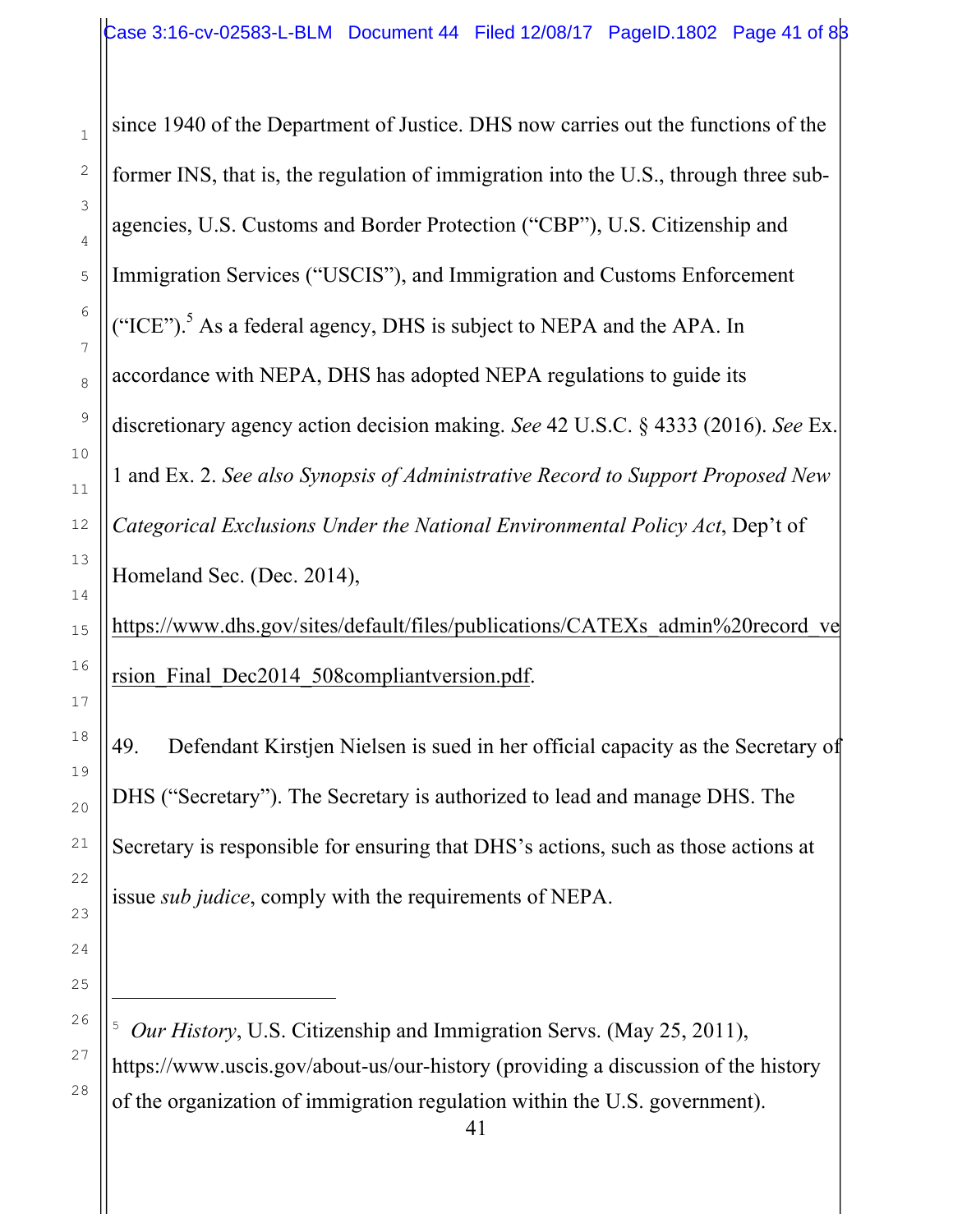since 1940 of the Department of Justice. DHS now carries out the functions of the former INS, that is, the regulation of immigration into the U.S., through three sub-agencies, U.S. Customs and Border Protection ("CBP"), U.S. Citizenship and Immigration Services ("USCIS"), and Immigration and Customs Enforcement ("ICE").[5] As a federal agency, DHS is subject to NEPA and the APA. In accordance with NEPA, DHS has adopted NEPA regulations to guide its discretionary agency action decision making. *See* 42 U.S.C. § 4333 (2016). *See* Ex. 1 and Ex. 2. *See also Synopsis of Administrative Record to Support Proposed New Categorical Exclusions Under the National Environmental Policy Act*, Dep't of Homeland Sec. (Dec. 2014), https://www.dhs.gov/sites/default/files/publications/CATEXs_admin%20record_version_Final_Dec2014_508compliantversion.pdf.

49. Defendant Kirstjen Nielsen is sued in her official capacity as the Secretary of DHS ("Secretary"). The Secretary is authorized to lead and manage DHS. The Secretary is responsible for ensuring that DHS's actions, such as those actions at issue *sub judice*, comply with the requirements of NEPA.

---

[5] *Our History*, U.S. Citizenship and Immigration Servs. (May 25, 2011), https://www.uscis.gov/about-us/our-history (providing a discussion of the history of the organization of immigration regulation within the U.S. government).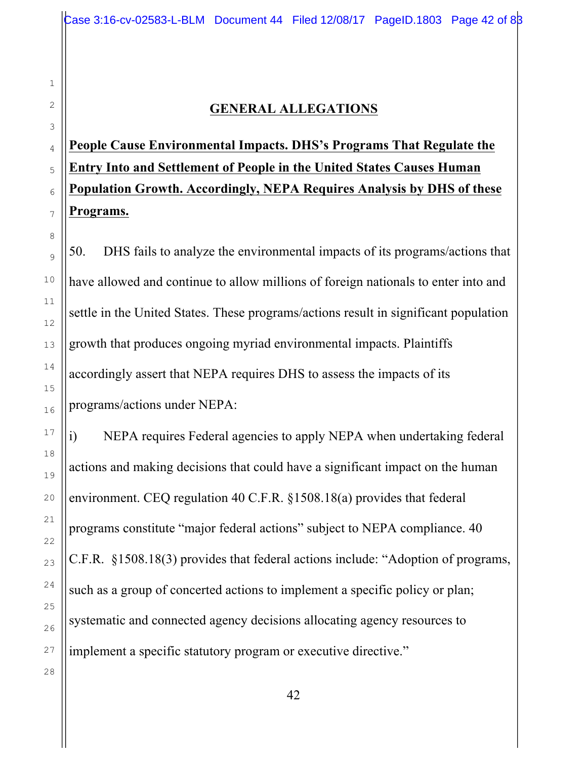## GENERAL ALLEGATIONS

**People Cause Environmental Impacts. DHS's Programs That Regulate the Entry Into and Settlement of People in the United States Causes Human Population Growth. Accordingly, NEPA Requires Analysis by DHS of these Programs.**

50. DHS fails to analyze the environmental impacts of its programs/actions that have allowed and continue to allow millions of foreign nationals to enter into and settle in the United States. These programs/actions result in significant population growth that produces ongoing myriad environmental impacts. Plaintiffs accordingly assert that NEPA requires DHS to assess the impacts of its programs/actions under NEPA:

i) NEPA requires Federal agencies to apply NEPA when undertaking federal actions and making decisions that could have a significant impact on the human environment. CEQ regulation 40 C.F.R. §1508.18(a) provides that federal programs constitute "major federal actions" subject to NEPA compliance. 40 C.F.R. §1508.18(3) provides that federal actions include: "Adoption of programs, such as a group of concerted actions to implement a specific policy or plan; systematic and connected agency decisions allocating agency resources to implement a specific statutory program or executive directive."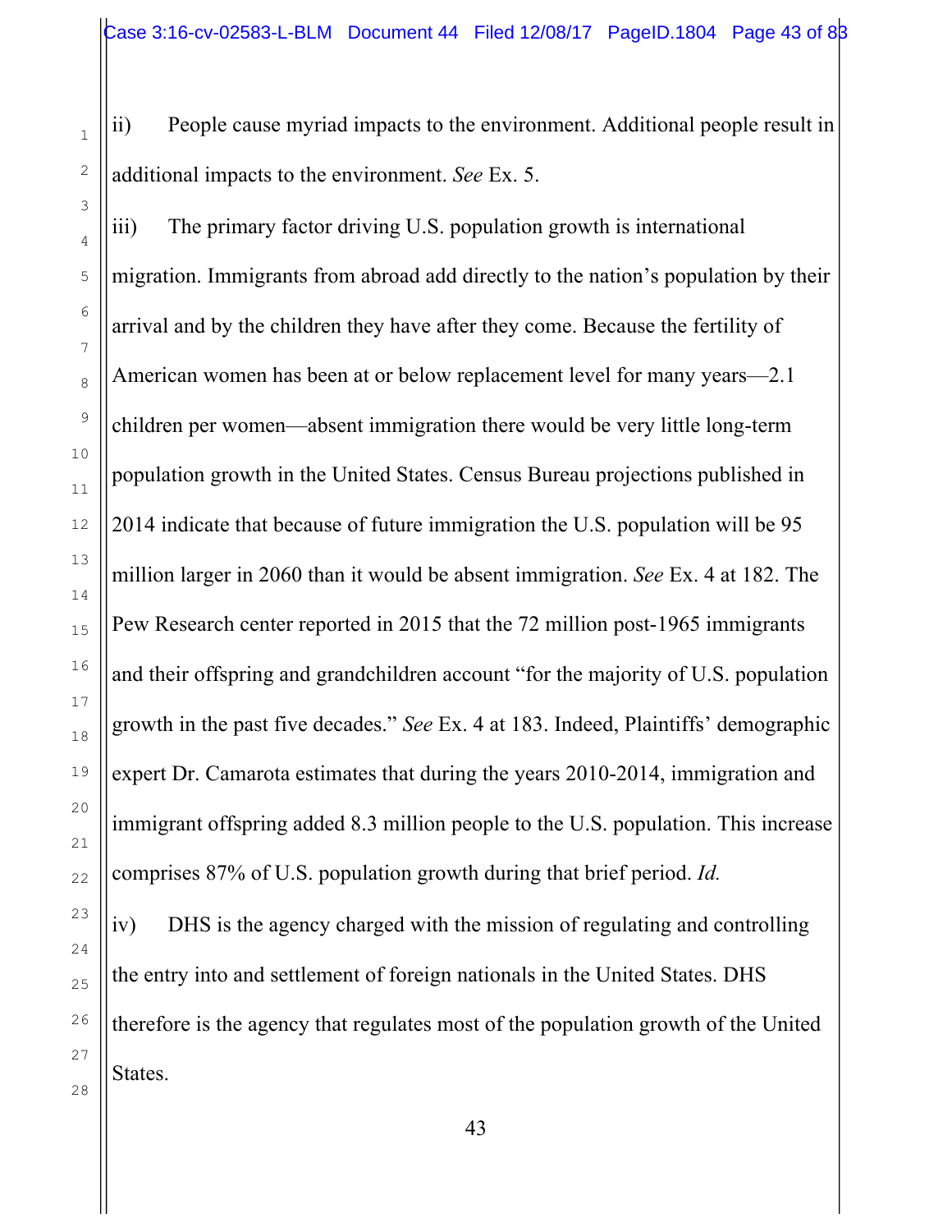ii) People cause myriad impacts to the environment. Additional people result in additional impacts to the environment. *See* Ex. 5.

iii) The primary factor driving U.S. population growth is international migration. Immigrants from abroad add directly to the nation's population by their arrival and by the children they have after they come. Because the fertility of American women has been at or below replacement level for many years—2.1 children per women—absent immigration there would be very little long-term population growth in the United States. Census Bureau projections published in 2014 indicate that because of future immigration the U.S. population will be 95 million larger in 2060 than it would be absent immigration. *See* Ex. 4 at 182. The Pew Research center reported in 2015 that the 72 million post-1965 immigrants and their offspring and grandchildren account "for the majority of U.S. population growth in the past five decades." *See* Ex. 4 at 183. Indeed, Plaintiffs' demographic expert Dr. Camarota estimates that during the years 2010-2014, immigration and immigrant offspring added 8.3 million people to the U.S. population. This increase comprises 87% of U.S. population growth during that brief period. *Id.*

iv) DHS is the agency charged with the mission of regulating and controlling the entry into and settlement of foreign nationals in the United States. DHS therefore is the agency that regulates most of the population growth of the United States.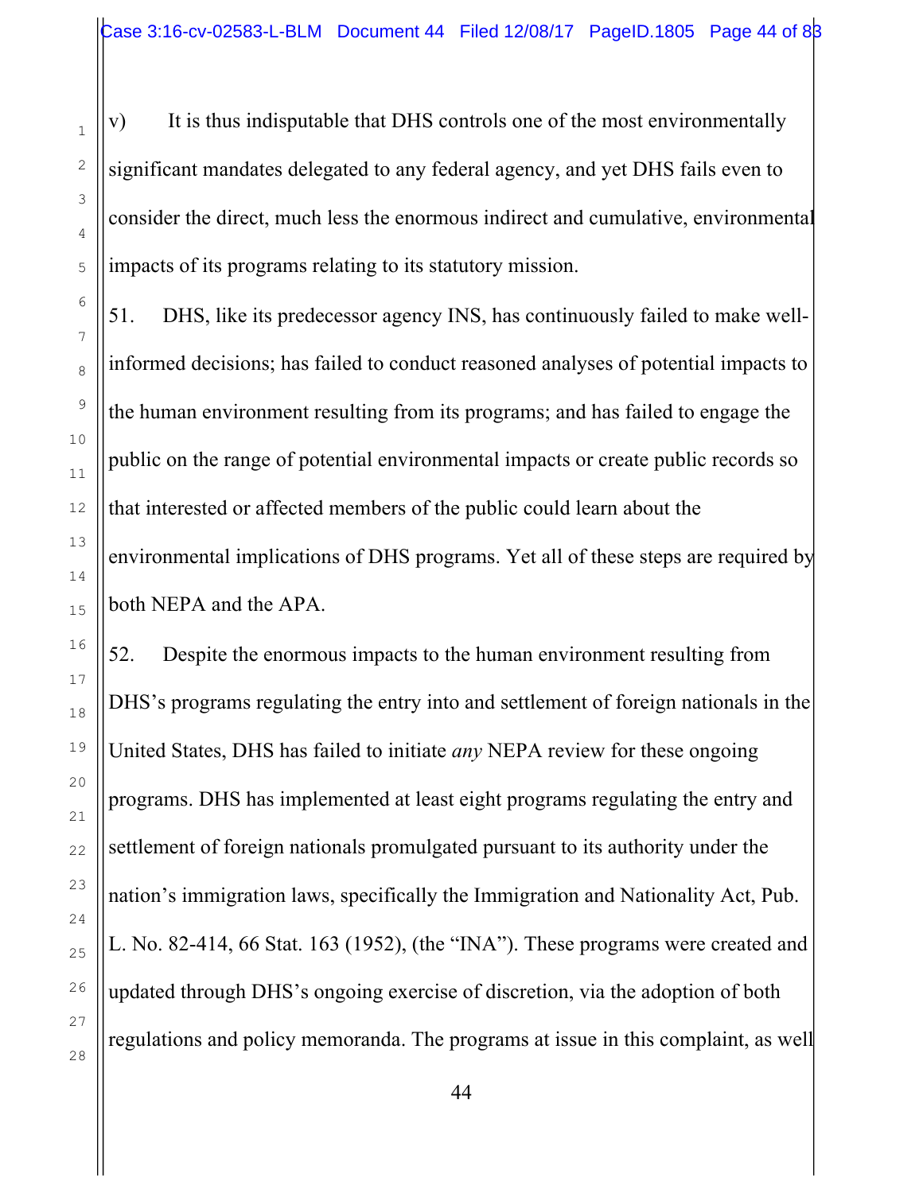v) It is thus indisputable that DHS controls one of the most environmentally significant mandates delegated to any federal agency, and yet DHS fails even to consider the direct, much less the enormous indirect and cumulative, environmental impacts of its programs relating to its statutory mission.

51. DHS, like its predecessor agency INS, has continuously failed to make well-informed decisions; has failed to conduct reasoned analyses of potential impacts to the human environment resulting from its programs; and has failed to engage the public on the range of potential environmental impacts or create public records so that interested or affected members of the public could learn about the environmental implications of DHS programs. Yet all of these steps are required by both NEPA and the APA.

52. Despite the enormous impacts to the human environment resulting from DHS's programs regulating the entry into and settlement of foreign nationals in the United States, DHS has failed to initiate *any* NEPA review for these ongoing programs. DHS has implemented at least eight programs regulating the entry and settlement of foreign nationals promulgated pursuant to its authority under the nation's immigration laws, specifically the Immigration and Nationality Act, Pub. L. No. 82-414, 66 Stat. 163 (1952), (the "INA"). These programs were created and updated through DHS's ongoing exercise of discretion, via the adoption of both regulations and policy memoranda. The programs at issue in this complaint, as well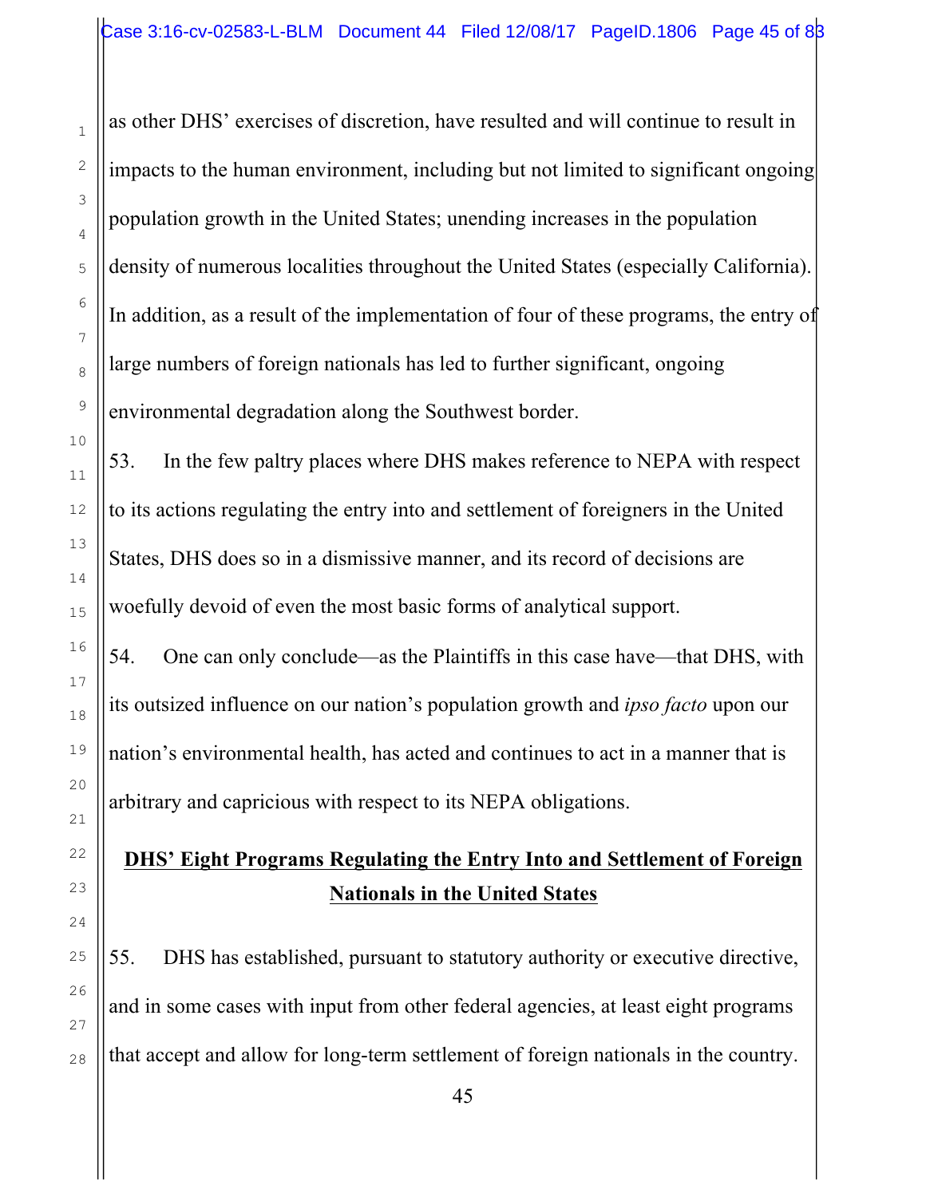as other DHS' exercises of discretion, have resulted and will continue to result in impacts to the human environment, including but not limited to significant ongoing population growth in the United States; unending increases in the population density of numerous localities throughout the United States (especially California). In addition, as a result of the implementation of four of these programs, the entry of large numbers of foreign nationals has led to further significant, ongoing environmental degradation along the Southwest border.

53. In the few paltry places where DHS makes reference to NEPA with respect to its actions regulating the entry into and settlement of foreigners in the United States, DHS does so in a dismissive manner, and its record of decisions are woefully devoid of even the most basic forms of analytical support.

54. One can only conclude—as the Plaintiffs in this case have—that DHS, with its outsized influence on our nation's population growth and *ipso facto* upon our nation's environmental health, has acted and continues to act in a manner that is arbitrary and capricious with respect to its NEPA obligations.

## **DHS' Eight Programs Regulating the Entry Into and Settlement of Foreign Nationals in the United States**

55. DHS has established, pursuant to statutory authority or executive directive, and in some cases with input from other federal agencies, at least eight programs that accept and allow for long-term settlement of foreign nationals in the country.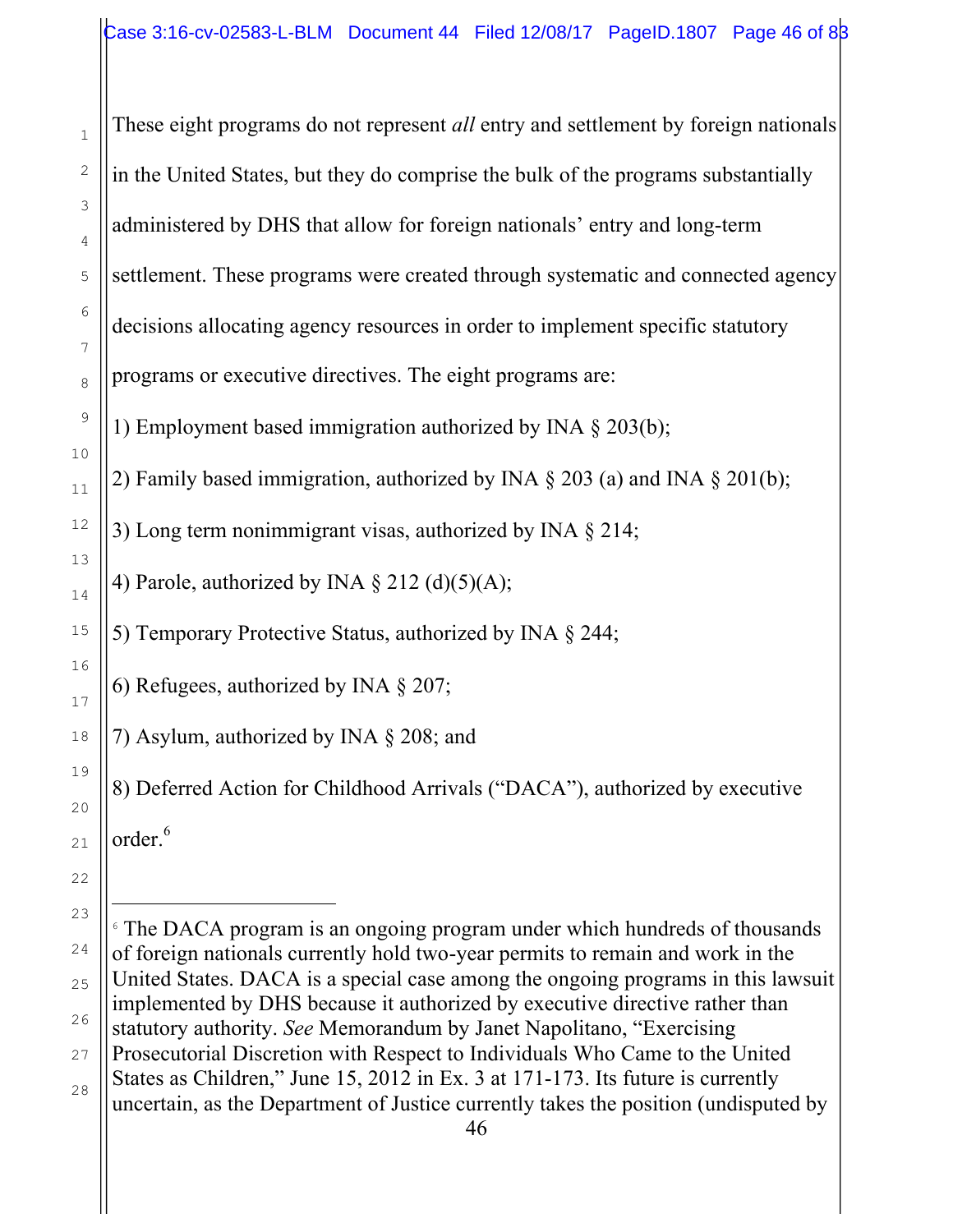These eight programs do not represent *all* entry and settlement by foreign nationals in the United States, but they do comprise the bulk of the programs substantially administered by DHS that allow for foreign nationals' entry and long-term settlement. These programs were created through systematic and connected agency decisions allocating agency resources in order to implement specific statutory programs or executive directives. The eight programs are:

1) Employment based immigration authorized by INA § 203(b);

2) Family based immigration, authorized by INA § 203 (a) and INA § 201(b);

3) Long term nonimmigrant visas, authorized by INA § 214;

4) Parole, authorized by INA § 212 (d)(5)(A);

5) Temporary Protective Status, authorized by INA § 244;

6) Refugees, authorized by INA § 207;

7) Asylum, authorized by INA § 208; and

8) Deferred Action for Childhood Arrivals ("DACA"), authorized by executive order.[6]

---

[6] The DACA program is an ongoing program under which hundreds of thousands of foreign nationals currently hold two-year permits to remain and work in the United States. DACA is a special case among the ongoing programs in this lawsuit implemented by DHS because it authorized by executive directive rather than statutory authority. *See* Memorandum by Janet Napolitano, "Exercising Prosecutorial Discretion with Respect to Individuals Who Came to the United States as Children," June 15, 2012 in Ex. 3 at 171-173. Its future is currently uncertain, as the Department of Justice currently takes the position (undisputed by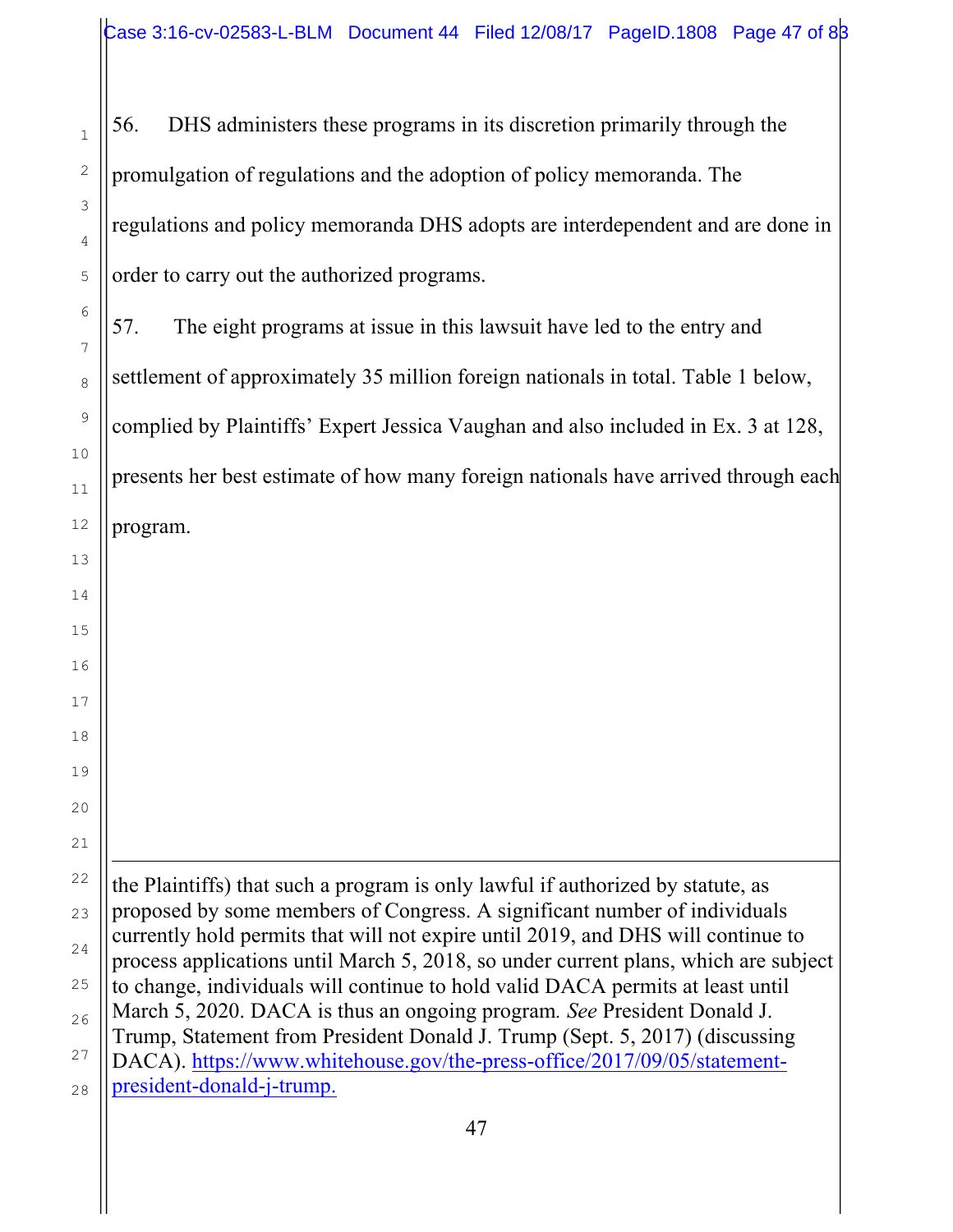56. DHS administers these programs in its discretion primarily through the promulgation of regulations and the adoption of policy memoranda. The regulations and policy memoranda DHS adopts are interdependent and are done in order to carry out the authorized programs.

57. The eight programs at issue in this lawsuit have led to the entry and settlement of approximately 35 million foreign nationals in total. Table 1 below, complied by Plaintiffs' Expert Jessica Vaughan and also included in Ex. 3 at 128, presents her best estimate of how many foreign nationals have arrived through each program.

---

the Plaintiffs) that such a program is only lawful if authorized by statute, as proposed by some members of Congress. A significant number of individuals currently hold permits that will not expire until 2019, and DHS will continue to process applications until March 5, 2018, so under current plans, which are subject to change, individuals will continue to hold valid DACA permits at least until March 5, 2020. DACA is thus an ongoing program. *See* President Donald J. Trump, Statement from President Donald J. Trump (Sept. 5, 2017) (discussing DACA). https://www.whitehouse.gov/the-press-office/2017/09/05/statement-president-donald-j-trump.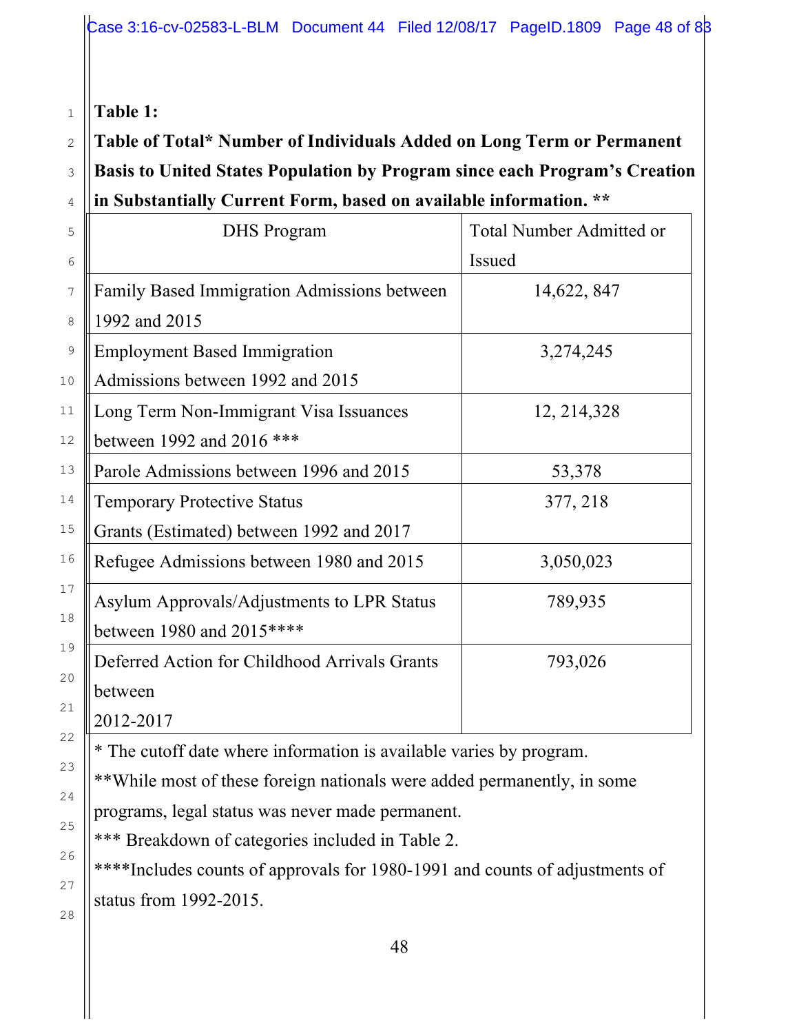**Table 1:**

**Table of Total* Number of Individuals Added on Long Term or Permanent Basis to United States Population by Program since each Program's Creation in Substantially Current Form, based on available information. ****

| DHS Program | Total Number Admitted or Issued |
|---|---|
| Family Based Immigration Admissions between 1992 and 2015 | 14,622, 847 |
| Employment Based Immigration Admissions between 1992 and 2015 | 3,274,245 |
| Long Term Non-Immigrant Visa Issuances between 1992 and 2016 *** | 12, 214,328 |
| Parole Admissions between 1996 and 2015 | 53,378 |
| Temporary Protective Status Grants (Estimated) between 1992 and 2017 | 377, 218 |
| Refugee Admissions between 1980 and 2015 | 3,050,023 |
| Asylum Approvals/Adjustments to LPR Status between 1980 and 2015**** | 789,935 |
| Deferred Action for Childhood Arrivals Grants between 2012-2017 | 793,026 |

* The cutoff date where information is available varies by program.

**While most of these foreign nationals were added permanently, in some programs, legal status was never made permanent.

*** Breakdown of categories included in Table 2.

****Includes counts of approvals for 1980-1991 and counts of adjustments of status from 1992-2015.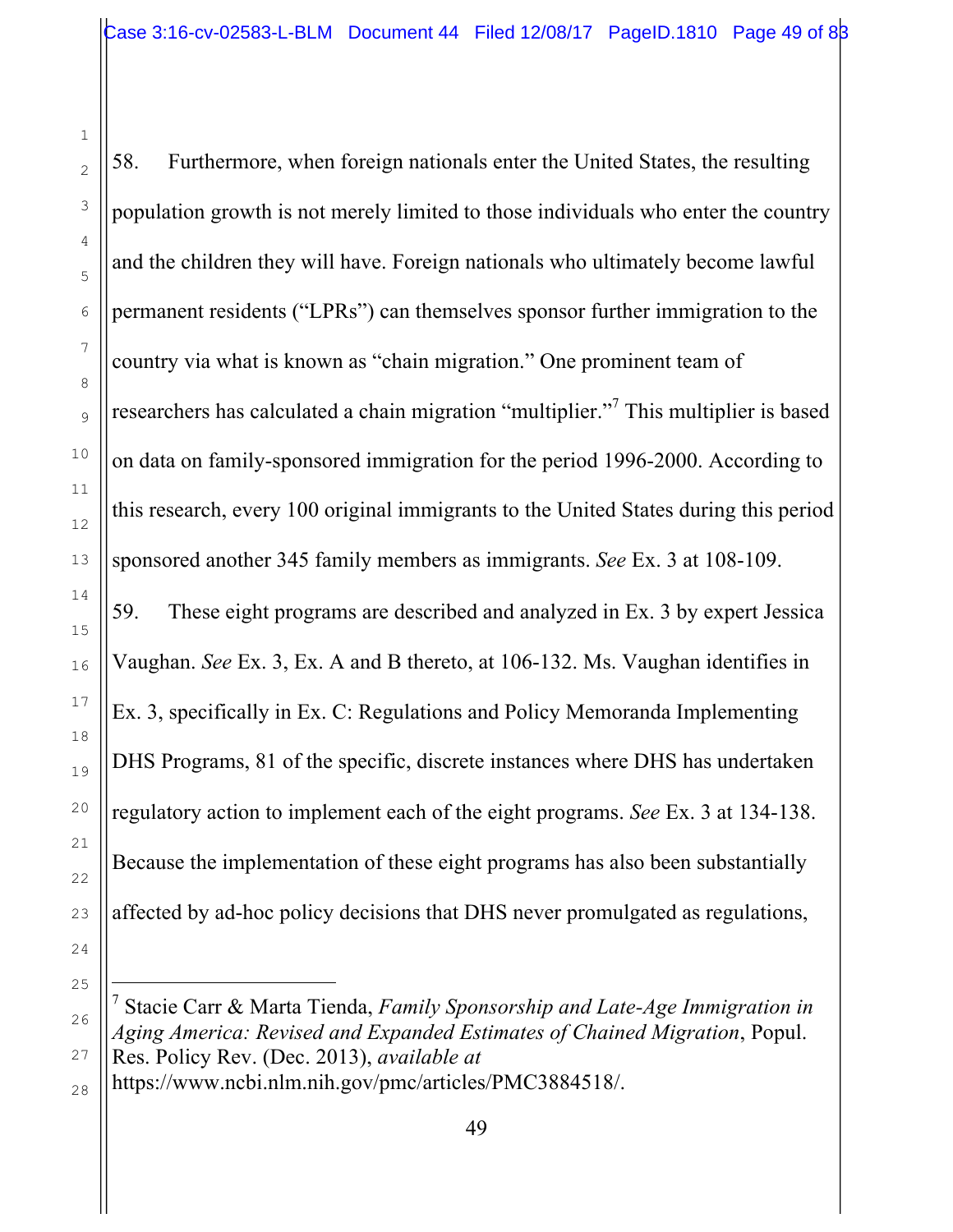58. Furthermore, when foreign nationals enter the United States, the resulting population growth is not merely limited to those individuals who enter the country and the children they will have. Foreign nationals who ultimately become lawful permanent residents ("LPRs") can themselves sponsor further immigration to the country via what is known as "chain migration." One prominent team of researchers has calculated a chain migration "multiplier."[7] This multiplier is based on data on family-sponsored immigration for the period 1996-2000. According to this research, every 100 original immigrants to the United States during this period sponsored another 345 family members as immigrants. *See* Ex. 3 at 108-109.

59. These eight programs are described and analyzed in Ex. 3 by expert Jessica Vaughan. *See* Ex. 3, Ex. A and B thereto, at 106-132. Ms. Vaughan identifies in Ex. 3, specifically in Ex. C: Regulations and Policy Memoranda Implementing DHS Programs, 81 of the specific, discrete instances where DHS has undertaken regulatory action to implement each of the eight programs. *See* Ex. 3 at 134-138. Because the implementation of these eight programs has also been substantially affected by ad-hoc policy decisions that DHS never promulgated as regulations,

---

[7] Stacie Carr & Marta Tienda, *Family Sponsorship and Late-Age Immigration in Aging America: Revised and Expanded Estimates of Chained Migration*, Popul. Res. Policy Rev. (Dec. 2013), *available at* https://www.ncbi.nlm.nih.gov/pmc/articles/PMC3884518/.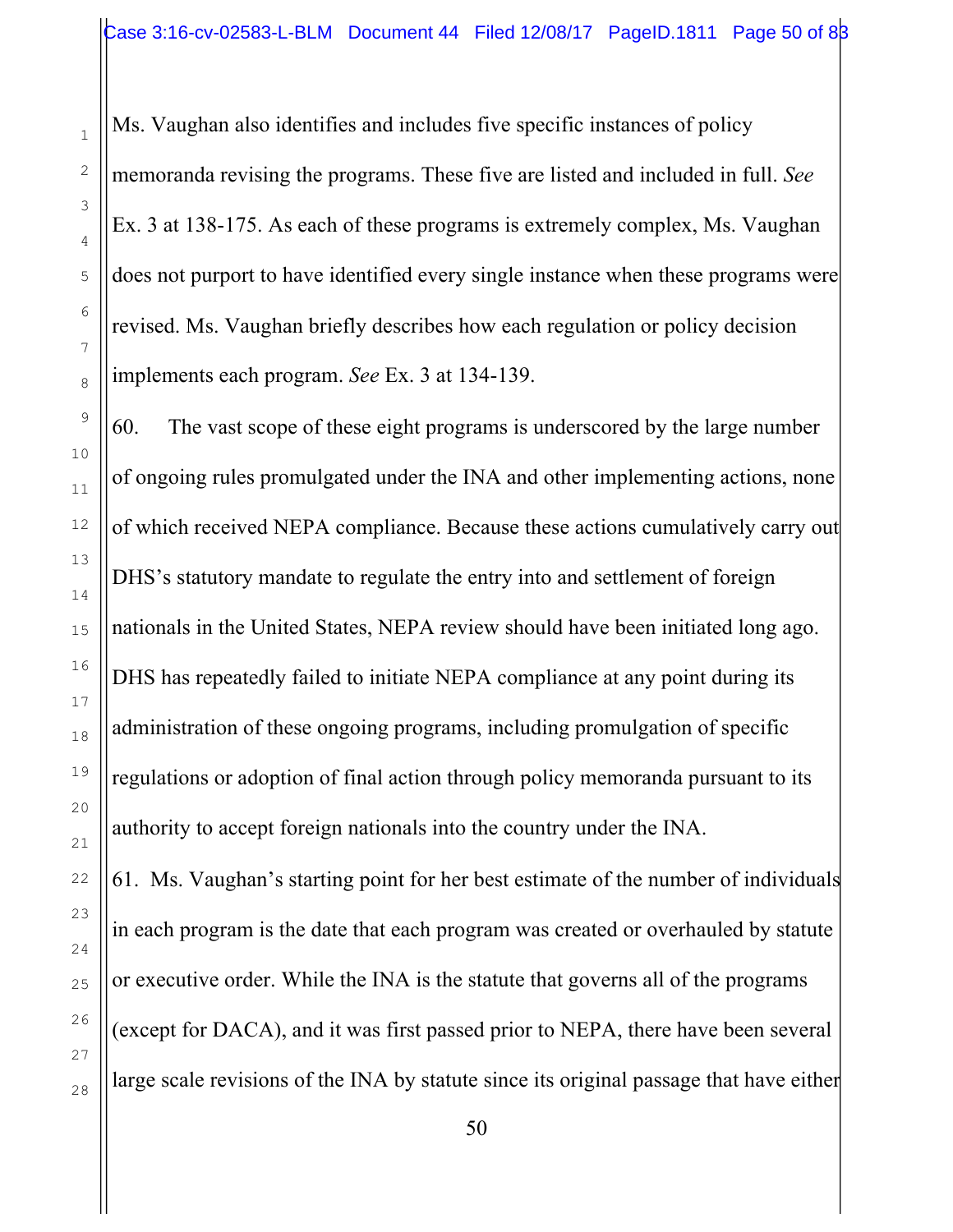Ms. Vaughan also identifies and includes five specific instances of policy memoranda revising the programs. These five are listed and included in full. *See* Ex. 3 at 138-175. As each of these programs is extremely complex, Ms. Vaughan does not purport to have identified every single instance when these programs were revised. Ms. Vaughan briefly describes how each regulation or policy decision implements each program. *See* Ex. 3 at 134-139.

60. The vast scope of these eight programs is underscored by the large number of ongoing rules promulgated under the INA and other implementing actions, none of which received NEPA compliance. Because these actions cumulatively carry out DHS's statutory mandate to regulate the entry into and settlement of foreign nationals in the United States, NEPA review should have been initiated long ago. DHS has repeatedly failed to initiate NEPA compliance at any point during its administration of these ongoing programs, including promulgation of specific regulations or adoption of final action through policy memoranda pursuant to its authority to accept foreign nationals into the country under the INA.

61. Ms. Vaughan's starting point for her best estimate of the number of individuals in each program is the date that each program was created or overhauled by statute or executive order. While the INA is the statute that governs all of the programs (except for DACA), and it was first passed prior to NEPA, there have been several large scale revisions of the INA by statute since its original passage that have either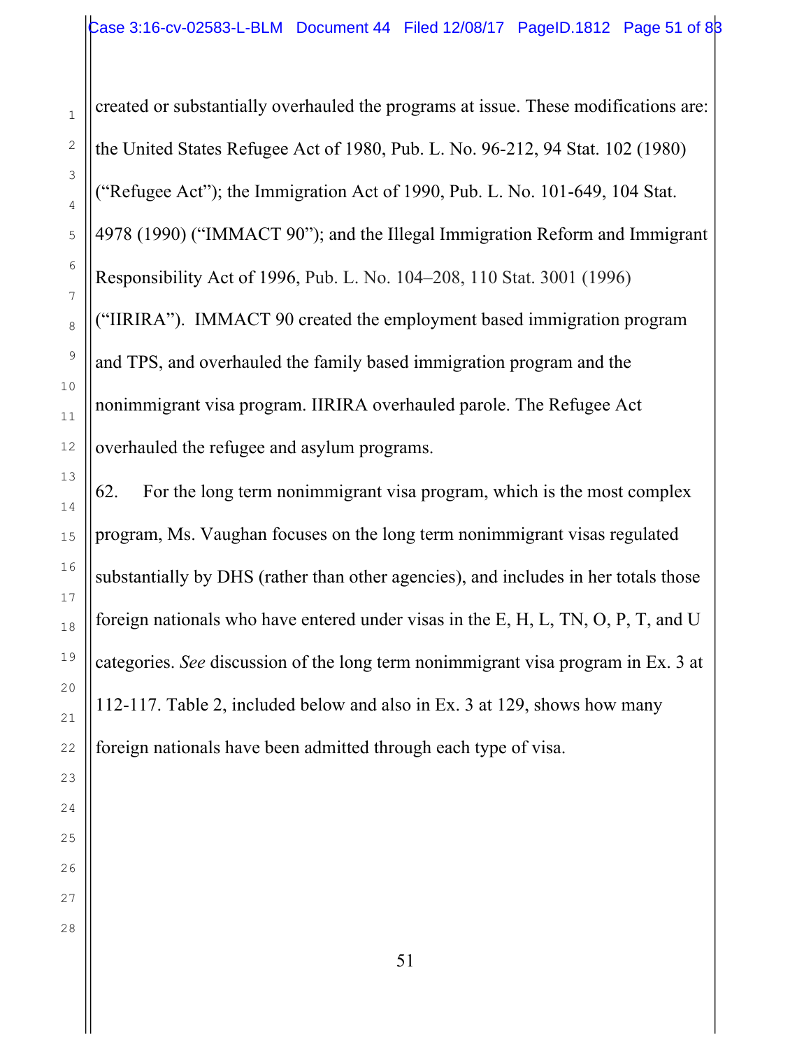created or substantially overhauled the programs at issue. These modifications are: the United States Refugee Act of 1980, Pub. L. No. 96-212, 94 Stat. 102 (1980) ("Refugee Act"); the Immigration Act of 1990, Pub. L. No. 101-649, 104 Stat. 4978 (1990) ("IMMACT 90"); and the Illegal Immigration Reform and Immigrant Responsibility Act of 1996, Pub. L. No. 104–208, 110 Stat. 3001 (1996) ("IIRIRA"). IMMACT 90 created the employment based immigration program and TPS, and overhauled the family based immigration program and the nonimmigrant visa program. IIRIRA overhauled parole. The Refugee Act overhauled the refugee and asylum programs.

62. For the long term nonimmigrant visa program, which is the most complex program, Ms. Vaughan focuses on the long term nonimmigrant visas regulated substantially by DHS (rather than other agencies), and includes in her totals those foreign nationals who have entered under visas in the E, H, L, TN, O, P, T, and U categories. *See* discussion of the long term nonimmigrant visa program in Ex. 3 at 112-117. Table 2, included below and also in Ex. 3 at 129, shows how many foreign nationals have been admitted through each type of visa.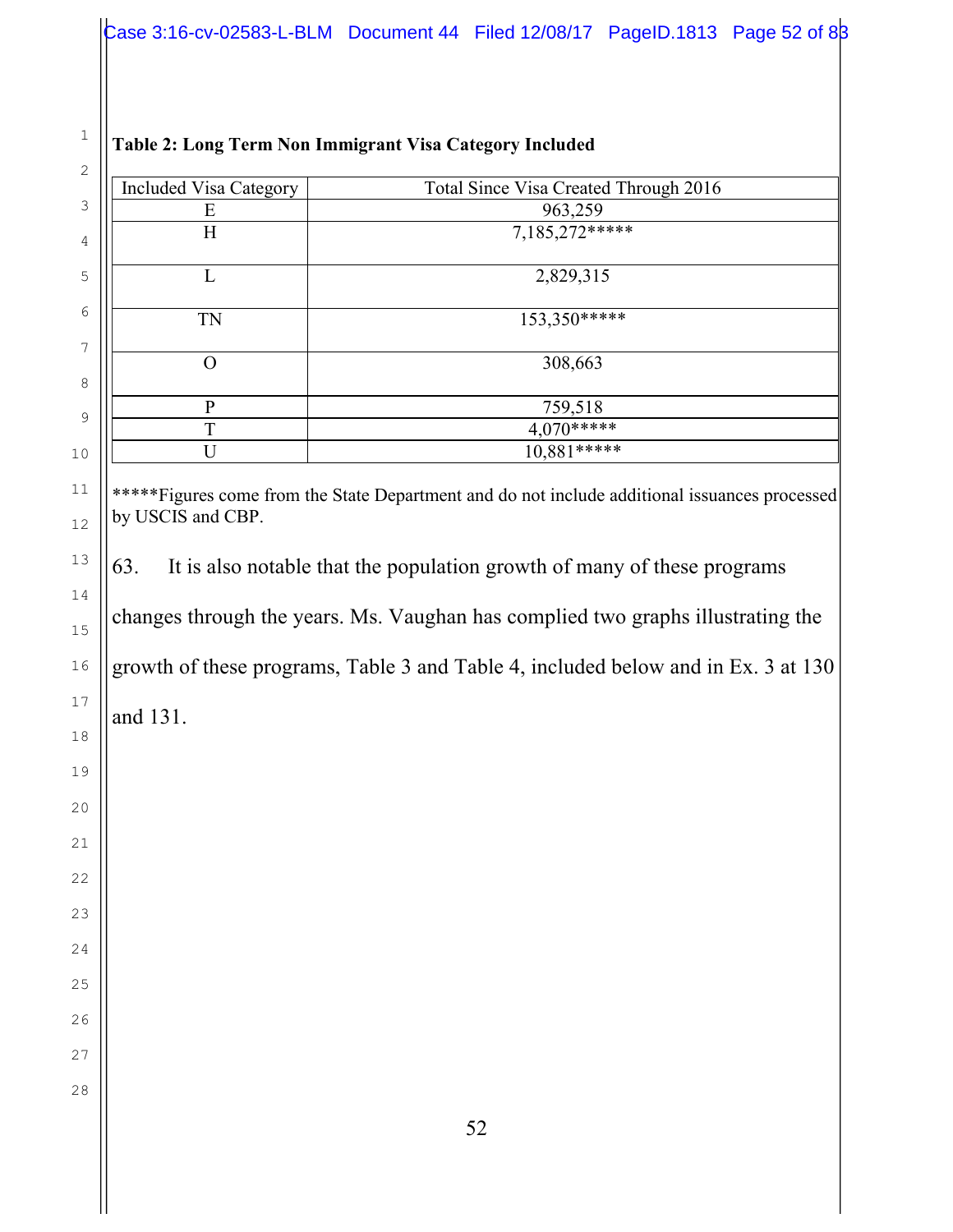**Table 2: Long Term Non Immigrant Visa Category Included**

| Included Visa Category | Total Since Visa Created Through 2016 |
|---|---|
| E | 963,259 |
| H | 7,185,272***** |
| L | 2,829,315 |
| TN | 153,350***** |
| O | 308,663 |
| P | 759,518 |
| T | 4,070***** |
| U | 10,881***** |

*****Figures come from the State Department and do not include additional issuances processed by USCIS and CBP.

63. It is also notable that the population growth of many of these programs changes through the years. Ms. Vaughan has complied two graphs illustrating the growth of these programs, Table 3 and Table 4, included below and in Ex. 3 at 130 and 131.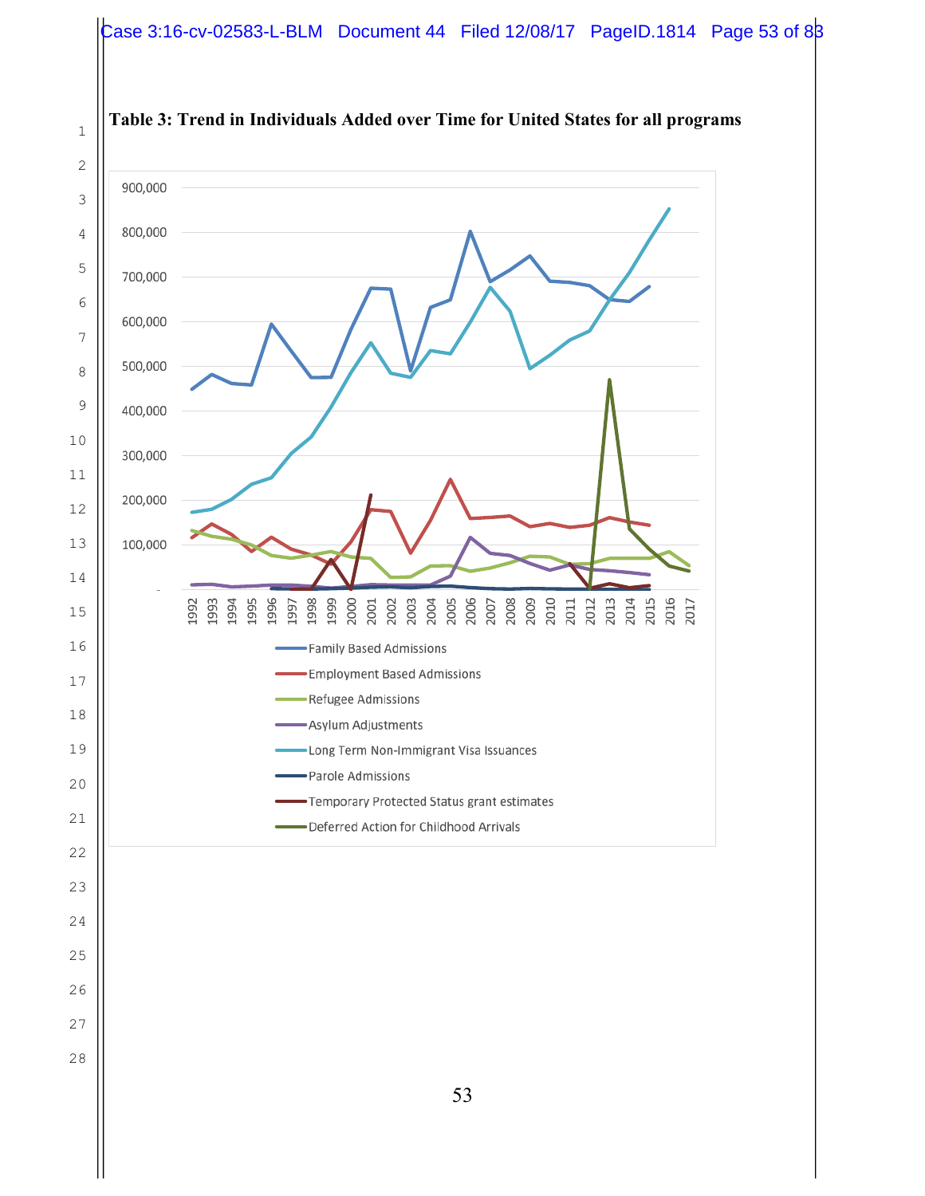**Table 3: Trend in Individuals Added over Time for United States for all programs**

900,000
800,000
700,000
600,000
500,000
400,000
300,000
200,000
100,000
-

1992 1993 1994 1995 1996 1997 1998 1999 2000 2001 2002 2003 2004 2005 2006 2007 2008 2009 2010 2011 2012 2013 2014 2015 2016 2017

- Family Based Admissions
- Employment Based Admissions
- Refugee Admissions
- Asylum Adjustments
- Long Term Non-Immigrant Visa Issuances
- Parole Admissions
- Temporary Protected Status grant estimates
- Deferred Action for Childhood Arrivals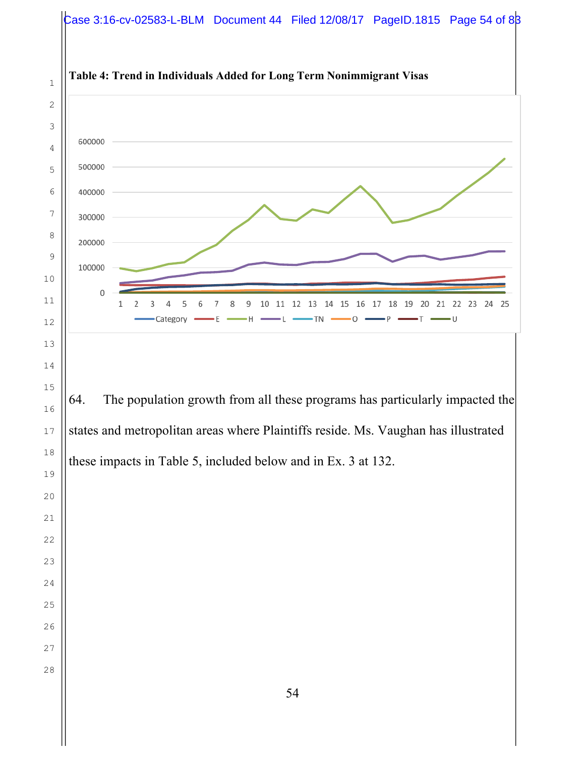**Table 4: Trend in Individuals Added for Long Term Nonimmigrant Visas**

64. The population growth from all these programs has particularly impacted the states and metropolitan areas where Plaintiffs reside. Ms. Vaughan has illustrated these impacts in Table 5, included below and in Ex. 3 at 132.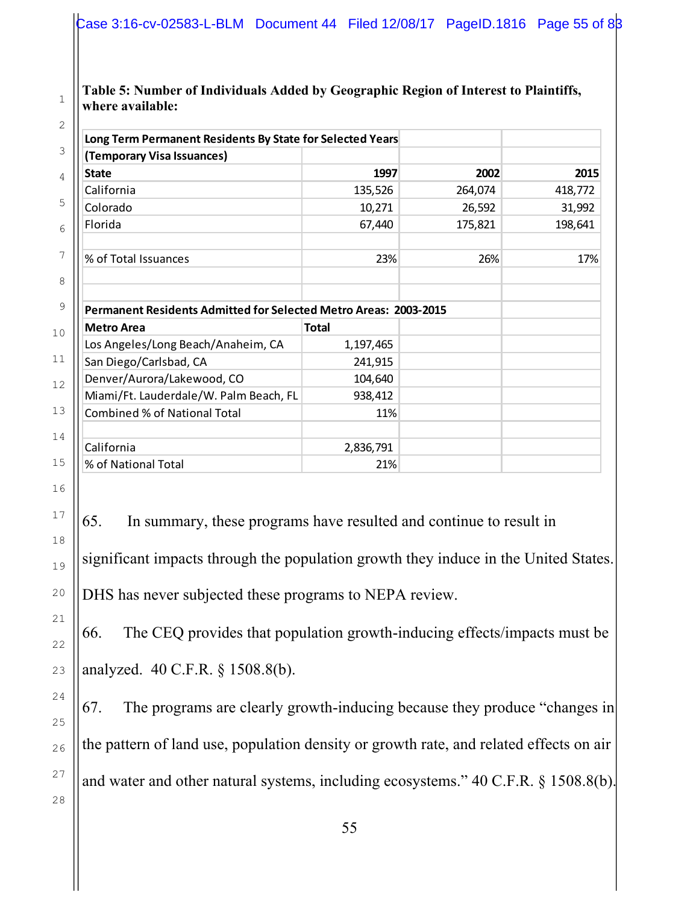**Table 5: Number of Individuals Added by Geographic Region of Interest to Plaintiffs, where available:**

| **Long Term Permanent Residents By State for Selected Years (Temporary Visa Issuances)** | | | |
|---|---|---|---|
| **State** | **1997** | **2002** | **2015** |
| California | 135,526 | 264,074 | 418,772 |
| Colorado | 10,271 | 26,592 | 31,992 |
| Florida | 67,440 | 175,821 | 198,641 |
| | | | |
| % of Total Issuances | 23% | 26% | 17% |
| | | | |
| | | | |
| **Permanent Residents Admitted for Selected Metro Areas: 2003-2015** | | | |
| **Metro Area** | **Total** | | |
| Los Angeles/Long Beach/Anaheim, CA | 1,197,465 | | |
| San Diego/Carlsbad, CA | 241,915 | | |
| Denver/Aurora/Lakewood, CO | 104,640 | | |
| Miami/Ft. Lauderdale/W. Palm Beach, FL | 938,412 | | |
| Combined % of National Total | 11% | | |
| | | | |
| California | 2,836,791 | | |
| % of National Total | 21% | | |

65. In summary, these programs have resulted and continue to result in significant impacts through the population growth they induce in the United States. DHS has never subjected these programs to NEPA review.

66. The CEQ provides that population growth-inducing effects/impacts must be analyzed. 40 C.F.R. § 1508.8(b).

67. The programs are clearly growth-inducing because they produce "changes in the pattern of land use, population density or growth rate, and related effects on air and water and other natural systems, including ecosystems." 40 C.F.R. § 1508.8(b).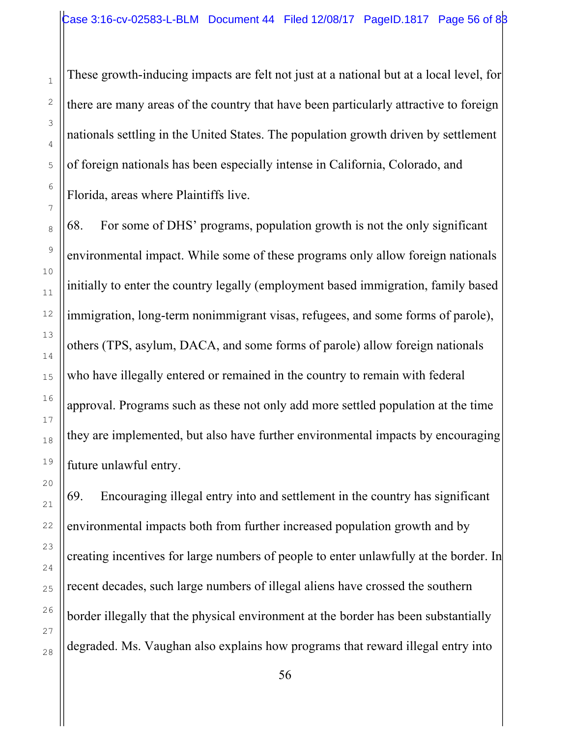These growth-inducing impacts are felt not just at a national but at a local level, for there are many areas of the country that have been particularly attractive to foreign nationals settling in the United States. The population growth driven by settlement of foreign nationals has been especially intense in California, Colorado, and Florida, areas where Plaintiffs live.

68. For some of DHS' programs, population growth is not the only significant environmental impact. While some of these programs only allow foreign nationals initially to enter the country legally (employment based immigration, family based immigration, long-term nonimmigrant visas, refugees, and some forms of parole), others (TPS, asylum, DACA, and some forms of parole) allow foreign nationals who have illegally entered or remained in the country to remain with federal approval. Programs such as these not only add more settled population at the time they are implemented, but also have further environmental impacts by encouraging future unlawful entry.

69. Encouraging illegal entry into and settlement in the country has significant environmental impacts both from further increased population growth and by creating incentives for large numbers of people to enter unlawfully at the border. In recent decades, such large numbers of illegal aliens have crossed the southern border illegally that the physical environment at the border has been substantially degraded. Ms. Vaughan also explains how programs that reward illegal entry into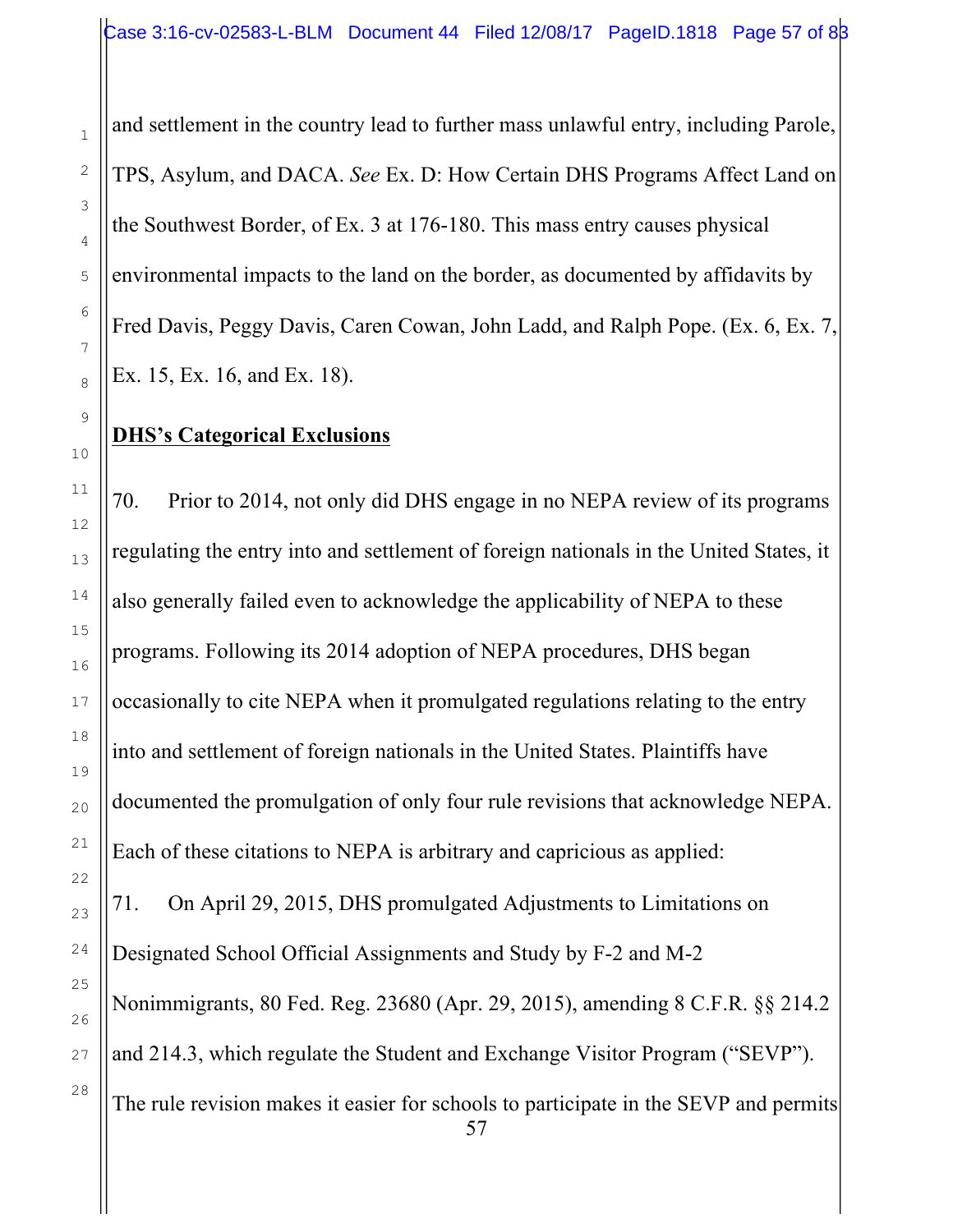and settlement in the country lead to further mass unlawful entry, including Parole, TPS, Asylum, and DACA. *See* Ex. D: How Certain DHS Programs Affect Land on the Southwest Border, of Ex. 3 at 176-180. This mass entry causes physical environmental impacts to the land on the border, as documented by affidavits by Fred Davis, Peggy Davis, Caren Cowan, John Ladd, and Ralph Pope. (Ex. 6, Ex. 7, Ex. 15, Ex. 16, and Ex. 18).

**DHS's Categorical Exclusions**

70. Prior to 2014, not only did DHS engage in no NEPA review of its programs regulating the entry into and settlement of foreign nationals in the United States, it also generally failed even to acknowledge the applicability of NEPA to these programs. Following its 2014 adoption of NEPA procedures, DHS began occasionally to cite NEPA when it promulgated regulations relating to the entry into and settlement of foreign nationals in the United States. Plaintiffs have documented the promulgation of only four rule revisions that acknowledge NEPA. Each of these citations to NEPA is arbitrary and capricious as applied:

71. On April 29, 2015, DHS promulgated Adjustments to Limitations on Designated School Official Assignments and Study by F-2 and M-2 Nonimmigrants, 80 Fed. Reg. 23680 (Apr. 29, 2015), amending 8 C.F.R. §§ 214.2 and 214.3, which regulate the Student and Exchange Visitor Program ("SEVP"). The rule revision makes it easier for schools to participate in the SEVP and permits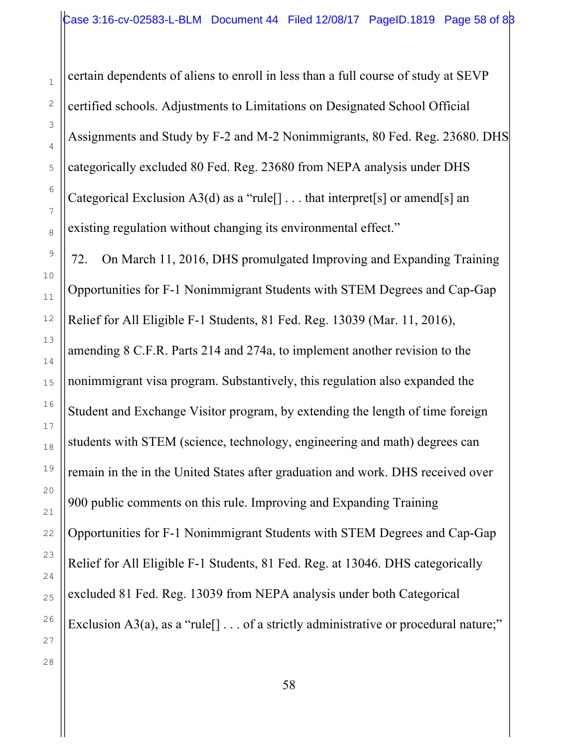certain dependents of aliens to enroll in less than a full course of study at SEVP certified schools. Adjustments to Limitations on Designated School Official Assignments and Study by F-2 and M-2 Nonimmigrants, 80 Fed. Reg. 23680. DHS categorically excluded 80 Fed. Reg. 23680 from NEPA analysis under DHS Categorical Exclusion A3(d) as a "rule[] . . . that interpret[s] or amend[s] an existing regulation without changing its environmental effect."

72. On March 11, 2016, DHS promulgated Improving and Expanding Training Opportunities for F-1 Nonimmigrant Students with STEM Degrees and Cap-Gap Relief for All Eligible F-1 Students, 81 Fed. Reg. 13039 (Mar. 11, 2016), amending 8 C.F.R. Parts 214 and 274a, to implement another revision to the nonimmigrant visa program. Substantively, this regulation also expanded the Student and Exchange Visitor program, by extending the length of time foreign students with STEM (science, technology, engineering and math) degrees can remain in the in the United States after graduation and work. DHS received over 900 public comments on this rule. Improving and Expanding Training Opportunities for F-1 Nonimmigrant Students with STEM Degrees and Cap-Gap Relief for All Eligible F-1 Students, 81 Fed. Reg. at 13046. DHS categorically excluded 81 Fed. Reg. 13039 from NEPA analysis under both Categorical Exclusion A3(a), as a "rule[] . . . of a strictly administrative or procedural nature;"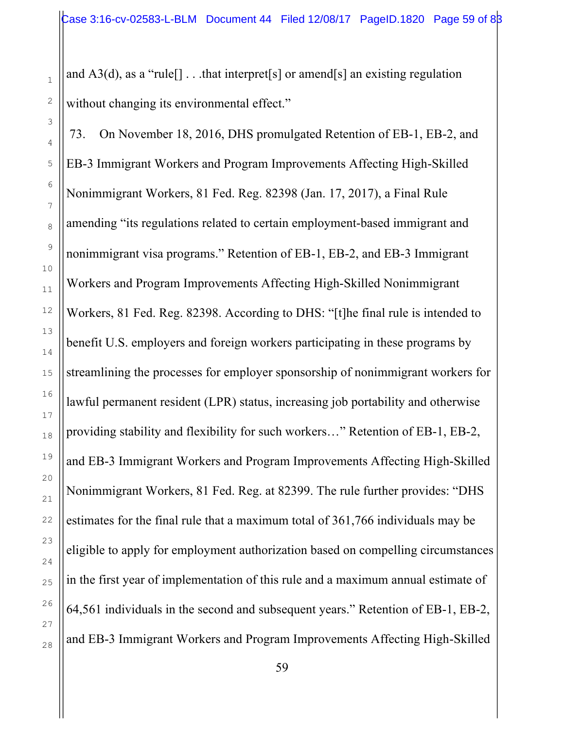and A3(d), as a "rule[] . . .that interpret[s] or amend[s] an existing regulation without changing its environmental effect."

73. On November 18, 2016, DHS promulgated Retention of EB-1, EB-2, and EB-3 Immigrant Workers and Program Improvements Affecting High-Skilled Nonimmigrant Workers, 81 Fed. Reg. 82398 (Jan. 17, 2017), a Final Rule amending "its regulations related to certain employment-based immigrant and nonimmigrant visa programs." Retention of EB-1, EB-2, and EB-3 Immigrant Workers and Program Improvements Affecting High-Skilled Nonimmigrant Workers, 81 Fed. Reg. 82398. According to DHS: "[t]he final rule is intended to benefit U.S. employers and foreign workers participating in these programs by streamlining the processes for employer sponsorship of nonimmigrant workers for lawful permanent resident (LPR) status, increasing job portability and otherwise providing stability and flexibility for such workers…" Retention of EB-1, EB-2, and EB-3 Immigrant Workers and Program Improvements Affecting High-Skilled Nonimmigrant Workers, 81 Fed. Reg. at 82399. The rule further provides: "DHS estimates for the final rule that a maximum total of 361,766 individuals may be eligible to apply for employment authorization based on compelling circumstances in the first year of implementation of this rule and a maximum annual estimate of 64,561 individuals in the second and subsequent years." Retention of EB-1, EB-2, and EB-3 Immigrant Workers and Program Improvements Affecting High-Skilled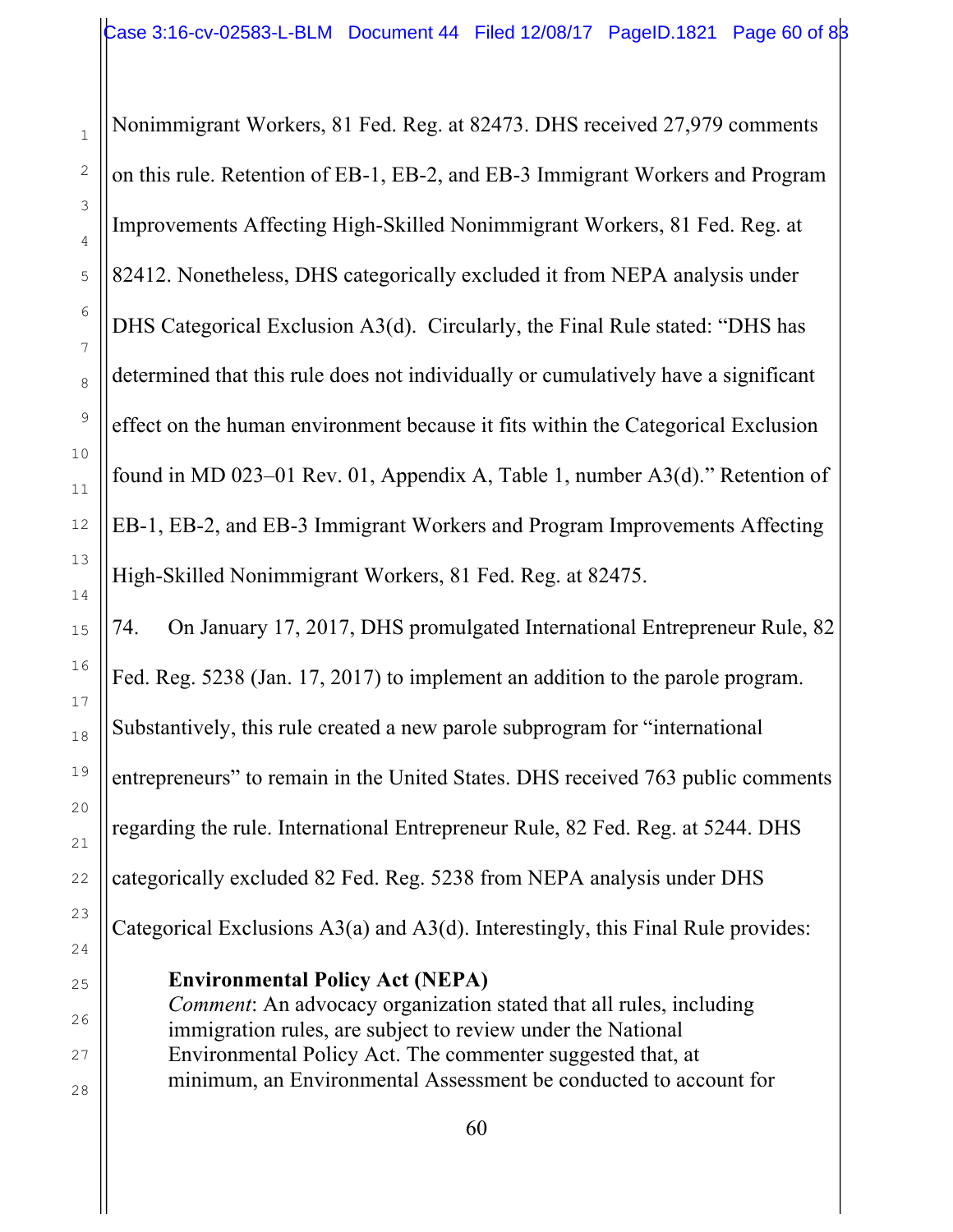Nonimmigrant Workers, 81 Fed. Reg. at 82473. DHS received 27,979 comments on this rule. Retention of EB-1, EB-2, and EB-3 Immigrant Workers and Program Improvements Affecting High-Skilled Nonimmigrant Workers, 81 Fed. Reg. at 82412. Nonetheless, DHS categorically excluded it from NEPA analysis under DHS Categorical Exclusion A3(d). Circularly, the Final Rule stated: "DHS has determined that this rule does not individually or cumulatively have a significant effect on the human environment because it fits within the Categorical Exclusion found in MD 023–01 Rev. 01, Appendix A, Table 1, number A3(d)." Retention of EB-1, EB-2, and EB-3 Immigrant Workers and Program Improvements Affecting High-Skilled Nonimmigrant Workers, 81 Fed. Reg. at 82475.

74. On January 17, 2017, DHS promulgated International Entrepreneur Rule, 82 Fed. Reg. 5238 (Jan. 17, 2017) to implement an addition to the parole program. Substantively, this rule created a new parole subprogram for "international entrepreneurs" to remain in the United States. DHS received 763 public comments regarding the rule. International Entrepreneur Rule, 82 Fed. Reg. at 5244. DHS categorically excluded 82 Fed. Reg. 5238 from NEPA analysis under DHS Categorical Exclusions A3(a) and A3(d). Interestingly, this Final Rule provides:

> **Environmental Policy Act (NEPA)**
> *Comment*: An advocacy organization stated that all rules, including immigration rules, are subject to review under the National Environmental Policy Act. The commenter suggested that, at minimum, an Environmental Assessment be conducted to account for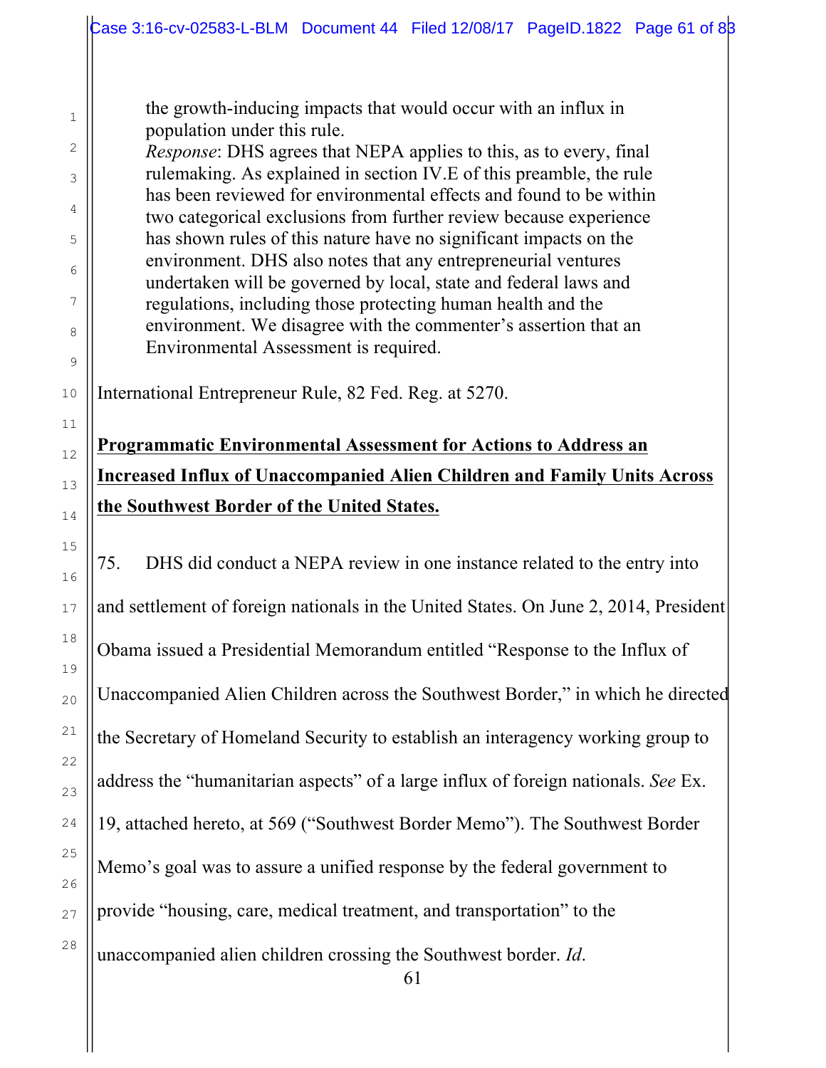> the growth-inducing impacts that would occur with an influx in population under this rule.
> *Response*: DHS agrees that NEPA applies to this, as to every, final rulemaking. As explained in section IV.E of this preamble, the rule has been reviewed for environmental effects and found to be within two categorical exclusions from further review because experience has shown rules of this nature have no significant impacts on the environment. DHS also notes that any entrepreneurial ventures undertaken will be governed by local, state and federal laws and regulations, including those protecting human health and the environment. We disagree with the commenter's assertion that an Environmental Assessment is required.

International Entrepreneur Rule, 82 Fed. Reg. at 5270.

**Programmatic Environmental Assessment for Actions to Address an Increased Influx of Unaccompanied Alien Children and Family Units Across the Southwest Border of the United States.**

75. DHS did conduct a NEPA review in one instance related to the entry into and settlement of foreign nationals in the United States. On June 2, 2014, President Obama issued a Presidential Memorandum entitled "Response to the Influx of Unaccompanied Alien Children across the Southwest Border," in which he directed the Secretary of Homeland Security to establish an interagency working group to address the "humanitarian aspects" of a large influx of foreign nationals. *See* Ex. 19, attached hereto, at 569 ("Southwest Border Memo"). The Southwest Border Memo's goal was to assure a unified response by the federal government to provide "housing, care, medical treatment, and transportation" to the unaccompanied alien children crossing the Southwest border. *Id*.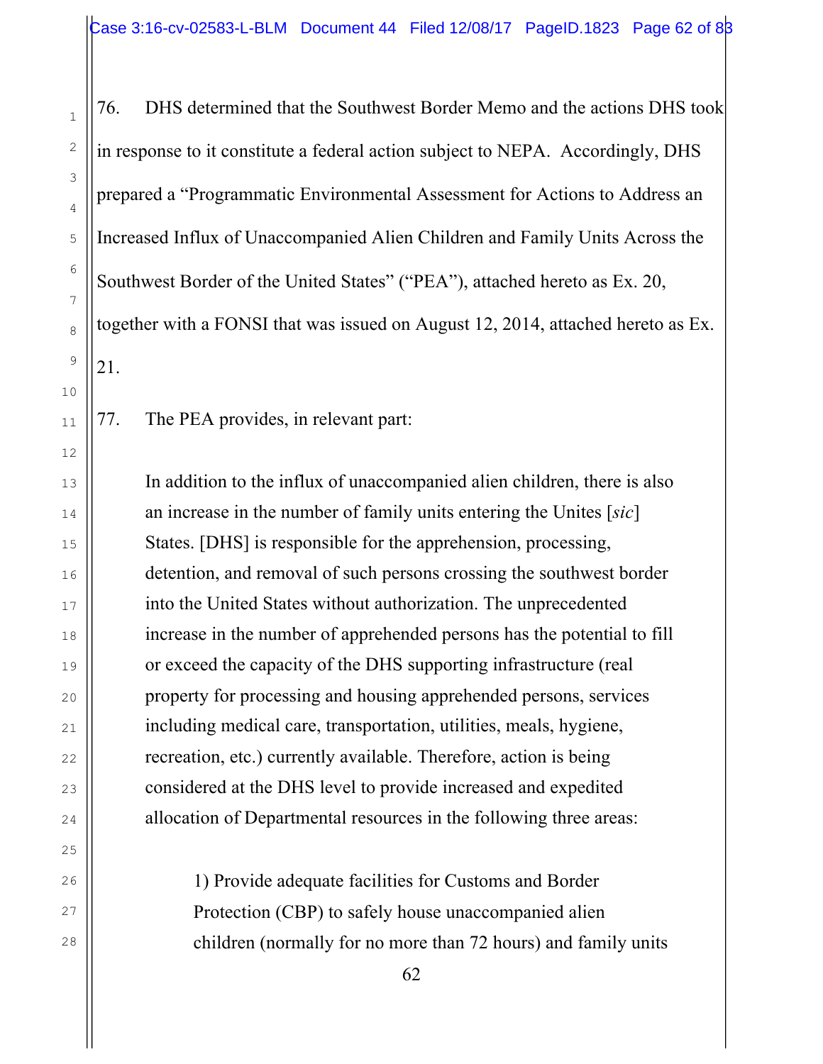76. DHS determined that the Southwest Border Memo and the actions DHS took in response to it constitute a federal action subject to NEPA. Accordingly, DHS prepared a "Programmatic Environmental Assessment for Actions to Address an Increased Influx of Unaccompanied Alien Children and Family Units Across the Southwest Border of the United States" ("PEA"), attached hereto as Ex. 20, together with a FONSI that was issued on August 12, 2014, attached hereto as Ex. 21.

77. The PEA provides, in relevant part:

> In addition to the influx of unaccompanied alien children, there is also an increase in the number of family units entering the Unites [*sic*] States. [DHS] is responsible for the apprehension, processing, detention, and removal of such persons crossing the southwest border into the United States without authorization. The unprecedented increase in the number of apprehended persons has the potential to fill or exceed the capacity of the DHS supporting infrastructure (real property for processing and housing apprehended persons, services including medical care, transportation, utilities, meals, hygiene, recreation, etc.) currently available. Therefore, action is being considered at the DHS level to provide increased and expedited allocation of Departmental resources in the following three areas:
>
> > 1) Provide adequate facilities for Customs and Border Protection (CBP) to safely house unaccompanied alien children (normally for no more than 72 hours) and family units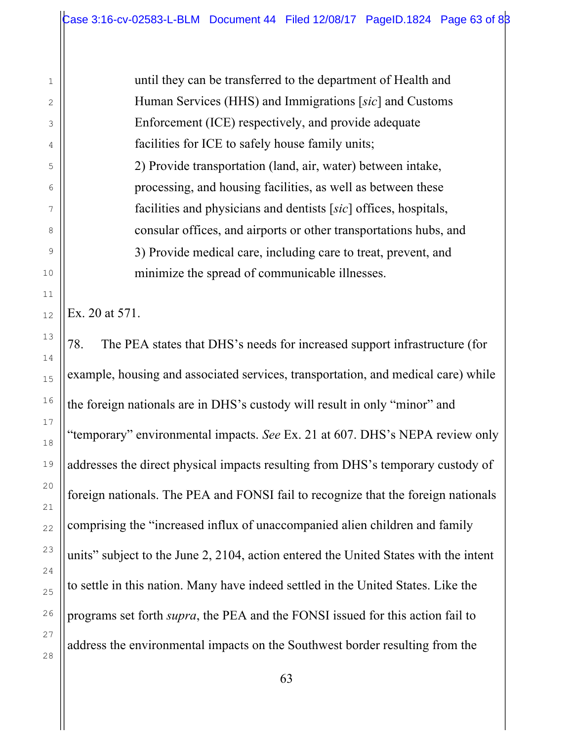> until they can be transferred to the department of Health and Human Services (HHS) and Immigrations [*sic*] and Customs Enforcement (ICE) respectively, and provide adequate facilities for ICE to safely house family units;
>
> 2) Provide transportation (land, air, water) between intake, processing, and housing facilities, as well as between these facilities and physicians and dentists [*sic*] offices, hospitals, consular offices, and airports or other transportations hubs, and
>
> 3) Provide medical care, including care to treat, prevent, and minimize the spread of communicable illnesses.

Ex. 20 at 571.

78. The PEA states that DHS's needs for increased support infrastructure (for example, housing and associated services, transportation, and medical care) while the foreign nationals are in DHS's custody will result in only "minor" and "temporary" environmental impacts. *See* Ex. 21 at 607. DHS's NEPA review only addresses the direct physical impacts resulting from DHS's temporary custody of foreign nationals. The PEA and FONSI fail to recognize that the foreign nationals comprising the "increased influx of unaccompanied alien children and family units" subject to the June 2, 2104, action entered the United States with the intent to settle in this nation. Many have indeed settled in the United States. Like the programs set forth *supra*, the PEA and the FONSI issued for this action fail to address the environmental impacts on the Southwest border resulting from the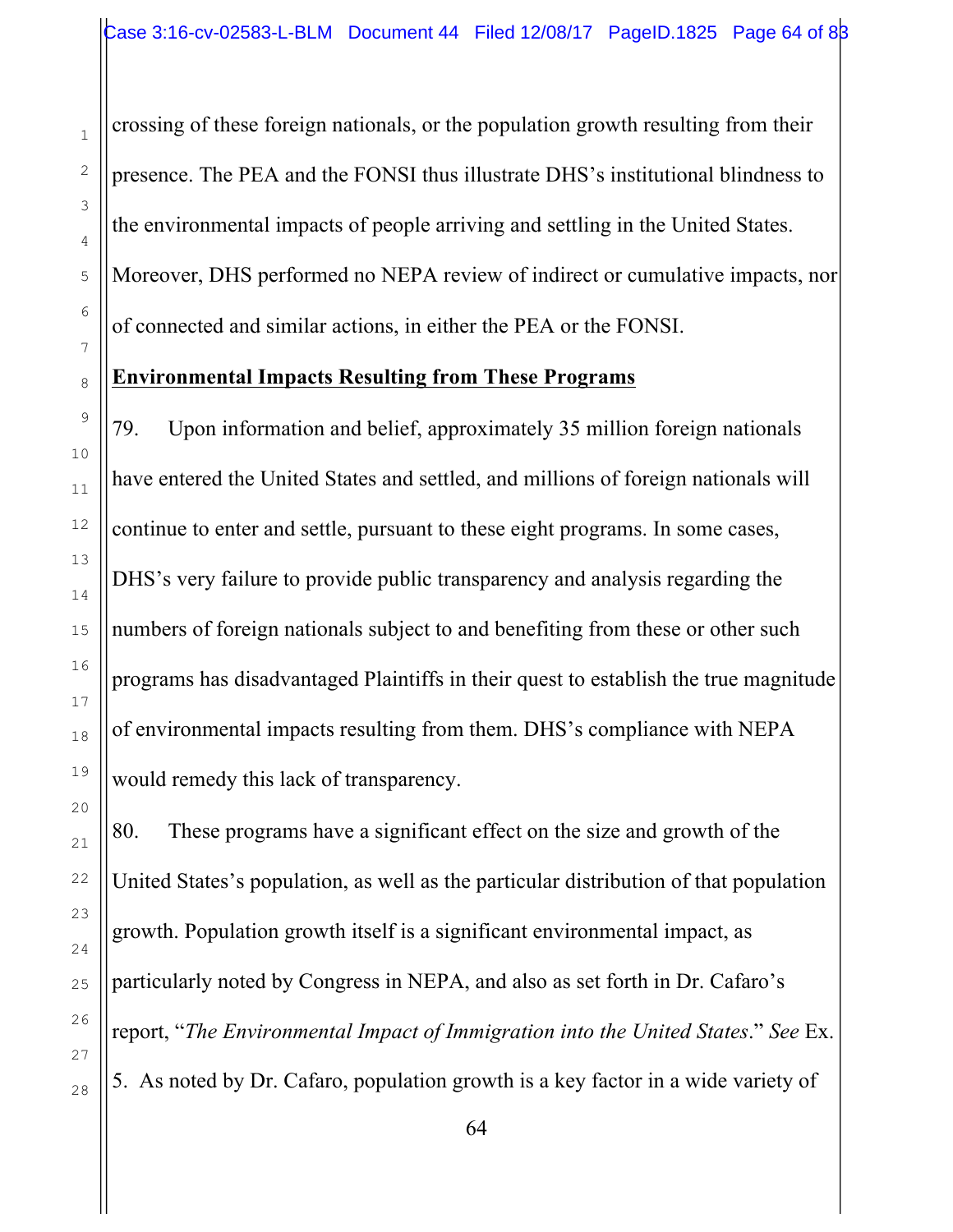crossing of these foreign nationals, or the population growth resulting from their presence. The PEA and the FONSI thus illustrate DHS's institutional blindness to the environmental impacts of people arriving and settling in the United States. Moreover, DHS performed no NEPA review of indirect or cumulative impacts, nor of connected and similar actions, in either the PEA or the FONSI.

**Environmental Impacts Resulting from These Programs**

79. Upon information and belief, approximately 35 million foreign nationals have entered the United States and settled, and millions of foreign nationals will continue to enter and settle, pursuant to these eight programs. In some cases, DHS's very failure to provide public transparency and analysis regarding the numbers of foreign nationals subject to and benefiting from these or other such programs has disadvantaged Plaintiffs in their quest to establish the true magnitude of environmental impacts resulting from them. DHS's compliance with NEPA would remedy this lack of transparency.

80. These programs have a significant effect on the size and growth of the United States's population, as well as the particular distribution of that population growth. Population growth itself is a significant environmental impact, as particularly noted by Congress in NEPA, and also as set forth in Dr. Cafaro's report, "*The Environmental Impact of Immigration into the United States*." *See* Ex. 5. As noted by Dr. Cafaro, population growth is a key factor in a wide variety of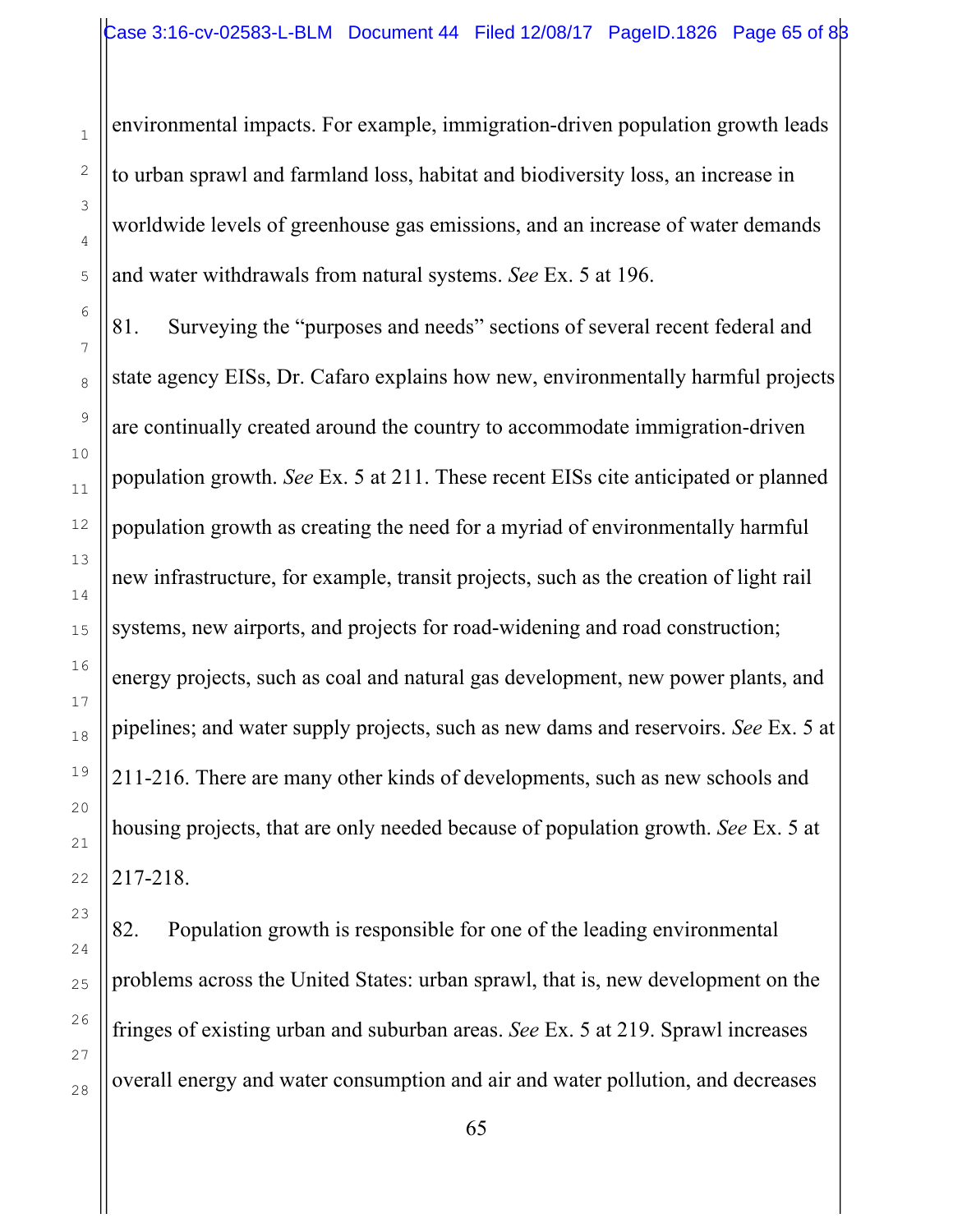environmental impacts. For example, immigration-driven population growth leads to urban sprawl and farmland loss, habitat and biodiversity loss, an increase in worldwide levels of greenhouse gas emissions, and an increase of water demands and water withdrawals from natural systems. *See* Ex. 5 at 196.

81. Surveying the "purposes and needs" sections of several recent federal and state agency EISs, Dr. Cafaro explains how new, environmentally harmful projects are continually created around the country to accommodate immigration-driven population growth. *See* Ex. 5 at 211. These recent EISs cite anticipated or planned population growth as creating the need for a myriad of environmentally harmful new infrastructure, for example, transit projects, such as the creation of light rail systems, new airports, and projects for road-widening and road construction; energy projects, such as coal and natural gas development, new power plants, and pipelines; and water supply projects, such as new dams and reservoirs. *See* Ex. 5 at 211-216. There are many other kinds of developments, such as new schools and housing projects, that are only needed because of population growth. *See* Ex. 5 at 217-218.

82. Population growth is responsible for one of the leading environmental problems across the United States: urban sprawl, that is, new development on the fringes of existing urban and suburban areas. *See* Ex. 5 at 219. Sprawl increases overall energy and water consumption and air and water pollution, and decreases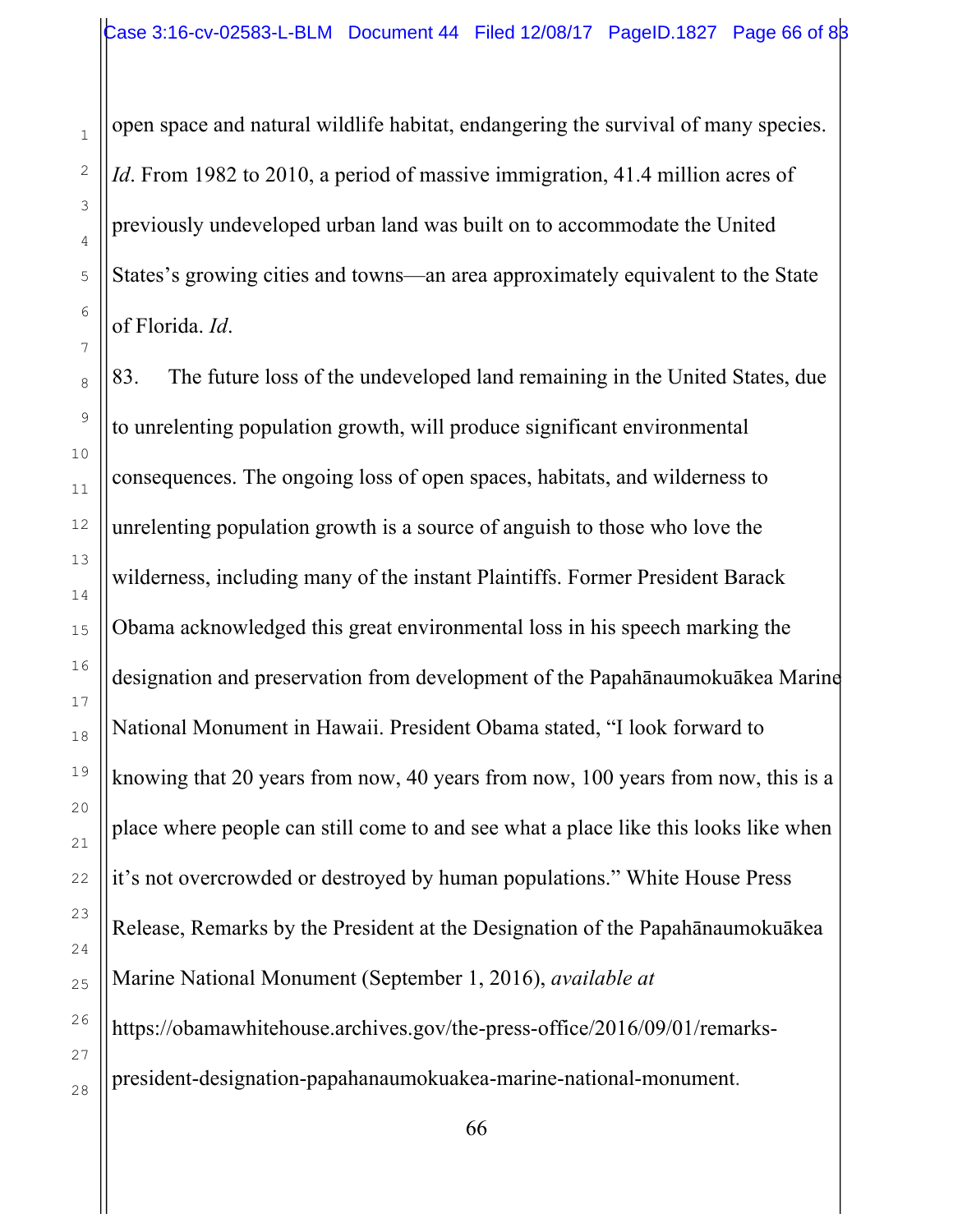open space and natural wildlife habitat, endangering the survival of many species. *Id*. From 1982 to 2010, a period of massive immigration, 41.4 million acres of previously undeveloped urban land was built on to accommodate the United States's growing cities and towns—an area approximately equivalent to the State of Florida. *Id*.

83. The future loss of the undeveloped land remaining in the United States, due to unrelenting population growth, will produce significant environmental consequences. The ongoing loss of open spaces, habitats, and wilderness to unrelenting population growth is a source of anguish to those who love the wilderness, including many of the instant Plaintiffs. Former President Barack Obama acknowledged this great environmental loss in his speech marking the designation and preservation from development of the Papahānaumokuākea Marine National Monument in Hawaii. President Obama stated, "I look forward to knowing that 20 years from now, 40 years from now, 100 years from now, this is a place where people can still come to and see what a place like this looks like when it's not overcrowded or destroyed by human populations." White House Press Release, Remarks by the President at the Designation of the Papahānaumokuākea Marine National Monument (September 1, 2016), *available at* https://obamawhitehouse.archives.gov/the-press-office/2016/09/01/remarks-president-designation-papahanaumokuakea-marine-national-monument.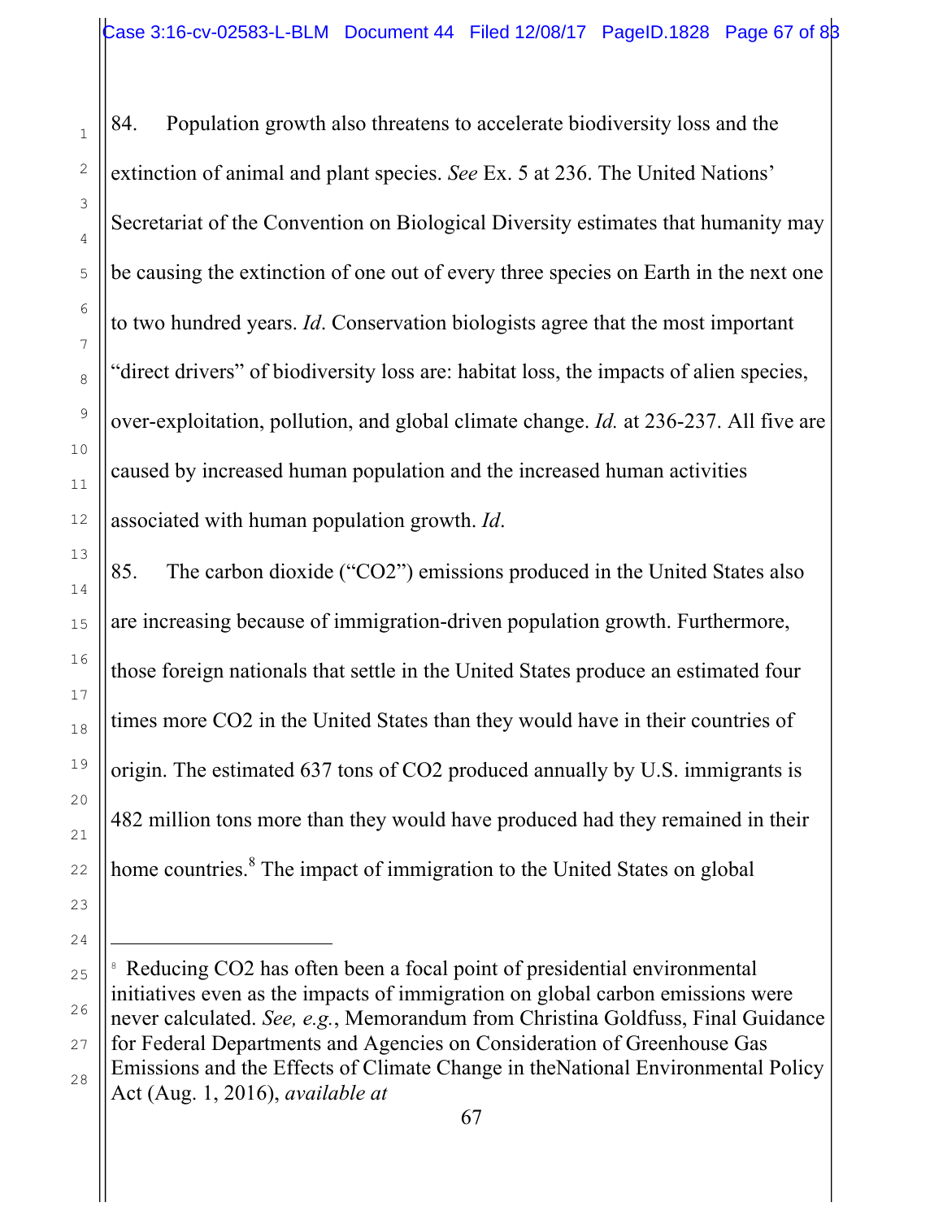84. Population growth also threatens to accelerate biodiversity loss and the extinction of animal and plant species. *See* Ex. 5 at 236. The United Nations' Secretariat of the Convention on Biological Diversity estimates that humanity may be causing the extinction of one out of every three species on Earth in the next one to two hundred years. *Id*. Conservation biologists agree that the most important "direct drivers" of biodiversity loss are: habitat loss, the impacts of alien species, over-exploitation, pollution, and global climate change. *Id.* at 236-237. All five are caused by increased human population and the increased human activities associated with human population growth. *Id*.

85. The carbon dioxide ("CO2") emissions produced in the United States also are increasing because of immigration-driven population growth. Furthermore, those foreign nationals that settle in the United States produce an estimated four times more CO2 in the United States than they would have in their countries of origin. The estimated 637 tons of CO2 produced annually by U.S. immigrants is 482 million tons more than they would have produced had they remained in their home countries.[8] The impact of immigration to the United States on global

---

[8] Reducing CO2 has often been a focal point of presidential environmental initiatives even as the impacts of immigration on global carbon emissions were never calculated. *See, e.g.*, Memorandum from Christina Goldfuss, Final Guidance for Federal Departments and Agencies on Consideration of Greenhouse Gas Emissions and the Effects of Climate Change in theNational Environmental Policy Act (Aug. 1, 2016), *available at*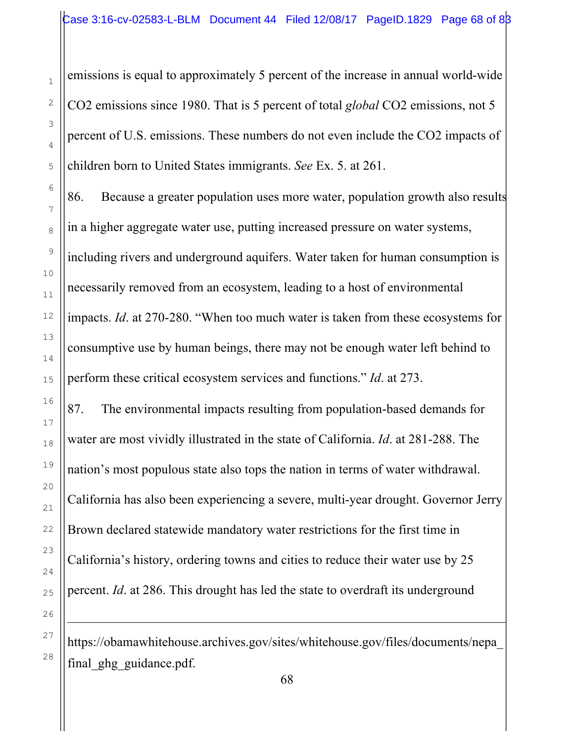emissions is equal to approximately 5 percent of the increase in annual world-wide $CO_2$ emissions since 1980. That is 5 percent of total *global* $CO_2$ emissions, not 5 percent of U.S. emissions. These numbers do not even include the $CO_2$ impacts of children born to United States immigrants. *See* Ex. 5. at 261.

86. Because a greater population uses more water, population growth also results in a higher aggregate water use, putting increased pressure on water systems, including rivers and underground aquifers. Water taken for human consumption is necessarily removed from an ecosystem, leading to a host of environmental impacts. *Id*. at 270-280. "When too much water is taken from these ecosystems for consumptive use by human beings, there may not be enough water left behind to perform these critical ecosystem services and functions." *Id*. at 273.

87. The environmental impacts resulting from population-based demands for water are most vividly illustrated in the state of California. *Id*. at 281-288. The nation's most populous state also tops the nation in terms of water withdrawal. California has also been experiencing a severe, multi-year drought. Governor Jerry Brown declared statewide mandatory water restrictions for the first time in California's history, ordering towns and cities to reduce their water use by 25 percent. *Id*. at 286. This drought has led the state to overdraft its underground

---

https://obamawhitehouse.archives.gov/sites/whitehouse.gov/files/documents/nepa_final_ghg_guidance.pdf.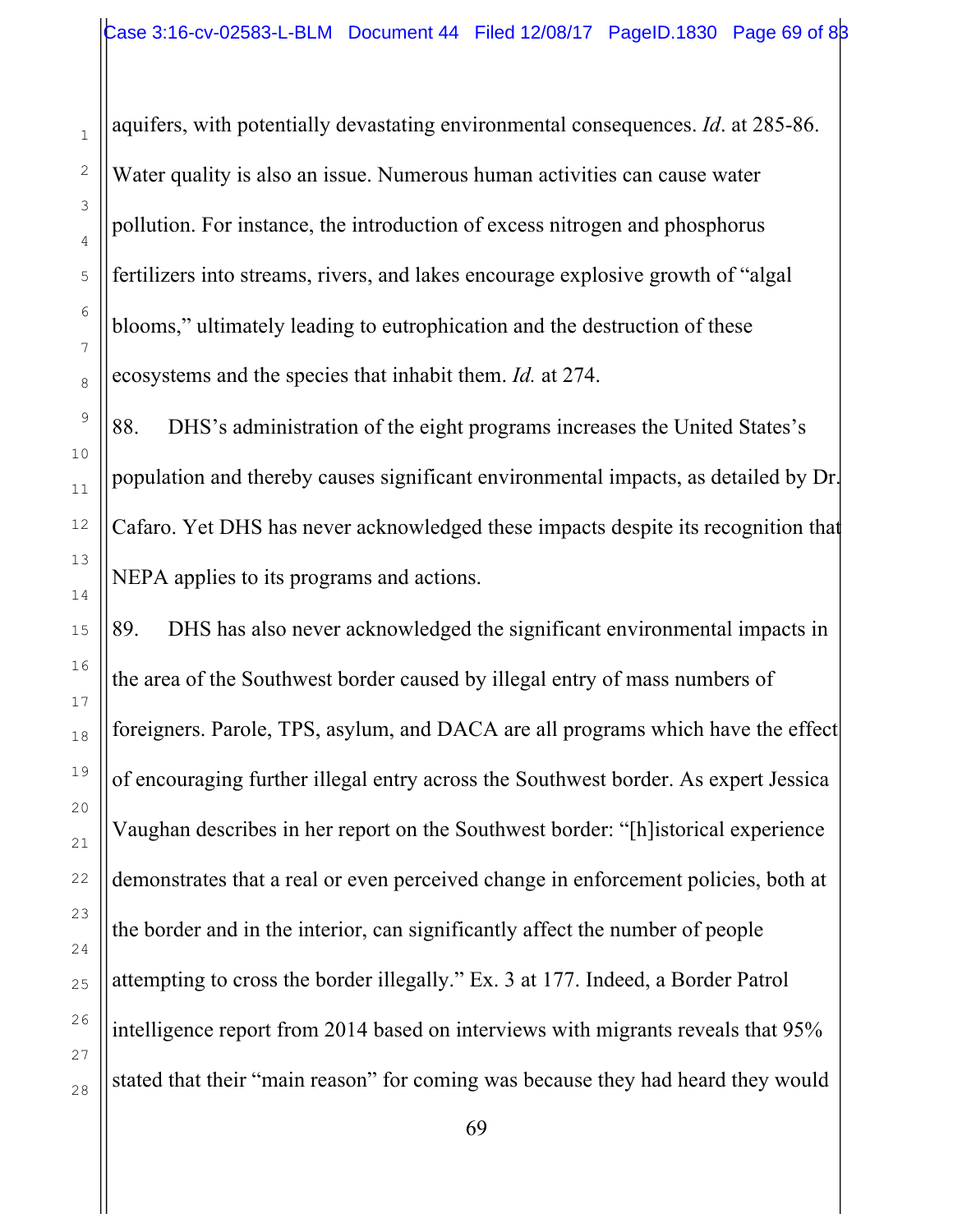aquifers, with potentially devastating environmental consequences. *Id*. at 285-86. Water quality is also an issue. Numerous human activities can cause water pollution. For instance, the introduction of excess nitrogen and phosphorus fertilizers into streams, rivers, and lakes encourage explosive growth of "algal blooms," ultimately leading to eutrophication and the destruction of these ecosystems and the species that inhabit them. *Id.* at 274.

88. DHS's administration of the eight programs increases the United States's population and thereby causes significant environmental impacts, as detailed by Dr. Cafaro. Yet DHS has never acknowledged these impacts despite its recognition that NEPA applies to its programs and actions.

89. DHS has also never acknowledged the significant environmental impacts in the area of the Southwest border caused by illegal entry of mass numbers of foreigners. Parole, TPS, asylum, and DACA are all programs which have the effect of encouraging further illegal entry across the Southwest border. As expert Jessica Vaughan describes in her report on the Southwest border: "[h]istorical experience demonstrates that a real or even perceived change in enforcement policies, both at the border and in the interior, can significantly affect the number of people attempting to cross the border illegally." Ex. 3 at 177. Indeed, a Border Patrol intelligence report from 2014 based on interviews with migrants reveals that 95% stated that their "main reason" for coming was because they had heard they would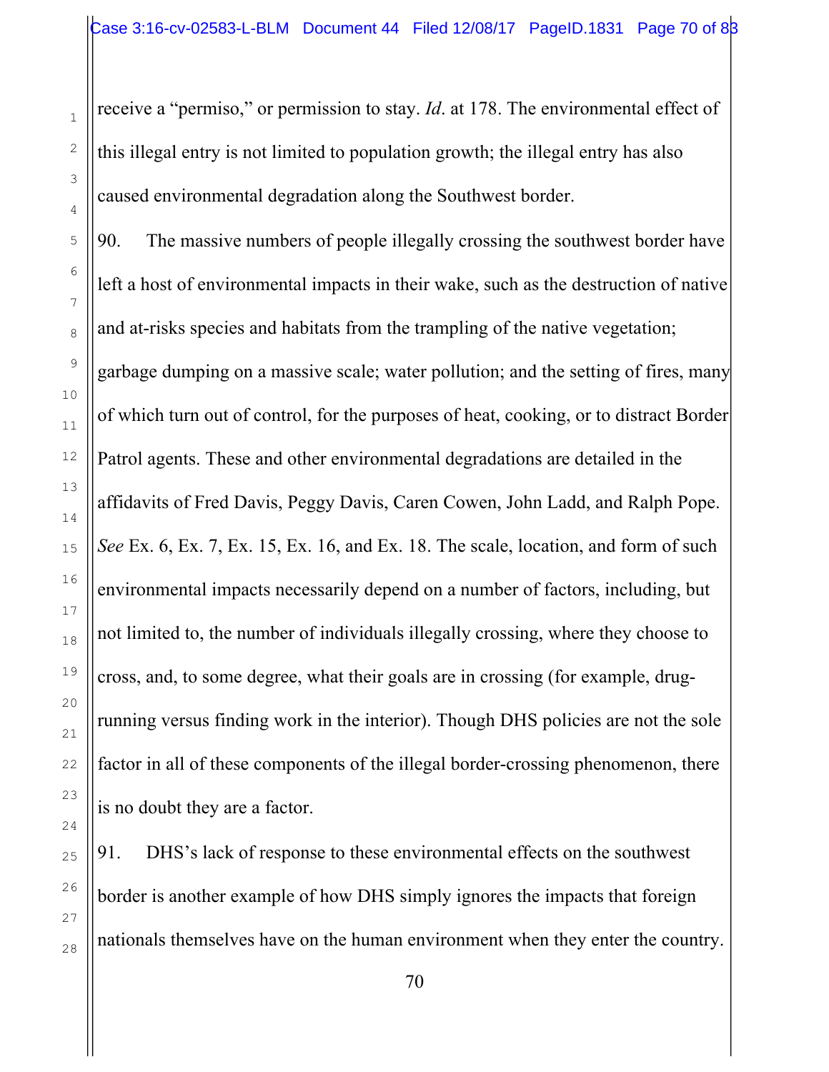receive a "permiso," or permission to stay. *Id*. at 178. The environmental effect of this illegal entry is not limited to population growth; the illegal entry has also caused environmental degradation along the Southwest border.

90. The massive numbers of people illegally crossing the southwest border have left a host of environmental impacts in their wake, such as the destruction of native and at-risks species and habitats from the trampling of the native vegetation; garbage dumping on a massive scale; water pollution; and the setting of fires, many of which turn out of control, for the purposes of heat, cooking, or to distract Border Patrol agents. These and other environmental degradations are detailed in the affidavits of Fred Davis, Peggy Davis, Caren Cowen, John Ladd, and Ralph Pope. *See* Ex. 6, Ex. 7, Ex. 15, Ex. 16, and Ex. 18. The scale, location, and form of such environmental impacts necessarily depend on a number of factors, including, but not limited to, the number of individuals illegally crossing, where they choose to cross, and, to some degree, what their goals are in crossing (for example, drug-running versus finding work in the interior). Though DHS policies are not the sole factor in all of these components of the illegal border-crossing phenomenon, there is no doubt they are a factor.

91. DHS's lack of response to these environmental effects on the southwest border is another example of how DHS simply ignores the impacts that foreign nationals themselves have on the human environment when they enter the country.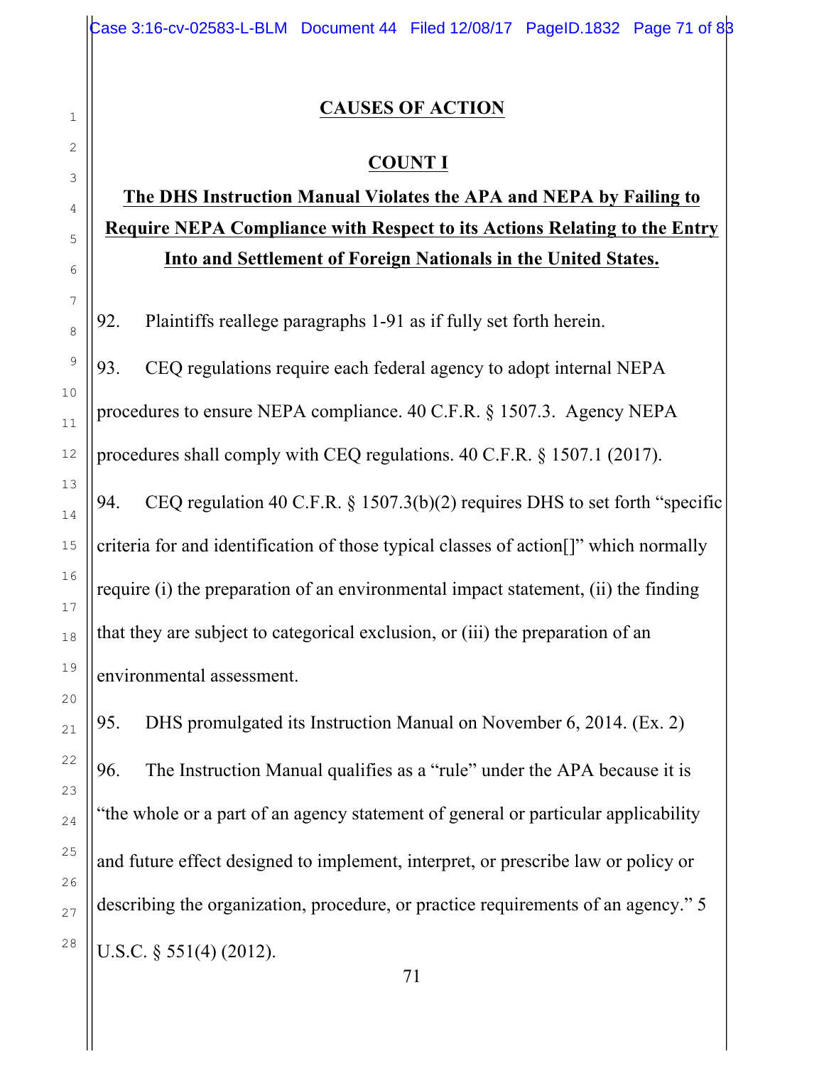## CAUSES OF ACTION

### COUNT I

### The DHS Instruction Manual Violates the APA and NEPA by Failing to Require NEPA Compliance with Respect to its Actions Relating to the Entry Into and Settlement of Foreign Nationals in the United States.

92. Plaintiffs reallege paragraphs 1-91 as if fully set forth herein.

93. CEQ regulations require each federal agency to adopt internal NEPA procedures to ensure NEPA compliance. 40 C.F.R. § 1507.3. Agency NEPA procedures shall comply with CEQ regulations. 40 C.F.R. § 1507.1 (2017).

94. CEQ regulation 40 C.F.R. § 1507.3(b)(2) requires DHS to set forth "specific criteria for and identification of those typical classes of action[]" which normally require (i) the preparation of an environmental impact statement, (ii) the finding that they are subject to categorical exclusion, or (iii) the preparation of an environmental assessment.

95. DHS promulgated its Instruction Manual on November 6, 2014. (Ex. 2)

96. The Instruction Manual qualifies as a "rule" under the APA because it is "the whole or a part of an agency statement of general or particular applicability and future effect designed to implement, interpret, or prescribe law or policy or describing the organization, procedure, or practice requirements of an agency." 5 U.S.C. § 551(4) (2012).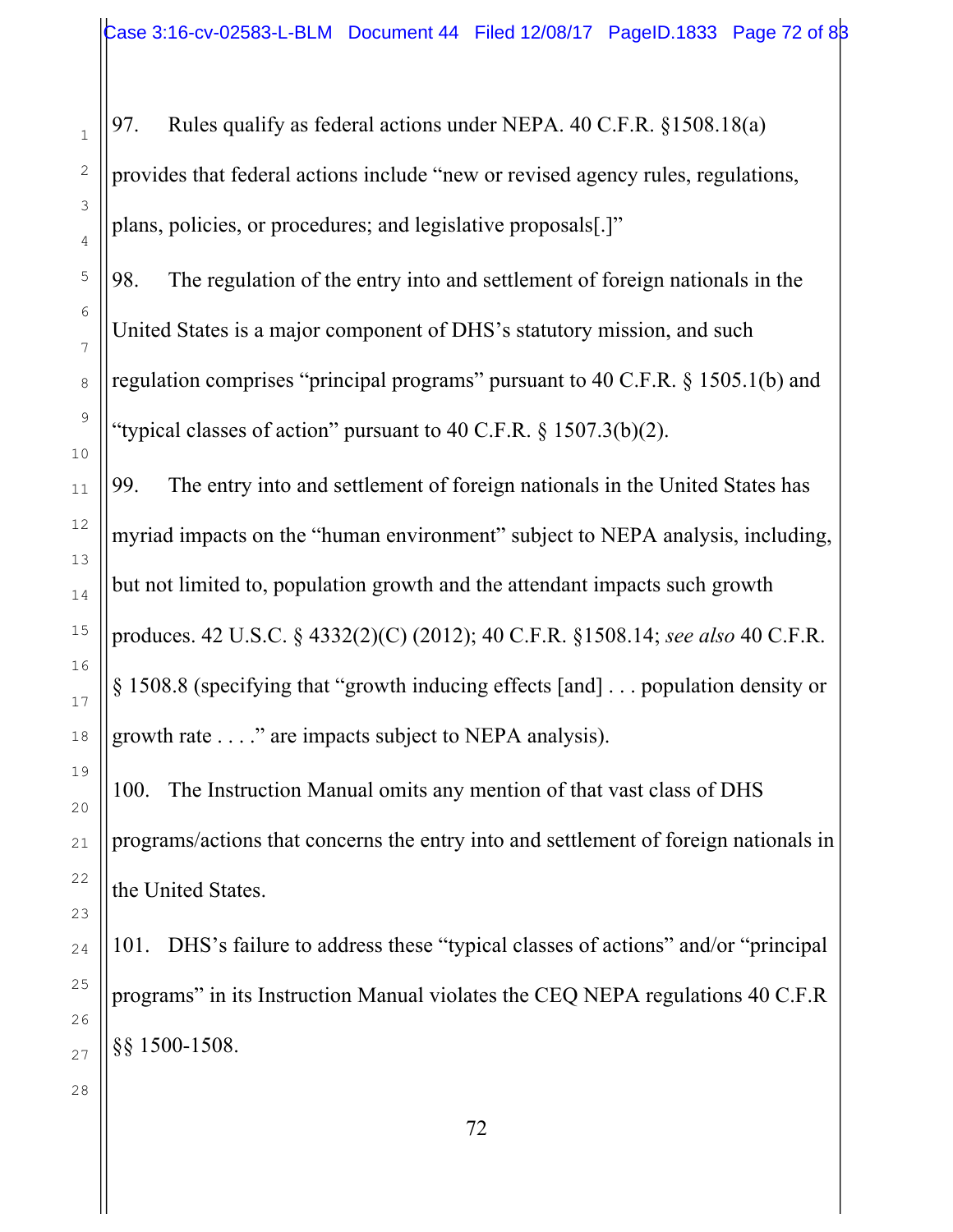97. Rules qualify as federal actions under NEPA. 40 C.F.R. §1508.18(a) provides that federal actions include "new or revised agency rules, regulations, plans, policies, or procedures; and legislative proposals[.]"

98. The regulation of the entry into and settlement of foreign nationals in the United States is a major component of DHS's statutory mission, and such regulation comprises "principal programs" pursuant to 40 C.F.R. § 1505.1(b) and "typical classes of action" pursuant to 40 C.F.R. § 1507.3(b)(2).

99. The entry into and settlement of foreign nationals in the United States has myriad impacts on the "human environment" subject to NEPA analysis, including, but not limited to, population growth and the attendant impacts such growth produces. 42 U.S.C. § 4332(2)(C) (2012); 40 C.F.R. §1508.14; *see also* 40 C.F.R. § 1508.8 (specifying that "growth inducing effects [and] . . . population density or growth rate . . . ." are impacts subject to NEPA analysis).

100. The Instruction Manual omits any mention of that vast class of DHS programs/actions that concerns the entry into and settlement of foreign nationals in the United States.

101. DHS's failure to address these "typical classes of actions" and/or "principal programs" in its Instruction Manual violates the CEQ NEPA regulations 40 C.F.R §§ 1500-1508.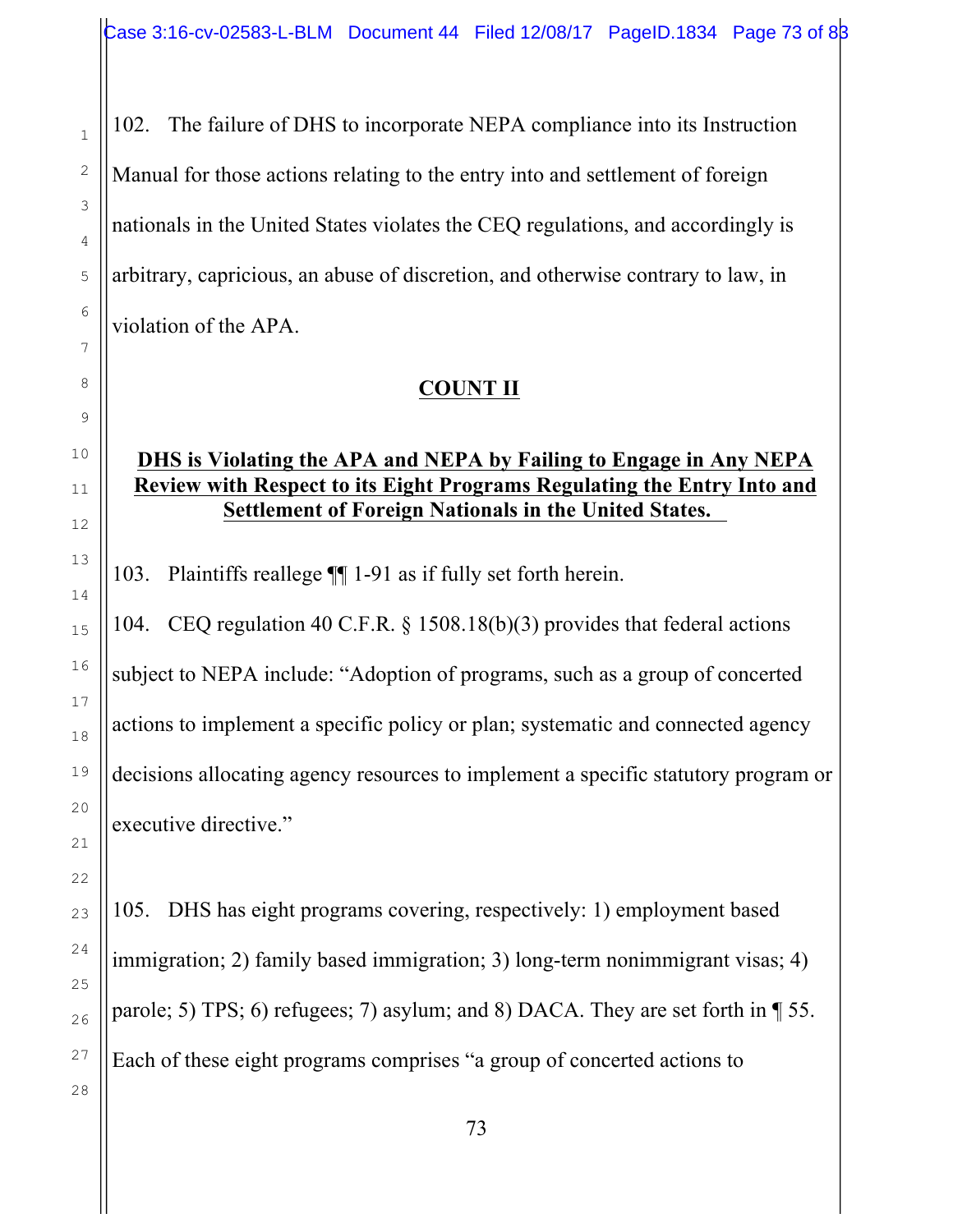102. The failure of DHS to incorporate NEPA compliance into its Instruction Manual for those actions relating to the entry into and settlement of foreign nationals in the United States violates the CEQ regulations, and accordingly is arbitrary, capricious, an abuse of discretion, and otherwise contrary to law, in violation of the APA.

## COUNT II

### DHS is Violating the APA and NEPA by Failing to Engage in Any NEPA Review with Respect to its Eight Programs Regulating the Entry Into and Settlement of Foreign Nationals in the United States.

103. Plaintiffs reallege ¶¶ 1-91 as if fully set forth herein.

104. CEQ regulation 40 C.F.R. § 1508.18(b)(3) provides that federal actions subject to NEPA include: "Adoption of programs, such as a group of concerted actions to implement a specific policy or plan; systematic and connected agency decisions allocating agency resources to implement a specific statutory program or executive directive."

105. DHS has eight programs covering, respectively: 1) employment based immigration; 2) family based immigration; 3) long-term nonimmigrant visas; 4) parole; 5) TPS; 6) refugees; 7) asylum; and 8) DACA. They are set forth in ¶ 55. Each of these eight programs comprises "a group of concerted actions to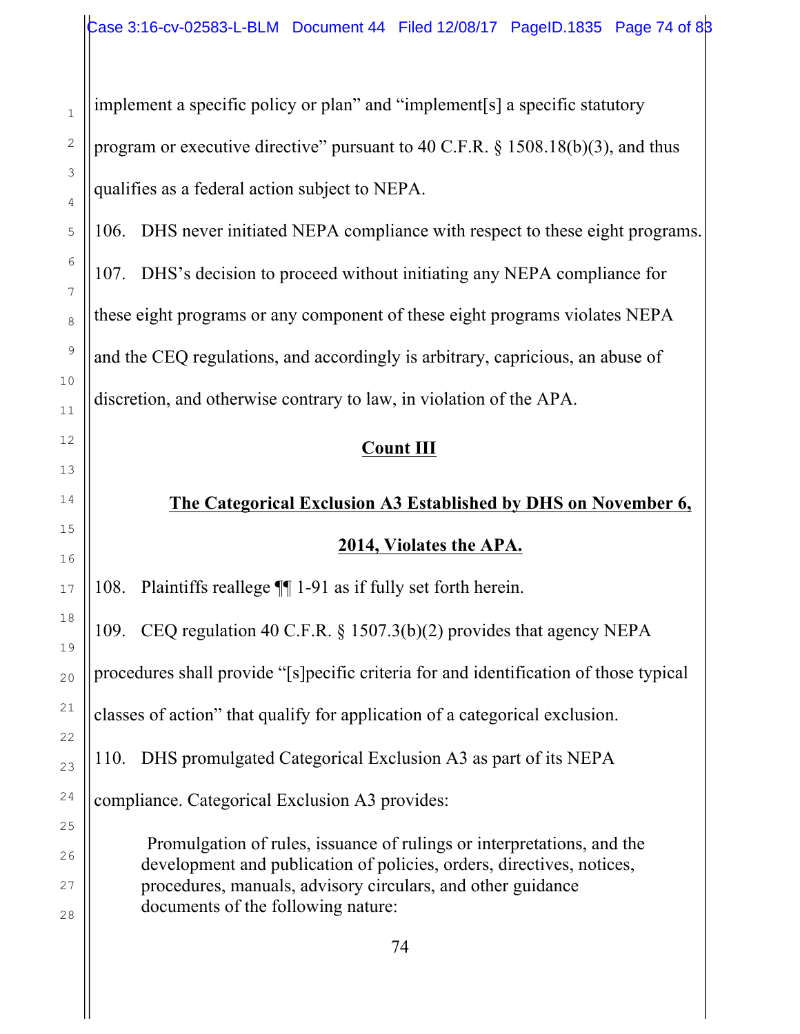implement a specific policy or plan" and "implement[s] a specific statutory program or executive directive" pursuant to 40 C.F.R. § 1508.18(b)(3), and thus qualifies as a federal action subject to NEPA.

106. DHS never initiated NEPA compliance with respect to these eight programs.

107. DHS's decision to proceed without initiating any NEPA compliance for these eight programs or any component of these eight programs violates NEPA and the CEQ regulations, and accordingly is arbitrary, capricious, an abuse of discretion, and otherwise contrary to law, in violation of the APA.

## Count III

### The Categorical Exclusion A3 Established by DHS on November 6, 2014, Violates the APA.

108. Plaintiffs reallege ¶¶ 1-91 as if fully set forth herein.

109. CEQ regulation 40 C.F.R. § 1507.3(b)(2) provides that agency NEPA procedures shall provide "[s]pecific criteria for and identification of those typical classes of action" that qualify for application of a categorical exclusion.

110. DHS promulgated Categorical Exclusion A3 as part of its NEPA compliance. Categorical Exclusion A3 provides:

> Promulgation of rules, issuance of rulings or interpretations, and the development and publication of policies, orders, directives, notices, procedures, manuals, advisory circulars, and other guidance documents of the following nature: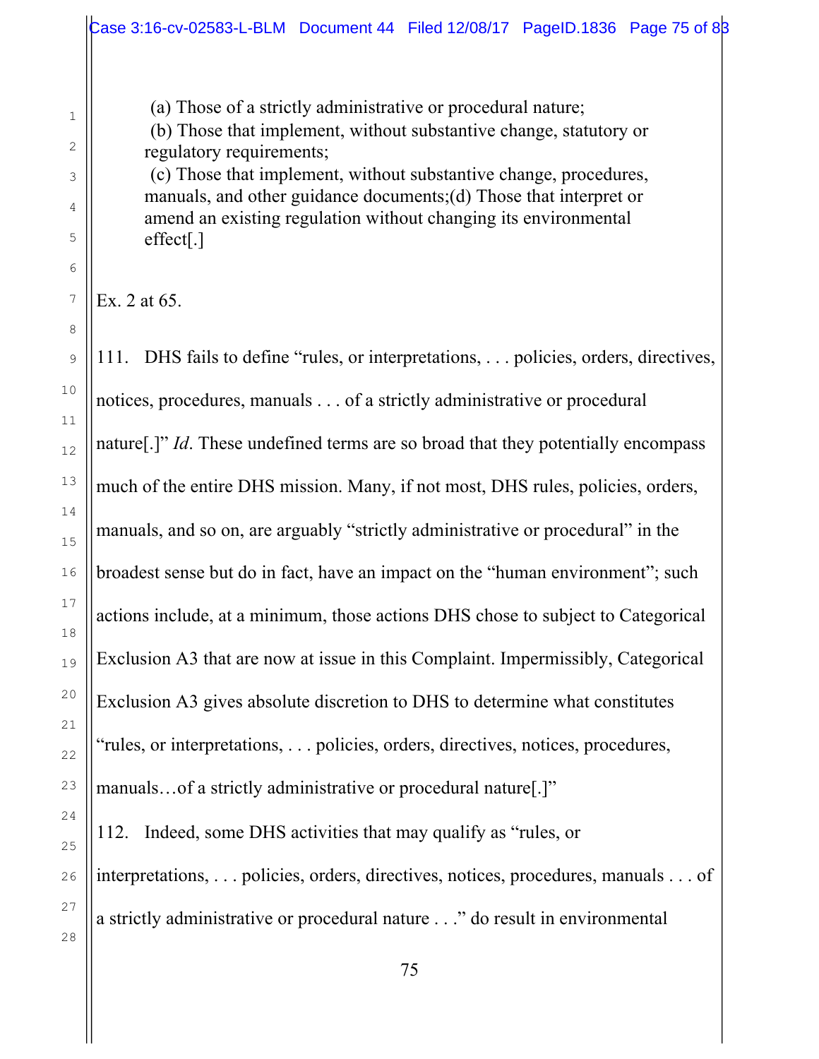> (a) Those of a strictly administrative or procedural nature;
> (b) Those that implement, without substantive change, statutory or regulatory requirements;
> (c) Those that implement, without substantive change, procedures, manuals, and other guidance documents;(d) Those that interpret or amend an existing regulation without changing its environmental effect[.]

Ex. 2 at 65.

111. DHS fails to define "rules, or interpretations, . . . policies, orders, directives, notices, procedures, manuals . . . of a strictly administrative or procedural nature[.]" *Id*. These undefined terms are so broad that they potentially encompass much of the entire DHS mission. Many, if not most, DHS rules, policies, orders, manuals, and so on, are arguably "strictly administrative or procedural" in the broadest sense but do in fact, have an impact on the "human environment"; such actions include, at a minimum, those actions DHS chose to subject to Categorical Exclusion A3 that are now at issue in this Complaint. Impermissibly, Categorical Exclusion A3 gives absolute discretion to DHS to determine what constitutes "rules, or interpretations, . . . policies, orders, directives, notices, procedures, manuals…of a strictly administrative or procedural nature[.]"

112. Indeed, some DHS activities that may qualify as "rules, or interpretations, . . . policies, orders, directives, notices, procedures, manuals . . . of a strictly administrative or procedural nature . . ." do result in environmental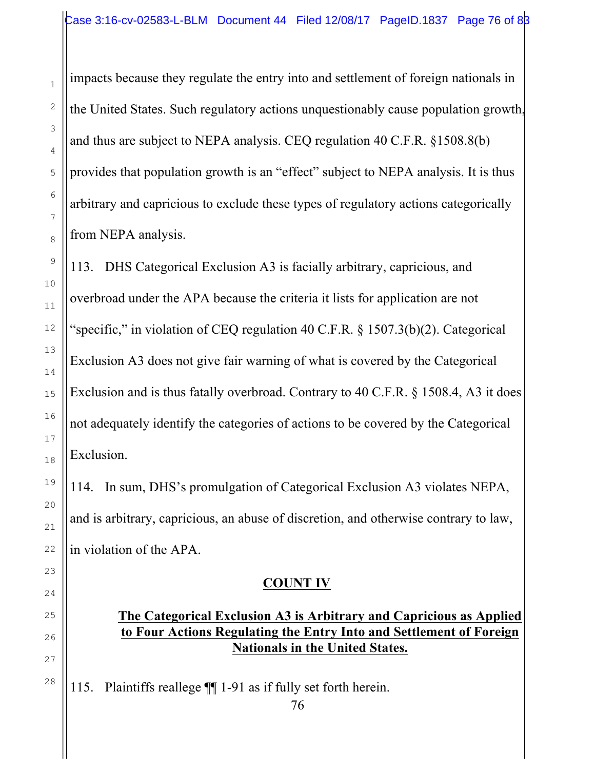impacts because they regulate the entry into and settlement of foreign nationals in the United States. Such regulatory actions unquestionably cause population growth, and thus are subject to NEPA analysis. CEQ regulation 40 C.F.R. §1508.8(b) provides that population growth is an "effect" subject to NEPA analysis. It is thus arbitrary and capricious to exclude these types of regulatory actions categorically from NEPA analysis.

113. DHS Categorical Exclusion A3 is facially arbitrary, capricious, and overbroad under the APA because the criteria it lists for application are not "specific," in violation of CEQ regulation 40 C.F.R. § 1507.3(b)(2). Categorical Exclusion A3 does not give fair warning of what is covered by the Categorical Exclusion and is thus fatally overbroad. Contrary to 40 C.F.R. § 1508.4, A3 it does not adequately identify the categories of actions to be covered by the Categorical Exclusion.

114. In sum, DHS's promulgation of Categorical Exclusion A3 violates NEPA, and is arbitrary, capricious, an abuse of discretion, and otherwise contrary to law, in violation of the APA.

## COUNT IV

### The Categorical Exclusion A3 is Arbitrary and Capricious as Applied to Four Actions Regulating the Entry Into and Settlement of Foreign Nationals in the United States.

115. Plaintiffs reallege ¶¶ 1-91 as if fully set forth herein.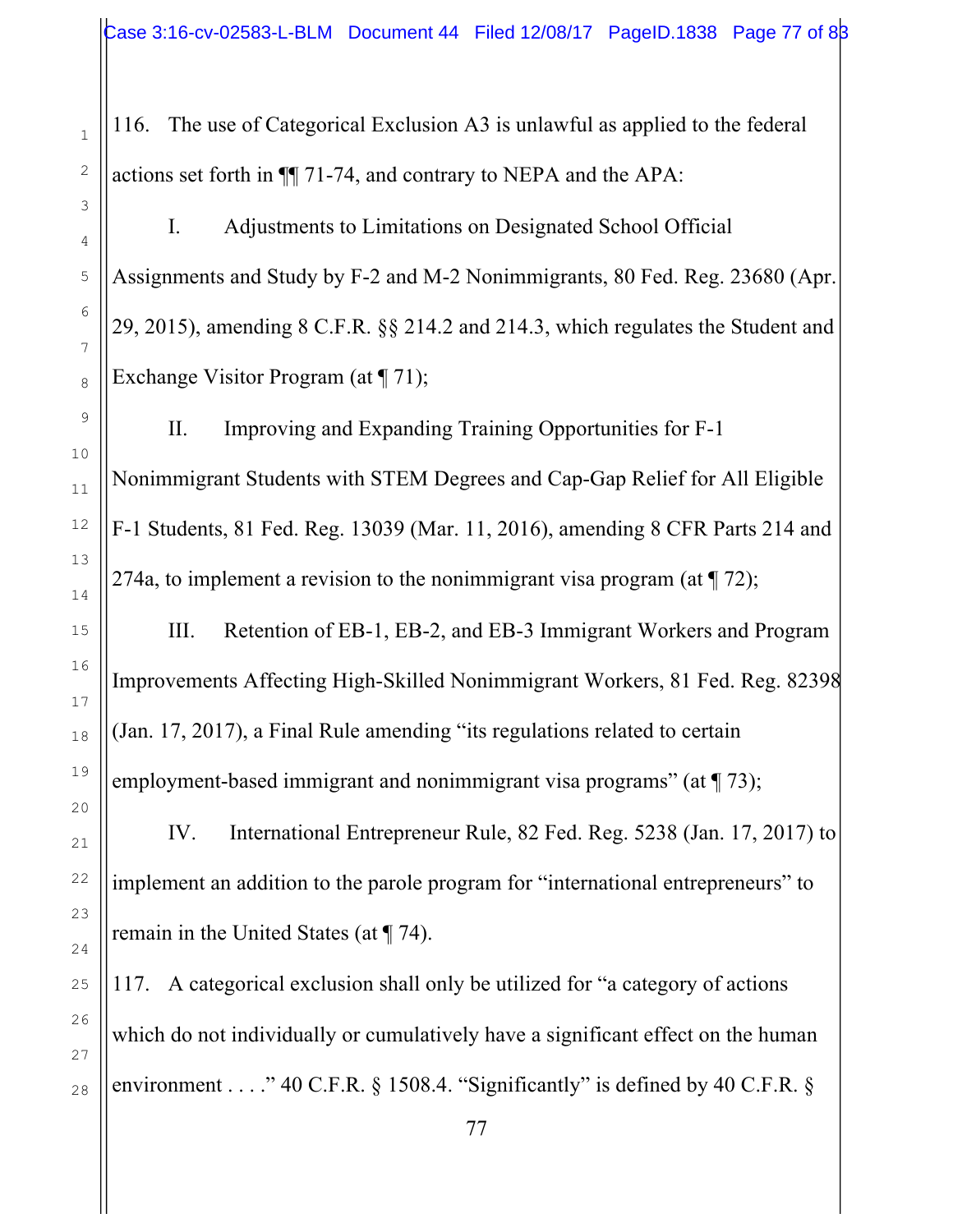116. The use of Categorical Exclusion A3 is unlawful as applied to the federal actions set forth in ¶¶ 71-74, and contrary to NEPA and the APA:

I. Adjustments to Limitations on Designated School Official Assignments and Study by F-2 and M-2 Nonimmigrants, 80 Fed. Reg. 23680 (Apr. 29, 2015), amending 8 C.F.R. §§ 214.2 and 214.3, which regulates the Student and Exchange Visitor Program (at ¶ 71);

II. Improving and Expanding Training Opportunities for F-1 Nonimmigrant Students with STEM Degrees and Cap-Gap Relief for All Eligible F-1 Students, 81 Fed. Reg. 13039 (Mar. 11, 2016), amending 8 CFR Parts 214 and 274a, to implement a revision to the nonimmigrant visa program (at ¶ 72);

III. Retention of EB-1, EB-2, and EB-3 Immigrant Workers and Program Improvements Affecting High-Skilled Nonimmigrant Workers, 81 Fed. Reg. 82398 (Jan. 17, 2017), a Final Rule amending "its regulations related to certain employment-based immigrant and nonimmigrant visa programs" (at ¶ 73);

IV. International Entrepreneur Rule, 82 Fed. Reg. 5238 (Jan. 17, 2017) to implement an addition to the parole program for "international entrepreneurs" to remain in the United States (at ¶ 74).

117. A categorical exclusion shall only be utilized for "a category of actions which do not individually or cumulatively have a significant effect on the human environment . . . ." 40 C.F.R. § 1508.4. "Significantly" is defined by 40 C.F.R. §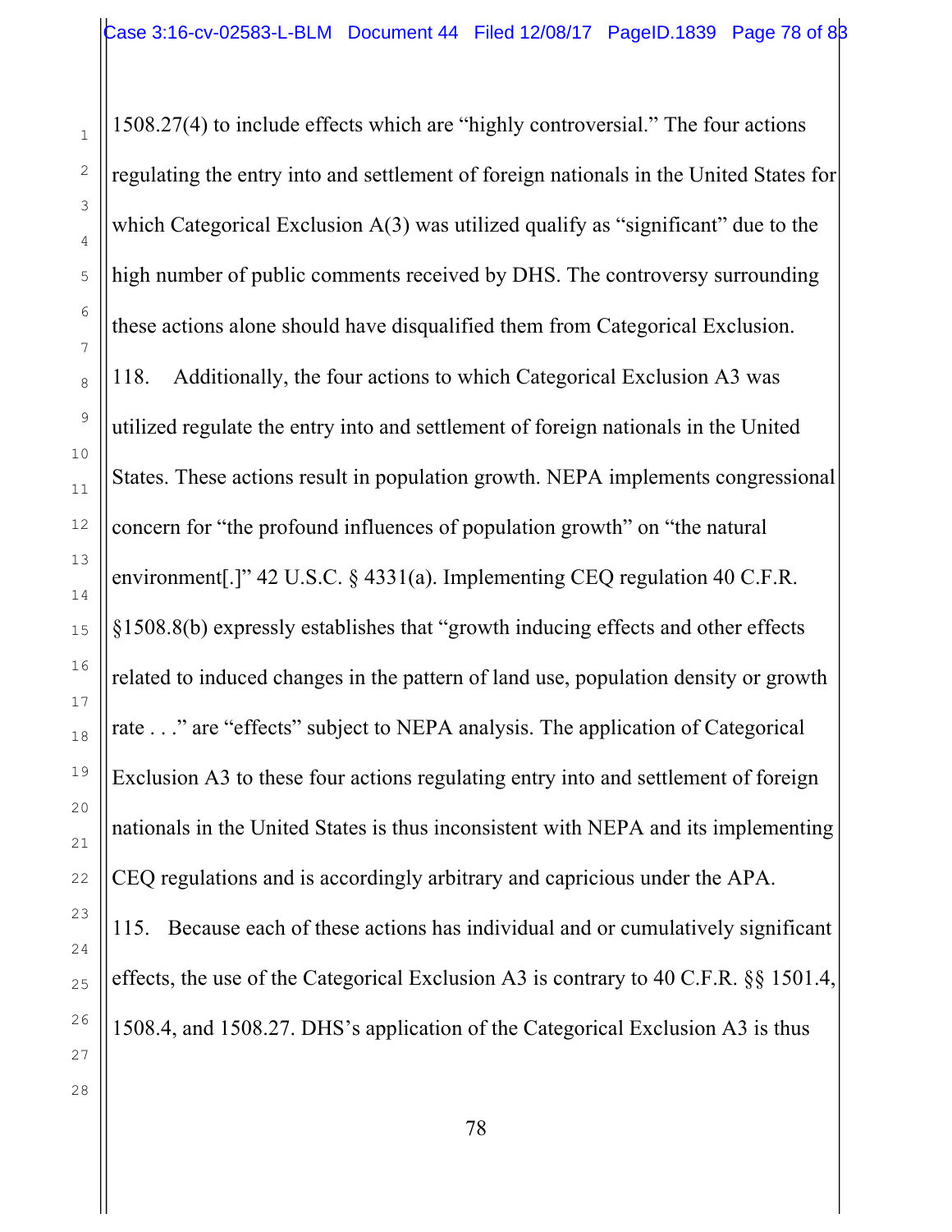1508.27(4) to include effects which are "highly controversial." The four actions regulating the entry into and settlement of foreign nationals in the United States for which Categorical Exclusion A(3) was utilized qualify as "significant" due to the high number of public comments received by DHS. The controversy surrounding these actions alone should have disqualified them from Categorical Exclusion.

118. Additionally, the four actions to which Categorical Exclusion A3 was utilized regulate the entry into and settlement of foreign nationals in the United States. These actions result in population growth. NEPA implements congressional concern for "the profound influences of population growth" on "the natural environment[.]" 42 U.S.C. § 4331(a). Implementing CEQ regulation 40 C.F.R. §1508.8(b) expressly establishes that "growth inducing effects and other effects related to induced changes in the pattern of land use, population density or growth rate . . ." are "effects" subject to NEPA analysis. The application of Categorical Exclusion A3 to these four actions regulating entry into and settlement of foreign nationals in the United States is thus inconsistent with NEPA and its implementing CEQ regulations and is accordingly arbitrary and capricious under the APA.

115. Because each of these actions has individual and or cumulatively significant effects, the use of the Categorical Exclusion A3 is contrary to 40 C.F.R. §§ 1501.4, 1508.4, and 1508.27. DHS's application of the Categorical Exclusion A3 is thus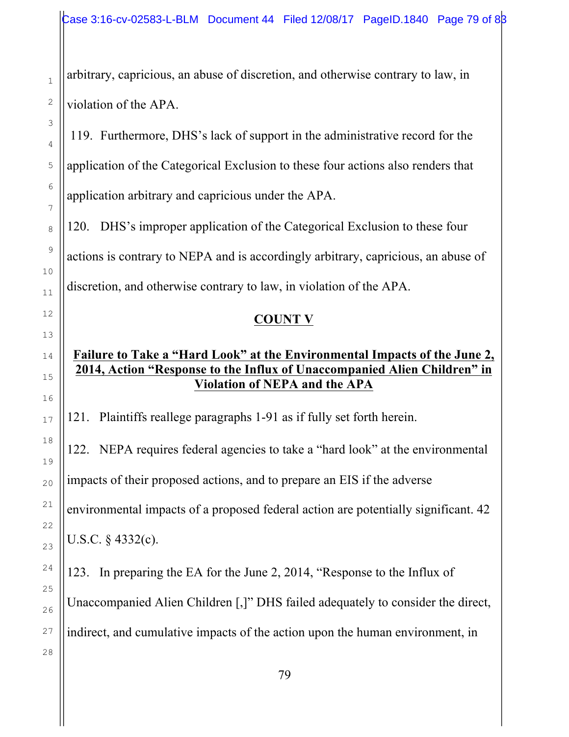arbitrary, capricious, an abuse of discretion, and otherwise contrary to law, in violation of the APA.

119. Furthermore, DHS's lack of support in the administrative record for the application of the Categorical Exclusion to these four actions also renders that application arbitrary and capricious under the APA.

120. DHS's improper application of the Categorical Exclusion to these four actions is contrary to NEPA and is accordingly arbitrary, capricious, an abuse of discretion, and otherwise contrary to law, in violation of the APA.

## COUNT V

### Failure to Take a "Hard Look" at the Environmental Impacts of the June 2, 2014, Action "Response to the Influx of Unaccompanied Alien Children" in Violation of NEPA and the APA

121. Plaintiffs reallege paragraphs 1-91 as if fully set forth herein.

122. NEPA requires federal agencies to take a "hard look" at the environmental impacts of their proposed actions, and to prepare an EIS if the adverse environmental impacts of a proposed federal action are potentially significant. 42 U.S.C. § 4332(c).

123. In preparing the EA for the June 2, 2014, "Response to the Influx of Unaccompanied Alien Children [,]" DHS failed adequately to consider the direct, indirect, and cumulative impacts of the action upon the human environment, in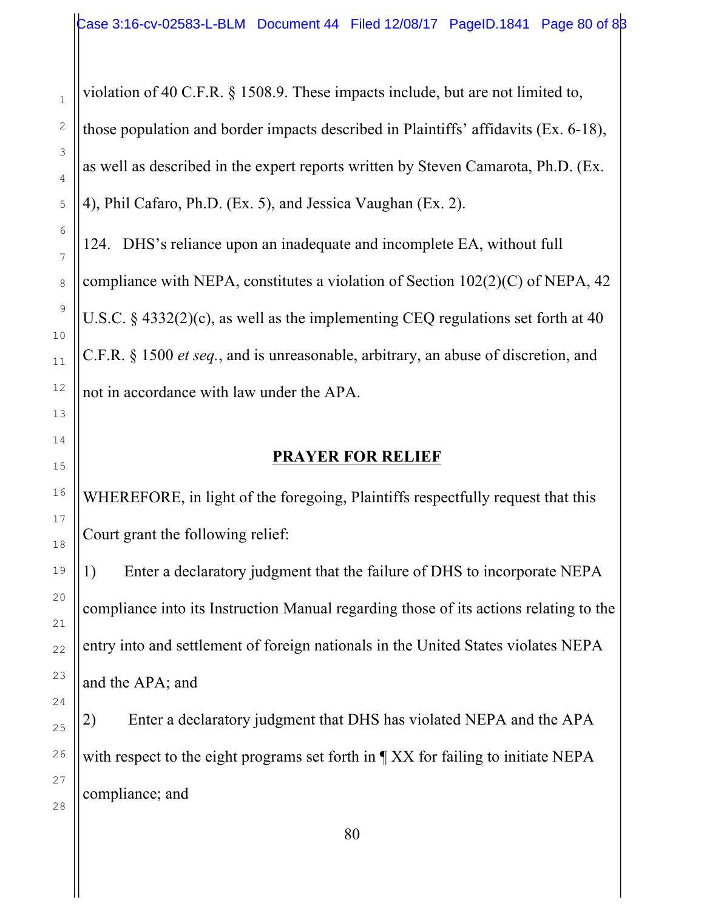violation of 40 C.F.R. § 1508.9. These impacts include, but are not limited to, those population and border impacts described in Plaintiffs' affidavits (Ex. 6-18), as well as described in the expert reports written by Steven Camarota, Ph.D. (Ex. 4), Phil Cafaro, Ph.D. (Ex. 5), and Jessica Vaughan (Ex. 2).

124. DHS's reliance upon an inadequate and incomplete EA, without full compliance with NEPA, constitutes a violation of Section 102(2)(C) of NEPA, 42 U.S.C. § 4332(2)(c), as well as the implementing CEQ regulations set forth at 40 C.F.R. § 1500 *et seq.*, and is unreasonable, arbitrary, an abuse of discretion, and not in accordance with law under the APA.

## PRAYER FOR RELIEF

WHEREFORE, in light of the foregoing, Plaintiffs respectfully request that this Court grant the following relief:

1) Enter a declaratory judgment that the failure of DHS to incorporate NEPA compliance into its Instruction Manual regarding those of its actions relating to the entry into and settlement of foreign nationals in the United States violates NEPA and the APA; and

2) Enter a declaratory judgment that DHS has violated NEPA and the APA with respect to the eight programs set forth in ¶ XX for failing to initiate NEPA compliance; and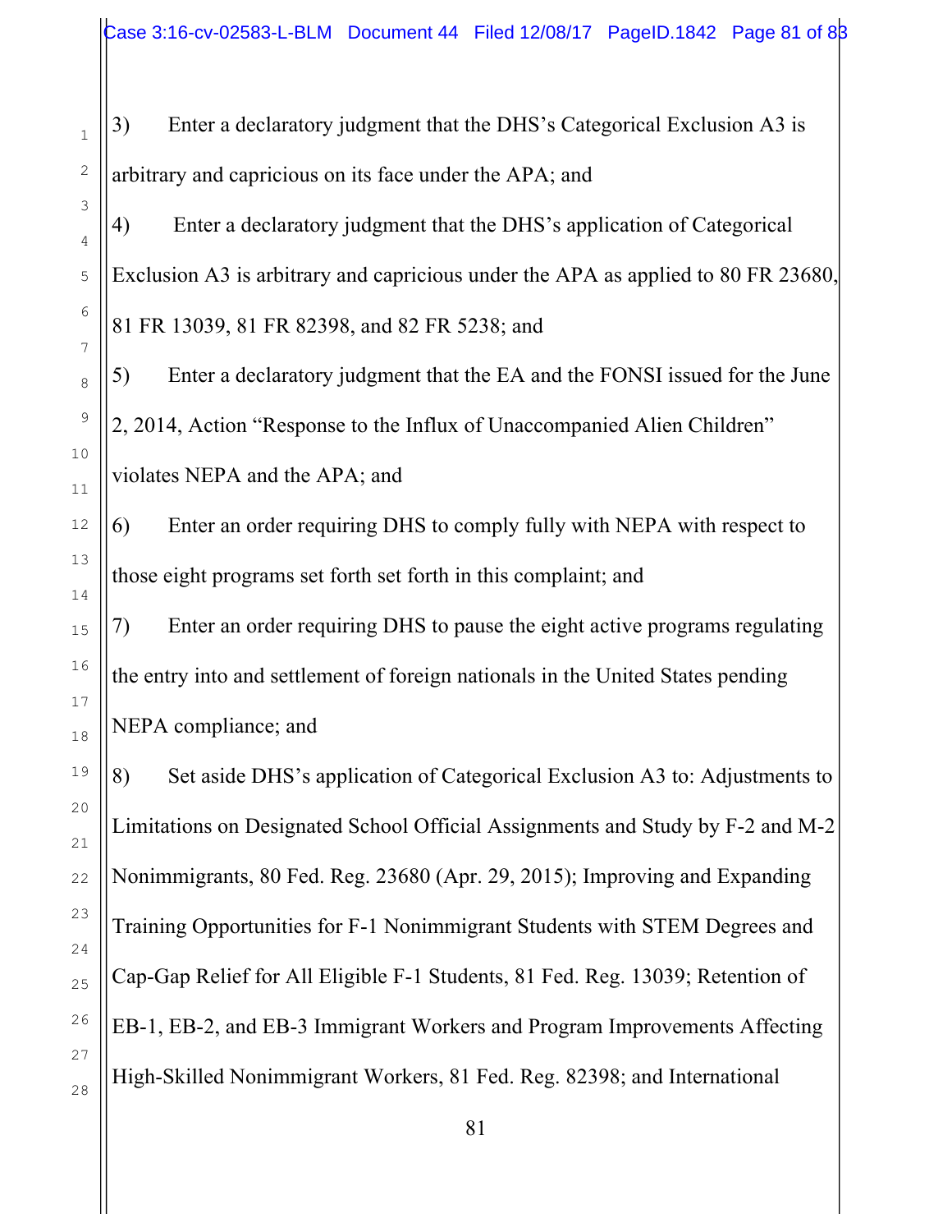3) Enter a declaratory judgment that the DHS's Categorical Exclusion A3 is arbitrary and capricious on its face under the APA; and

4) Enter a declaratory judgment that the DHS's application of Categorical Exclusion A3 is arbitrary and capricious under the APA as applied to 80 FR 23680, 81 FR 13039, 81 FR 82398, and 82 FR 5238; and

5) Enter a declaratory judgment that the EA and the FONSI issued for the June 2, 2014, Action "Response to the Influx of Unaccompanied Alien Children" violates NEPA and the APA; and

6) Enter an order requiring DHS to comply fully with NEPA with respect to those eight programs set forth set forth in this complaint; and

7) Enter an order requiring DHS to pause the eight active programs regulating the entry into and settlement of foreign nationals in the United States pending NEPA compliance; and

8) Set aside DHS's application of Categorical Exclusion A3 to: Adjustments to Limitations on Designated School Official Assignments and Study by F-2 and M-2 Nonimmigrants, 80 Fed. Reg. 23680 (Apr. 29, 2015); Improving and Expanding Training Opportunities for F-1 Nonimmigrant Students with STEM Degrees and Cap-Gap Relief for All Eligible F-1 Students, 81 Fed. Reg. 13039; Retention of EB-1, EB-2, and EB-3 Immigrant Workers and Program Improvements Affecting High-Skilled Nonimmigrant Workers, 81 Fed. Reg. 82398; and International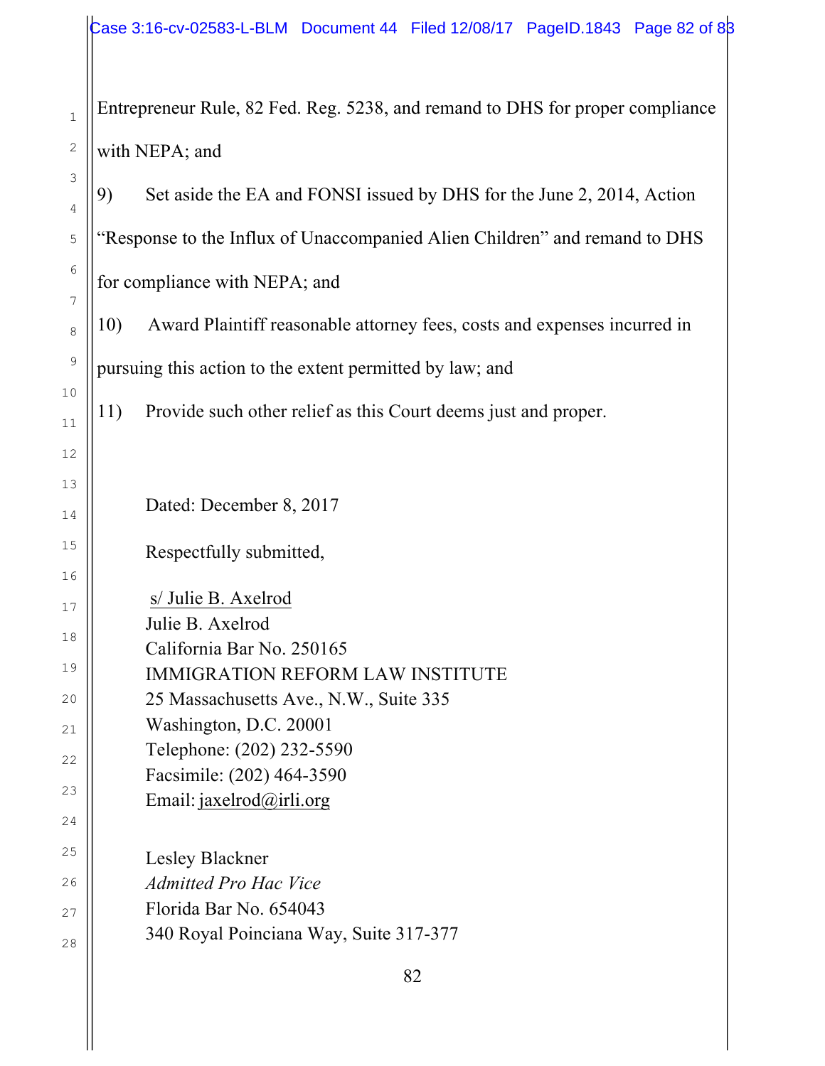Entrepreneur Rule, 82 Fed. Reg. 5238, and remand to DHS for proper compliance with NEPA; and

9) Set aside the EA and FONSI issued by DHS for the June 2, 2014, Action "Response to the Influx of Unaccompanied Alien Children" and remand to DHS for compliance with NEPA; and

10) Award Plaintiff reasonable attorney fees, costs and expenses incurred in pursuing this action to the extent permitted by law; and

11) Provide such other relief as this Court deems just and proper.

Dated: December 8, 2017

Respectfully submitted,

s/ Julie B. Axelrod
Julie B. Axelrod
California Bar No. 250165
IMMIGRATION REFORM LAW INSTITUTE
25 Massachusetts Ave., N.W., Suite 335
Washington, D.C. 20001
Telephone: (202) 232-5590
Facsimile: (202) 464-3590
Email: jaxelrod@irli.org

Lesley Blackner
*Admitted Pro Hac Vice*
Florida Bar No. 654043
340 Royal Poinciana Way, Suite 317-377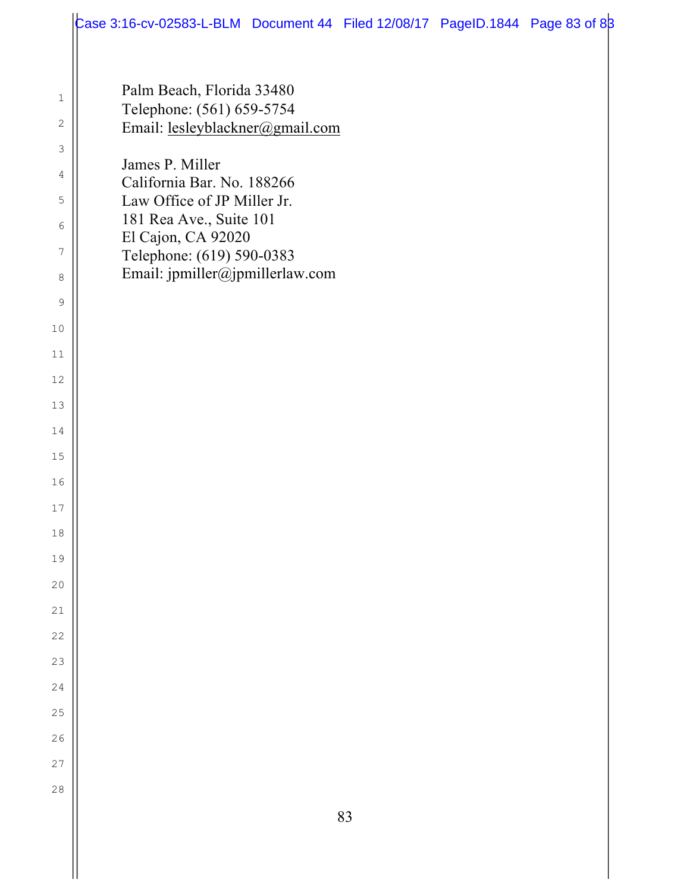Palm Beach, Florida 33480
Telephone: (561) 659-5754
Email: lesleyblackner@gmail.com

James P. Miller
California Bar. No. 188266
Law Office of JP Miller Jr.
181 Rea Ave., Suite 101
El Cajon, CA 92020
Telephone: (619) 590-0383
Email: jpmiller@jpmillerlaw.com